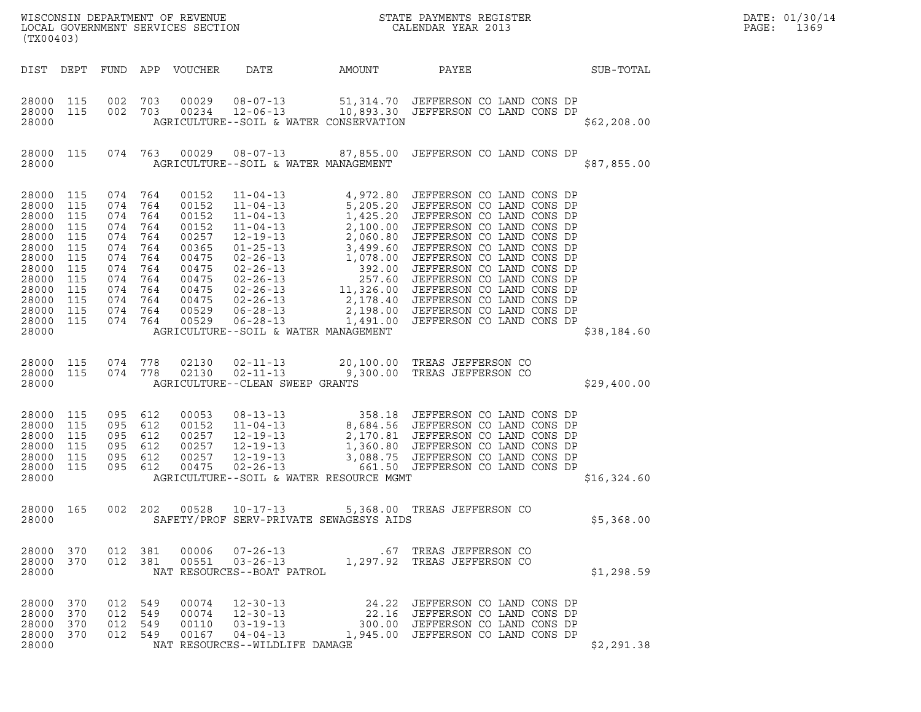WISCONSIN DEPARTMENT OF REVENUE
LOCAL GOVERNMENT SERVICES SECTION
(TX00403)

STATE PAYMENTS REGISTER
CALENDAR YEAR 2013

DATE: 01/30/14
PAGE: 1369

| DIST | DEPT | FUND | APP | VOUCHER | DATE | AMOUNT | PAYEE | SUB-TOTAL |
|---|---|---|---|---|---|---|---|---|
| 28000 | 115 | 002 | 703 | 00029 | 08-07-13 | 51,314.70 | JEFFERSON CO LAND CONS DP | |
| 28000 | 115 | 002 | 703 | 00234 | 12-06-13 | 10,893.30 | JEFFERSON CO LAND CONS DP | |
| 28000 | | | | | AGRICULTURE--SOIL & WATER CONSERVATION | | | $62,208.00 |
| 28000 | 115 | 074 | 763 | 00029 | 08-07-13 | 87,855.00 | JEFFERSON CO LAND CONS DP | |
| 28000 | | | | | AGRICULTURE--SOIL & WATER MANAGEMENT | | | $87,855.00 |
| 28000 | 115 | 074 | 764 | 00152 | 11-04-13 | 4,972.80 | JEFFERSON CO LAND CONS DP | |
| 28000 | 115 | 074 | 764 | 00152 | 11-04-13 | 5,205.20 | JEFFERSON CO LAND CONS DP | |
| 28000 | 115 | 074 | 764 | 00152 | 11-04-13 | 1,425.20 | JEFFERSON CO LAND CONS DP | |
| 28000 | 115 | 074 | 764 | 00152 | 11-04-13 | 2,100.00 | JEFFERSON CO LAND CONS DP | |
| 28000 | 115 | 074 | 764 | 00257 | 12-19-13 | 2,060.80 | JEFFERSON CO LAND CONS DP | |
| 28000 | 115 | 074 | 764 | 00365 | 01-25-13 | 3,499.60 | JEFFERSON CO LAND CONS DP | |
| 28000 | 115 | 074 | 764 | 00475 | 02-26-13 | 1,078.00 | JEFFERSON CO LAND CONS DP | |
| 28000 | 115 | 074 | 764 | 00475 | 02-26-13 | 392.00 | JEFFERSON CO LAND CONS DP | |
| 28000 | 115 | 074 | 764 | 00475 | 02-26-13 | 257.60 | JEFFERSON CO LAND CONS DP | |
| 28000 | 115 | 074 | 764 | 00475 | 02-26-13 | 11,326.00 | JEFFERSON CO LAND CONS DP | |
| 28000 | 115 | 074 | 764 | 00475 | 02-26-13 | 2,178.40 | JEFFERSON CO LAND CONS DP | |
| 28000 | 115 | 074 | 764 | 00529 | 06-28-13 | 2,198.00 | JEFFERSON CO LAND CONS DP | |
| 28000 | 115 | 074 | 764 | 00529 | 06-28-13 | 1,491.00 | JEFFERSON CO LAND CONS DP | |
| 28000 | | | | | AGRICULTURE--SOIL & WATER MANAGEMENT | | | $38,184.60 |
| 28000 | 115 | 074 | 778 | 02130 | 02-11-13 | 20,100.00 | TREAS JEFFERSON CO | |
| 28000 | 115 | 074 | 778 | 02130 | 02-11-13 | 9,300.00 | TREAS JEFFERSON CO | |
| 28000 | | | | | AGRICULTURE--CLEAN SWEEP GRANTS | | | $29,400.00 |
| 28000 | 115 | 095 | 612 | 00053 | 08-13-13 | 358.18 | JEFFERSON CO LAND CONS DP | |
| 28000 | 115 | 095 | 612 | 00152 | 11-04-13 | 8,684.56 | JEFFERSON CO LAND CONS DP | |
| 28000 | 115 | 095 | 612 | 00257 | 12-19-13 | 2,170.81 | JEFFERSON CO LAND CONS DP | |
| 28000 | 115 | 095 | 612 | 00257 | 12-19-13 | 1,360.80 | JEFFERSON CO LAND CONS DP | |
| 28000 | 115 | 095 | 612 | 00257 | 12-19-13 | 3,088.75 | JEFFERSON CO LAND CONS DP | |
| 28000 | 115 | 095 | 612 | 00475 | 02-26-13 | 661.50 | JEFFERSON CO LAND CONS DP | |
| 28000 | | | | | AGRICULTURE--SOIL & WATER RESOURCE MGMT | | | $16,324.60 |
| 28000 | 165 | 002 | 202 | 00528 | 10-17-13 | 5,368.00 | TREAS JEFFERSON CO | |
| 28000 | | | | | SAFETY/PROF SERV-PRIVATE SEWAGESYS AIDS | | | $5,368.00 |
| 28000 | 370 | 012 | 381 | 00006 | 07-26-13 | .67 | TREAS JEFFERSON CO | |
| 28000 | 370 | 012 | 381 | 00551 | 03-26-13 | 1,297.92 | TREAS JEFFERSON CO | |
| 28000 | | | | | NAT RESOURCES--BOAT PATROL | | | $1,298.59 |
| 28000 | 370 | 012 | 549 | 00074 | 12-30-13 | 24.22 | JEFFERSON CO LAND CONS DP | |
| 28000 | 370 | 012 | 549 | 00074 | 12-30-13 | 22.16 | JEFFERSON CO LAND CONS DP | |
| 28000 | 370 | 012 | 549 | 00110 | 03-19-13 | 300.00 | JEFFERSON CO LAND CONS DP | |
| 28000 | 370 | 012 | 549 | 00167 | 04-04-13 | 1,945.00 | JEFFERSON CO LAND CONS DP | |
| 28000 | | | | | NAT RESOURCES--WILDLIFE DAMAGE | | | $2,291.38 |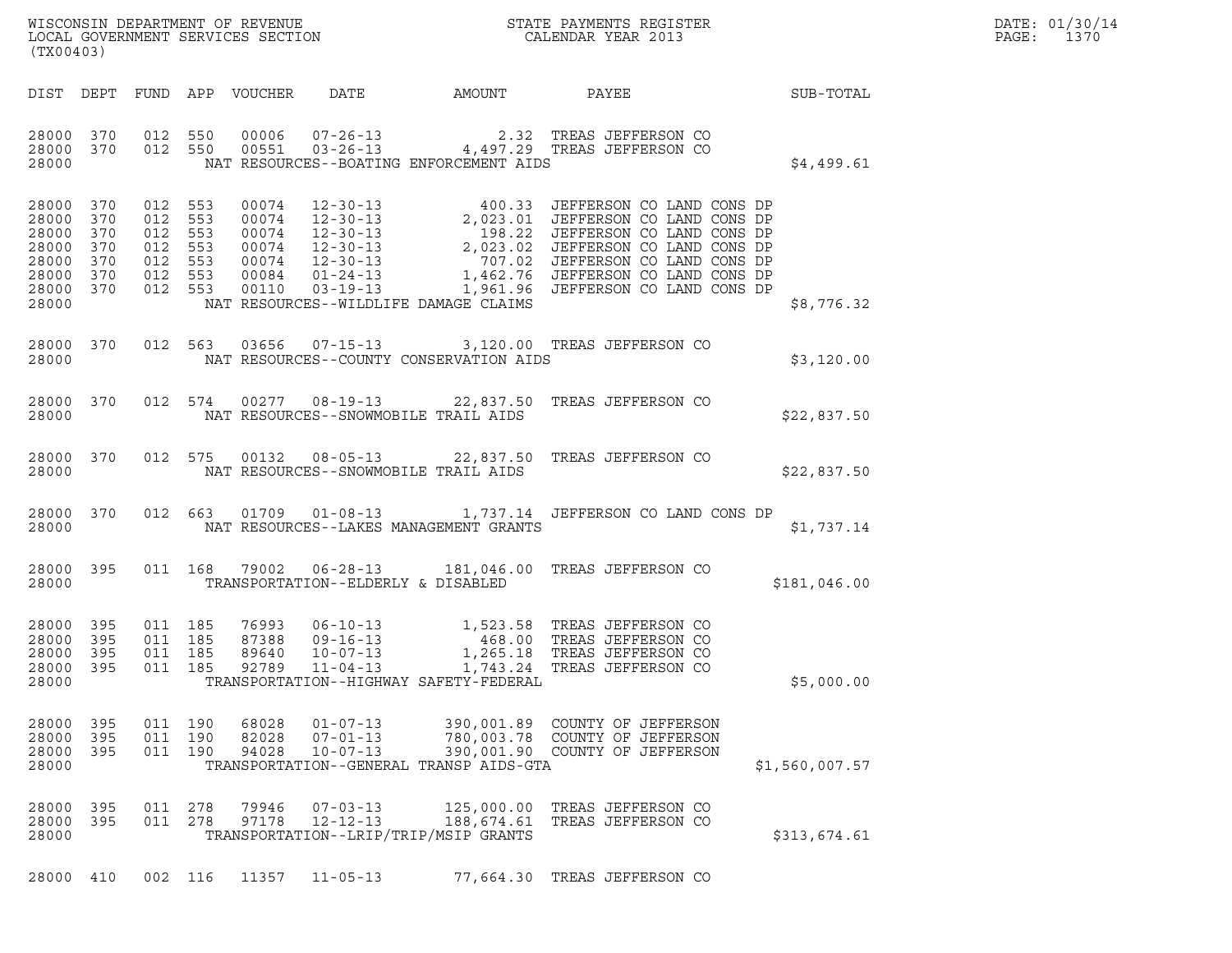WISCONSIN DEPARTMENT OF REVENUE
LOCAL GOVERNMENT SERVICES SECTION
(TX00403)

STATE PAYMENTS REGISTER
CALENDAR YEAR 2013

DATE: 01/30/14
PAGE: 1370

| DIST | DEPT | FUND | APP | VOUCHER | DATE | AMOUNT | PAYEE | SUB-TOTAL |
|---|---|---|---|---|---|---|---|---|
| 28000 | 370 | 012 | 550 | 00006 | 07-26-13 | 2.32 | TREAS JEFFERSON CO | |
| 28000 | 370 | 012 | 550 | 00551 | 03-26-13 | 4,497.29 | TREAS JEFFERSON CO | |
| 28000 | | | | | NAT RESOURCES--BOATING ENFORCEMENT AIDS | | | $4,499.61 |
| 28000 | 370 | 012 | 553 | 00074 | 12-30-13 | 400.33 | JEFFERSON CO LAND CONS DP | |
| 28000 | 370 | 012 | 553 | 00074 | 12-30-13 | 2,023.01 | JEFFERSON CO LAND CONS DP | |
| 28000 | 370 | 012 | 553 | 00074 | 12-30-13 | 198.22 | JEFFERSON CO LAND CONS DP | |
| 28000 | 370 | 012 | 553 | 00074 | 12-30-13 | 2,023.02 | JEFFERSON CO LAND CONS DP | |
| 28000 | 370 | 012 | 553 | 00074 | 12-30-13 | 707.02 | JEFFERSON CO LAND CONS DP | |
| 28000 | 370 | 012 | 553 | 00084 | 01-24-13 | 1,462.76 | JEFFERSON CO LAND CONS DP | |
| 28000 | 370 | 012 | 553 | 00110 | 03-19-13 | 1,961.96 | JEFFERSON CO LAND CONS DP | |
| 28000 | | | | | NAT RESOURCES--WILDLIFE DAMAGE CLAIMS | | | $8,776.32 |
| 28000 | 370 | 012 | 563 | 03656 | 07-15-13 | 3,120.00 | TREAS JEFFERSON CO | |
| 28000 | | | | | NAT RESOURCES--COUNTY CONSERVATION AIDS | | | $3,120.00 |
| 28000 | 370 | 012 | 574 | 00277 | 08-19-13 | 22,837.50 | TREAS JEFFERSON CO | |
| 28000 | | | | | NAT RESOURCES--SNOWMOBILE TRAIL AIDS | | | $22,837.50 |
| 28000 | 370 | 012 | 575 | 00132 | 08-05-13 | 22,837.50 | TREAS JEFFERSON CO | |
| 28000 | | | | | NAT RESOURCES--SNOWMOBILE TRAIL AIDS | | | $22,837.50 |
| 28000 | 370 | 012 | 663 | 01709 | 01-08-13 | 1,737.14 | JEFFERSON CO LAND CONS DP | |
| 28000 | | | | | NAT RESOURCES--LAKES MANAGEMENT GRANTS | | | $1,737.14 |
| 28000 | 395 | 011 | 168 | 79002 | 06-28-13 | 181,046.00 | TREAS JEFFERSON CO | |
| 28000 | | | | | TRANSPORTATION--ELDERLY & DISABLED | | | $181,046.00 |
| 28000 | 395 | 011 | 185 | 76993 | 06-10-13 | 1,523.58 | TREAS JEFFERSON CO | |
| 28000 | 395 | 011 | 185 | 87388 | 09-16-13 | 468.00 | TREAS JEFFERSON CO | |
| 28000 | 395 | 011 | 185 | 89640 | 10-07-13 | 1,265.18 | TREAS JEFFERSON CO | |
| 28000 | 395 | 011 | 185 | 92789 | 11-04-13 | 1,743.24 | TREAS JEFFERSON CO | |
| 28000 | | | | | TRANSPORTATION--HIGHWAY SAFETY-FEDERAL | | | $5,000.00 |
| 28000 | 395 | 011 | 190 | 68028 | 01-07-13 | 390,001.89 | COUNTY OF JEFFERSON | |
| 28000 | 395 | 011 | 190 | 82028 | 07-01-13 | 780,003.78 | COUNTY OF JEFFERSON | |
| 28000 | 395 | 011 | 190 | 94028 | 10-07-13 | 390,001.90 | COUNTY OF JEFFERSON | |
| 28000 | | | | | TRANSPORTATION--GENERAL TRANSP AIDS-GTA | | | $1,560,007.57 |
| 28000 | 395 | 011 | 278 | 79946 | 07-03-13 | 125,000.00 | TREAS JEFFERSON CO | |
| 28000 | 395 | 011 | 278 | 97178 | 12-12-13 | 188,674.61 | TREAS JEFFERSON CO | |
| 28000 | | | | | TRANSPORTATION--LRIP/TRIP/MSIP GRANTS | | | $313,674.61 |
| 28000 | 410 | 002 | 116 | 11357 | 11-05-13 | 77,664.30 | TREAS JEFFERSON CO | |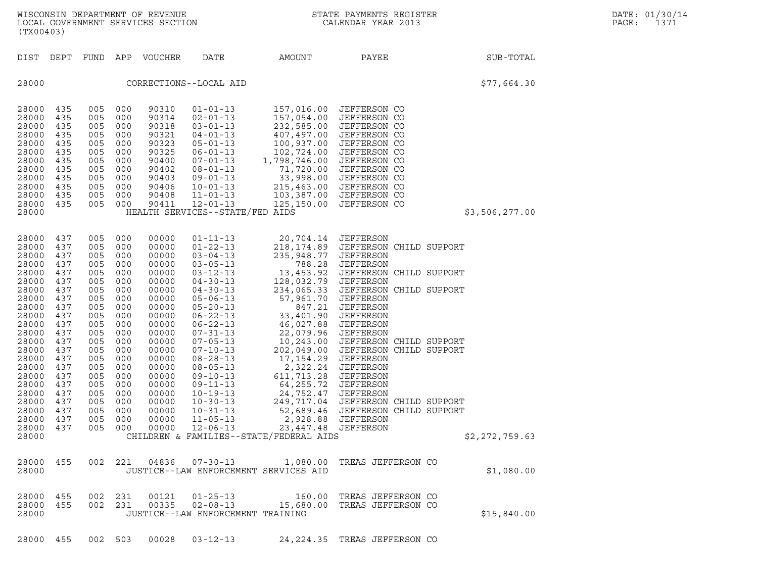WISCONSIN DEPARTMENT OF REVENUE
LOCAL GOVERNMENT SERVICES SECTION
(TX00403)

STATE PAYMENTS REGISTER
CALENDAR YEAR 2013

DATE: 01/30/14
PAGE: 1371

| DIST | DEPT | FUND | APP | VOUCHER | DATE | AMOUNT | PAYEE | SUB-TOTAL |
|---|---|---|---|---|---|---|---|---|
| 28000 | | | | CORRECTIONS--LOCAL AID | | | | $77,664.30 |
| 28000 | 435 | 005 | 000 | 90310 | 01-01-13 | 157,016.00 | JEFFERSON CO | |
| 28000 | 435 | 005 | 000 | 90314 | 02-01-13 | 157,054.00 | JEFFERSON CO | |
| 28000 | 435 | 005 | 000 | 90318 | 03-01-13 | 232,585.00 | JEFFERSON CO | |
| 28000 | 435 | 005 | 000 | 90321 | 04-01-13 | 407,497.00 | JEFFERSON CO | |
| 28000 | 435 | 005 | 000 | 90323 | 05-01-13 | 100,937.00 | JEFFERSON CO | |
| 28000 | 435 | 005 | 000 | 90325 | 06-01-13 | 102,724.00 | JEFFERSON CO | |
| 28000 | 435 | 005 | 000 | 90400 | 07-01-13 | 1,798,746.00 | JEFFERSON CO | |
| 28000 | 435 | 005 | 000 | 90402 | 08-01-13 | 71,720.00 | JEFFERSON CO | |
| 28000 | 435 | 005 | 000 | 90403 | 09-01-13 | 33,998.00 | JEFFERSON CO | |
| 28000 | 435 | 005 | 000 | 90406 | 10-01-13 | 215,463.00 | JEFFERSON CO | |
| 28000 | 435 | 005 | 000 | 90408 | 11-01-13 | 103,387.00 | JEFFERSON CO | |
| 28000 | 435 | 005 | 000 | 90411 | 12-01-13 | 125,150.00 | JEFFERSON CO | |
| 28000 | | | | HEALTH SERVICES--STATE/FED AIDS | | | | $3,506,277.00 |
| 28000 | 437 | 005 | 000 | 00000 | 01-11-13 | 20,704.14 | JEFFERSON | |
| 28000 | 437 | 005 | 000 | 00000 | 01-22-13 | 218,174.89 | JEFFERSON CHILD SUPPORT | |
| 28000 | 437 | 005 | 000 | 00000 | 03-04-13 | 235,948.77 | JEFFERSON | |
| 28000 | 437 | 005 | 000 | 00000 | 03-05-13 | 788.28 | JEFFERSON | |
| 28000 | 437 | 005 | 000 | 00000 | 03-12-13 | 13,453.92 | JEFFERSON CHILD SUPPORT | |
| 28000 | 437 | 005 | 000 | 00000 | 04-30-13 | 128,032.79 | JEFFERSON | |
| 28000 | 437 | 005 | 000 | 00000 | 04-30-13 | 234,065.33 | JEFFERSON CHILD SUPPORT | |
| 28000 | 437 | 005 | 000 | 00000 | 05-06-13 | 57,961.70 | JEFFERSON | |
| 28000 | 437 | 005 | 000 | 00000 | 05-20-13 | 847.21 | JEFFERSON | |
| 28000 | 437 | 005 | 000 | 00000 | 06-22-13 | 33,401.90 | JEFFERSON | |
| 28000 | 437 | 005 | 000 | 00000 | 06-22-13 | 46,027.88 | JEFFERSON | |
| 28000 | 437 | 005 | 000 | 00000 | 07-31-13 | 22,079.96 | JEFFERSON | |
| 28000 | 437 | 005 | 000 | 00000 | 07-05-13 | 10,243.00 | JEFFERSON CHILD SUPPORT | |
| 28000 | 437 | 005 | 000 | 00000 | 07-10-13 | 202,049.00 | JEFFERSON CHILD SUPPORT | |
| 28000 | 437 | 005 | 000 | 00000 | 08-28-13 | 17,154.29 | JEFFERSON | |
| 28000 | 437 | 005 | 000 | 00000 | 08-05-13 | 2,322.24 | JEFFERSON | |
| 28000 | 437 | 005 | 000 | 00000 | 09-10-13 | 611,713.28 | JEFFERSON | |
| 28000 | 437 | 005 | 000 | 00000 | 09-11-13 | 64,255.72 | JEFFERSON | |
| 28000 | 437 | 005 | 000 | 00000 | 10-19-13 | 24,752.47 | JEFFERSON | |
| 28000 | 437 | 005 | 000 | 00000 | 10-30-13 | 249,717.04 | JEFFERSON CHILD SUPPORT | |
| 28000 | 437 | 005 | 000 | 00000 | 10-31-13 | 52,689.46 | JEFFERSON CHILD SUPPORT | |
| 28000 | 437 | 005 | 000 | 00000 | 11-05-13 | 2,928.88 | JEFFERSON | |
| 28000 | 437 | 005 | 000 | 00000 | 12-06-13 | 23,447.48 | JEFFERSON | |
| 28000 | | | | CHILDREN & FAMILIES--STATE/FEDERAL AIDS | | | | $2,272,759.63 |
| 28000 | 455 | 002 | 221 | 04836 | 07-30-13 | 1,080.00 | TREAS JEFFERSON CO | |
| 28000 | | | | JUSTICE--LAW ENFORCEMENT SERVICES AID | | | | $1,080.00 |
| 28000 | 455 | 002 | 231 | 00121 | 01-25-13 | 160.00 | TREAS JEFFERSON CO | |
| 28000 | 455 | 002 | 231 | 00335 | 02-08-13 | 15,680.00 | TREAS JEFFERSON CO | |
| 28000 | | | | JUSTICE--LAW ENFORCEMENT TRAINING | | | | $15,840.00 |
| 28000 | 455 | 002 | 503 | 00028 | 03-12-13 | 24,224.35 | TREAS JEFFERSON CO | |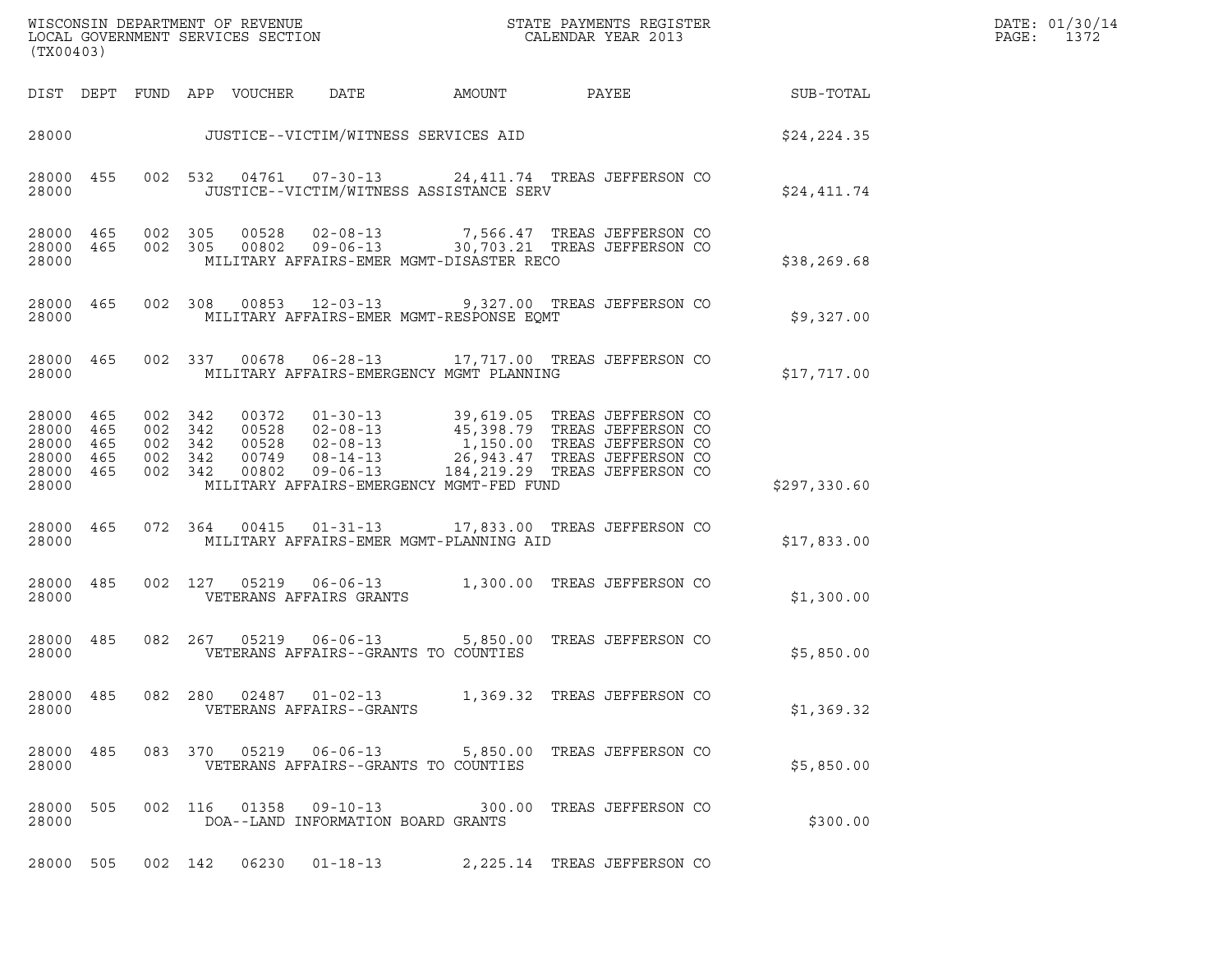WISCONSIN DEPARTMENT OF REVENUE
LOCAL GOVERNMENT SERVICES SECTION
(TX00403)

STATE PAYMENTS REGISTER
CALENDAR YEAR 2013

DATE: 01/30/14
PAGE: 1372

| DIST | DEPT | FUND | APP | VOUCHER | DATE | AMOUNT | PAYEE | SUB-TOTAL |
|---|---|---|---|---|---|---|---|---|
| 28000 | | | | JUSTICE--VICTIM/WITNESS SERVICES AID | | | | $24,224.35 |
| 28000 | 455 | 002 | 532 | 04761 | 07-30-13 | 24,411.74 | TREAS JEFFERSON CO | |
| 28000 | | | | JUSTICE--VICTIM/WITNESS ASSISTANCE SERV | | | | $24,411.74 |
| 28000 | 465 | 002 | 305 | 00528 | 02-08-13 | 7,566.47 | TREAS JEFFERSON CO | |
| 28000 | 465 | 002 | 305 | 00802 | 09-06-13 | 30,703.21 | TREAS JEFFERSON CO | |
| 28000 | | | | MILITARY AFFAIRS-EMER MGMT-DISASTER RECO | | | | $38,269.68 |
| 28000 | 465 | 002 | 308 | 00853 | 12-03-13 | 9,327.00 | TREAS JEFFERSON CO | |
| 28000 | | | | MILITARY AFFAIRS-EMER MGMT-RESPONSE EQMT | | | | $9,327.00 |
| 28000 | 465 | 002 | 337 | 00678 | 06-28-13 | 17,717.00 | TREAS JEFFERSON CO | |
| 28000 | | | | MILITARY AFFAIRS-EMERGENCY MGMT PLANNING | | | | $17,717.00 |
| 28000 | 465 | 002 | 342 | 00372 | 01-30-13 | 39,619.05 | TREAS JEFFERSON CO | |
| 28000 | 465 | 002 | 342 | 00528 | 02-08-13 | 45,398.79 | TREAS JEFFERSON CO | |
| 28000 | 465 | 002 | 342 | 00528 | 02-08-13 | 1,150.00 | TREAS JEFFERSON CO | |
| 28000 | 465 | 002 | 342 | 00749 | 08-14-13 | 26,943.47 | TREAS JEFFERSON CO | |
| 28000 | 465 | 002 | 342 | 00802 | 09-06-13 | 184,219.29 | TREAS JEFFERSON CO | |
| 28000 | | | | MILITARY AFFAIRS-EMERGENCY MGMT-FED FUND | | | | $297,330.60 |
| 28000 | 465 | 072 | 364 | 00415 | 01-31-13 | 17,833.00 | TREAS JEFFERSON CO | |
| 28000 | | | | MILITARY AFFAIRS-EMER MGMT-PLANNING AID | | | | $17,833.00 |
| 28000 | 485 | 002 | 127 | 05219 | 06-06-13 | 1,300.00 | TREAS JEFFERSON CO | |
| 28000 | | | | VETERANS AFFAIRS GRANTS | | | | $1,300.00 |
| 28000 | 485 | 082 | 267 | 05219 | 06-06-13 | 5,850.00 | TREAS JEFFERSON CO | |
| 28000 | | | | VETERANS AFFAIRS--GRANTS TO COUNTIES | | | | $5,850.00 |
| 28000 | 485 | 082 | 280 | 02487 | 01-02-13 | 1,369.32 | TREAS JEFFERSON CO | |
| 28000 | | | | VETERANS AFFAIRS--GRANTS | | | | $1,369.32 |
| 28000 | 485 | 083 | 370 | 05219 | 06-06-13 | 5,850.00 | TREAS JEFFERSON CO | |
| 28000 | | | | VETERANS AFFAIRS--GRANTS TO COUNTIES | | | | $5,850.00 |
| 28000 | 505 | 002 | 116 | 01358 | 09-10-13 | 300.00 | TREAS JEFFERSON CO | |
| 28000 | | | | DOA--LAND INFORMATION BOARD GRANTS | | | | $300.00 |
| 28000 | 505 | 002 | 142 | 06230 | 01-18-13 | 2,225.14 | TREAS JEFFERSON CO | |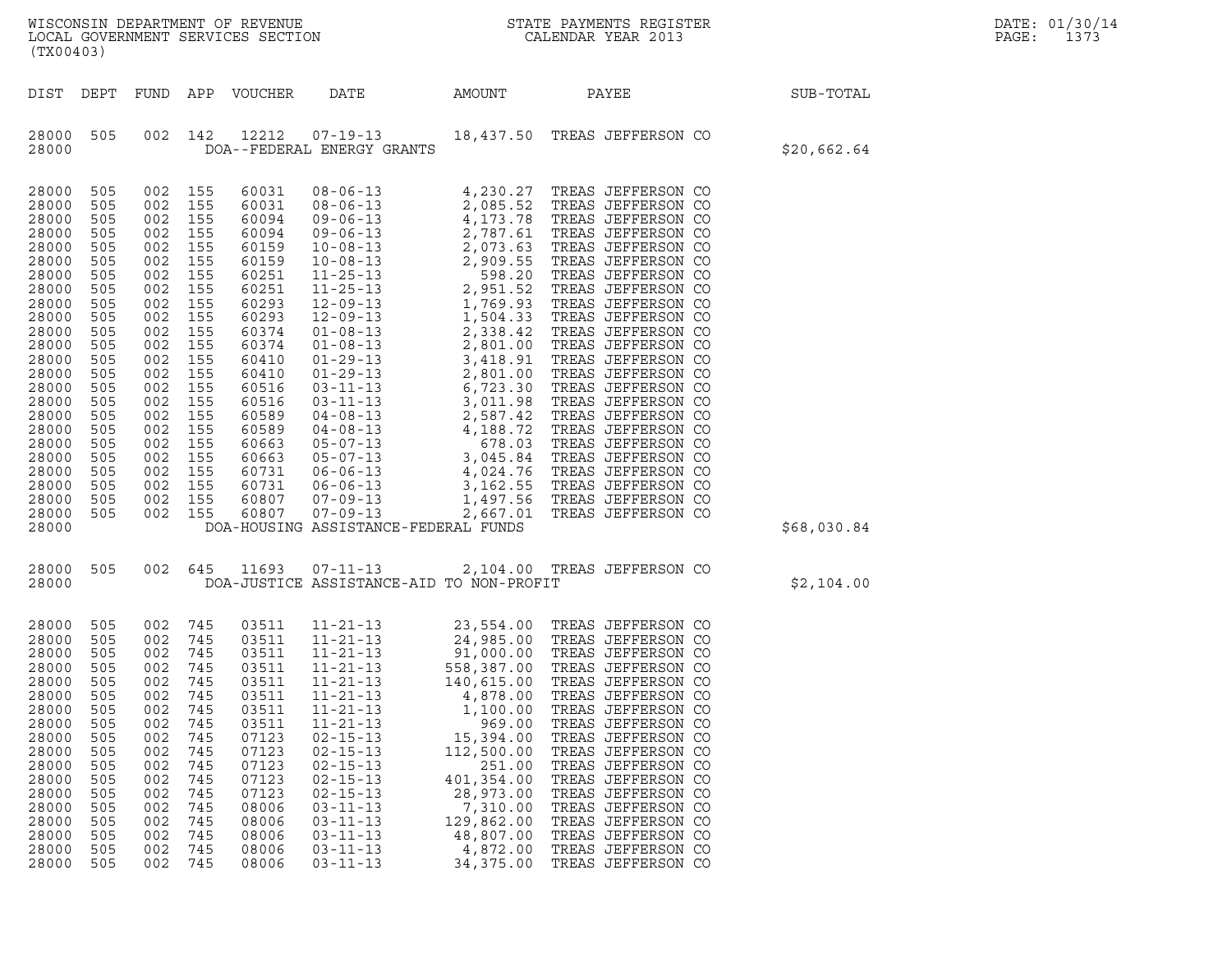| DIST | DEPT | FUND | APP | VOUCHER | DATE | AMOUNT | PAYEE | SUB-TOTAL |
|---|---|---|---|---|---|---|---|---|
| 28000 | 505 | 002 | 142 | 12212 | 07-19-13 | 18,437.50 | TREAS JEFFERSON CO | |
| 28000 | | | | DOA--FEDERAL ENERGY GRANTS | | | | $20,662.64 |
| 28000 | 505 | 002 | 155 | 60031 | 08-06-13 | 4,230.27 | TREAS JEFFERSON CO | |
| 28000 | 505 | 002 | 155 | 60031 | 08-06-13 | 2,085.52 | TREAS JEFFERSON CO | |
| 28000 | 505 | 002 | 155 | 60094 | 09-06-13 | 4,173.78 | TREAS JEFFERSON CO | |
| 28000 | 505 | 002 | 155 | 60094 | 09-06-13 | 2,787.61 | TREAS JEFFERSON CO | |
| 28000 | 505 | 002 | 155 | 60159 | 10-08-13 | 2,073.63 | TREAS JEFFERSON CO | |
| 28000 | 505 | 002 | 155 | 60159 | 10-08-13 | 2,909.55 | TREAS JEFFERSON CO | |
| 28000 | 505 | 002 | 155 | 60251 | 11-25-13 | 598.20 | TREAS JEFFERSON CO | |
| 28000 | 505 | 002 | 155 | 60251 | 11-25-13 | 2,951.52 | TREAS JEFFERSON CO | |
| 28000 | 505 | 002 | 155 | 60293 | 12-09-13 | 1,769.93 | TREAS JEFFERSON CO | |
| 28000 | 505 | 002 | 155 | 60293 | 12-09-13 | 1,504.33 | TREAS JEFFERSON CO | |
| 28000 | 505 | 002 | 155 | 60374 | 01-08-13 | 2,338.42 | TREAS JEFFERSON CO | |
| 28000 | 505 | 002 | 155 | 60374 | 01-08-13 | 2,801.00 | TREAS JEFFERSON CO | |
| 28000 | 505 | 002 | 155 | 60410 | 01-29-13 | 3,418.91 | TREAS JEFFERSON CO | |
| 28000 | 505 | 002 | 155 | 60410 | 01-29-13 | 2,801.00 | TREAS JEFFERSON CO | |
| 28000 | 505 | 002 | 155 | 60516 | 03-11-13 | 6,723.30 | TREAS JEFFERSON CO | |
| 28000 | 505 | 002 | 155 | 60516 | 03-11-13 | 3,011.98 | TREAS JEFFERSON CO | |
| 28000 | 505 | 002 | 155 | 60589 | 04-08-13 | 2,587.42 | TREAS JEFFERSON CO | |
| 28000 | 505 | 002 | 155 | 60589 | 04-08-13 | 4,188.72 | TREAS JEFFERSON CO | |
| 28000 | 505 | 002 | 155 | 60663 | 05-07-13 | 678.03 | TREAS JEFFERSON CO | |
| 28000 | 505 | 002 | 155 | 60663 | 05-07-13 | 3,045.84 | TREAS JEFFERSON CO | |
| 28000 | 505 | 002 | 155 | 60731 | 06-06-13 | 4,024.76 | TREAS JEFFERSON CO | |
| 28000 | 505 | 002 | 155 | 60731 | 06-06-13 | 3,162.55 | TREAS JEFFERSON CO | |
| 28000 | 505 | 002 | 155 | 60807 | 07-09-13 | 1,497.56 | TREAS JEFFERSON CO | |
| 28000 | 505 | 002 | 155 | 60807 | 07-09-13 | 2,667.01 | TREAS JEFFERSON CO | |
| 28000 | | | | DOA-HOUSING ASSISTANCE-FEDERAL FUNDS | | | | $68,030.84 |
| 28000 | 505 | 002 | 645 | 11693 | 07-11-13 | 2,104.00 | TREAS JEFFERSON CO | |
| 28000 | | | | DOA-JUSTICE ASSISTANCE-AID TO NON-PROFIT | | | | $2,104.00 |
| 28000 | 505 | 002 | 745 | 03511 | 11-21-13 | 23,554.00 | TREAS JEFFERSON CO | |
| 28000 | 505 | 002 | 745 | 03511 | 11-21-13 | 24,985.00 | TREAS JEFFERSON CO | |
| 28000 | 505 | 002 | 745 | 03511 | 11-21-13 | 91,000.00 | TREAS JEFFERSON CO | |
| 28000 | 505 | 002 | 745 | 03511 | 11-21-13 | 558,387.00 | TREAS JEFFERSON CO | |
| 28000 | 505 | 002 | 745 | 03511 | 11-21-13 | 140,615.00 | TREAS JEFFERSON CO | |
| 28000 | 505 | 002 | 745 | 03511 | 11-21-13 | 4,878.00 | TREAS JEFFERSON CO | |
| 28000 | 505 | 002 | 745 | 03511 | 11-21-13 | 1,100.00 | TREAS JEFFERSON CO | |
| 28000 | 505 | 002 | 745 | 03511 | 11-21-13 | 969.00 | TREAS JEFFERSON CO | |
| 28000 | 505 | 002 | 745 | 07123 | 02-15-13 | 15,394.00 | TREAS JEFFERSON CO | |
| 28000 | 505 | 002 | 745 | 07123 | 02-15-13 | 112,500.00 | TREAS JEFFERSON CO | |
| 28000 | 505 | 002 | 745 | 07123 | 02-15-13 | 251.00 | TREAS JEFFERSON CO | |
| 28000 | 505 | 002 | 745 | 07123 | 02-15-13 | 401,354.00 | TREAS JEFFERSON CO | |
| 28000 | 505 | 002 | 745 | 07123 | 02-15-13 | 28,973.00 | TREAS JEFFERSON CO | |
| 28000 | 505 | 002 | 745 | 08006 | 03-11-13 | 7,310.00 | TREAS JEFFERSON CO | |
| 28000 | 505 | 002 | 745 | 08006 | 03-11-13 | 129,862.00 | TREAS JEFFERSON CO | |
| 28000 | 505 | 002 | 745 | 08006 | 03-11-13 | 48,807.00 | TREAS JEFFERSON CO | |
| 28000 | 505 | 002 | 745 | 08006 | 03-11-13 | 4,872.00 | TREAS JEFFERSON CO | |
| 28000 | 505 | 002 | 745 | 08006 | 03-11-13 | 34,375.00 | TREAS JEFFERSON CO | |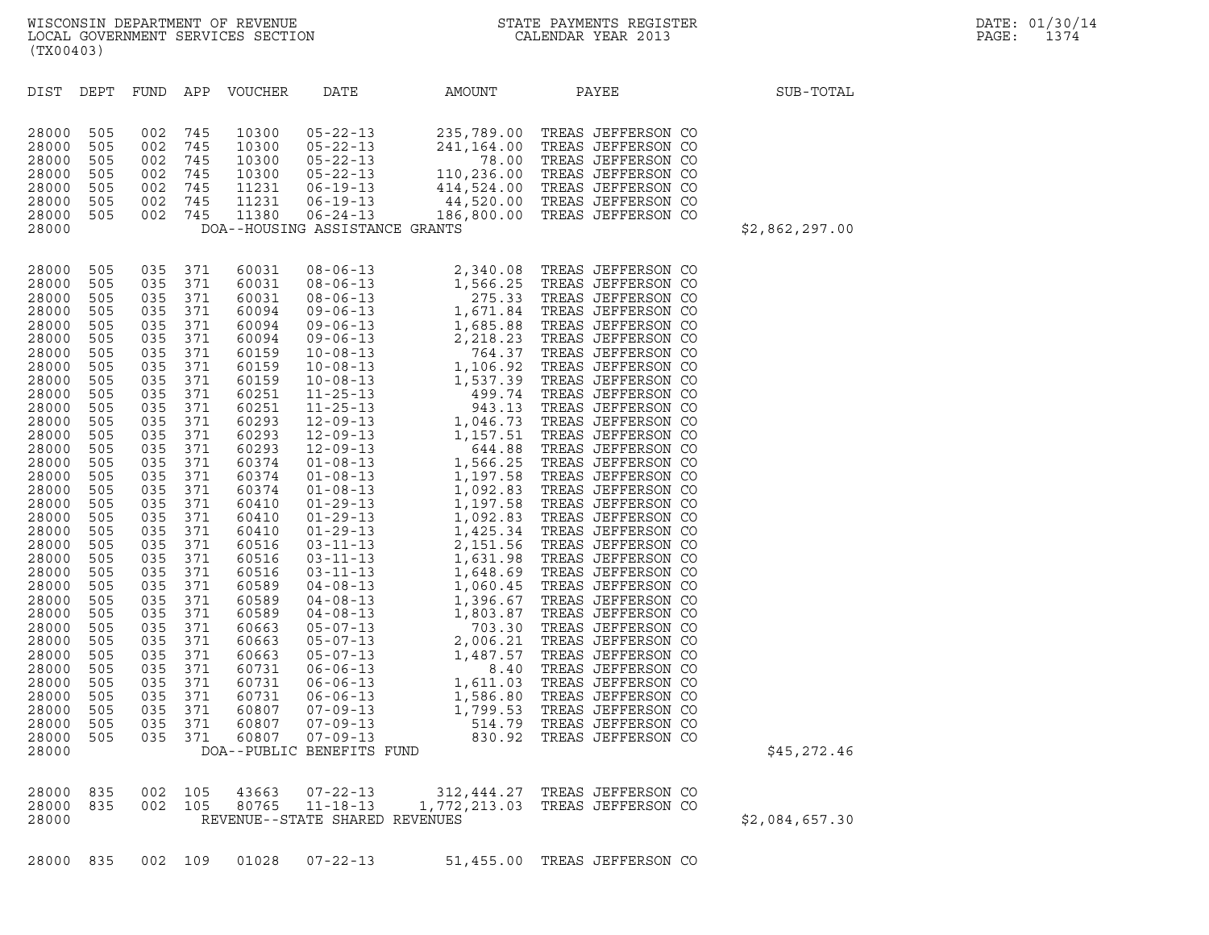WISCONSIN DEPARTMENT OF REVENUE
LOCAL GOVERNMENT SERVICES SECTION
(TX00403)

STATE PAYMENTS REGISTER
CALENDAR YEAR 2013

DATE: 01/30/14
PAGE: 1374

| DIST | DEPT | FUND | APP | VOUCHER | DATE | AMOUNT | PAYEE | SUB-TOTAL |
|---|---|---|---|---|---|---|---|---|
| 28000 | 505 | 002 | 745 | 10300 | 05-22-13 | 235,789.00 | TREAS JEFFERSON CO | |
| 28000 | 505 | 002 | 745 | 10300 | 05-22-13 | 241,164.00 | TREAS JEFFERSON CO | |
| 28000 | 505 | 002 | 745 | 10300 | 05-22-13 | 78.00 | TREAS JEFFERSON CO | |
| 28000 | 505 | 002 | 745 | 10300 | 05-22-13 | 110,236.00 | TREAS JEFFERSON CO | |
| 28000 | 505 | 002 | 745 | 11231 | 06-19-13 | 414,524.00 | TREAS JEFFERSON CO | |
| 28000 | 505 | 002 | 745 | 11231 | 06-19-13 | 44,520.00 | TREAS JEFFERSON CO | |
| 28000 | 505 | 002 | 745 | 11380 | 06-24-13 | 186,800.00 | TREAS JEFFERSON CO | |
| 28000 | | | | | DOA--HOUSING ASSISTANCE GRANTS | | | $2,862,297.00 |
| 28000 | 505 | 035 | 371 | 60031 | 08-06-13 | 2,340.08 | TREAS JEFFERSON CO | |
| 28000 | 505 | 035 | 371 | 60031 | 08-06-13 | 1,566.25 | TREAS JEFFERSON CO | |
| 28000 | 505 | 035 | 371 | 60031 | 08-06-13 | 275.33 | TREAS JEFFERSON CO | |
| 28000 | 505 | 035 | 371 | 60094 | 09-06-13 | 1,671.84 | TREAS JEFFERSON CO | |
| 28000 | 505 | 035 | 371 | 60094 | 09-06-13 | 1,685.88 | TREAS JEFFERSON CO | |
| 28000 | 505 | 035 | 371 | 60094 | 09-06-13 | 2,218.23 | TREAS JEFFERSON CO | |
| 28000 | 505 | 035 | 371 | 60159 | 10-08-13 | 764.37 | TREAS JEFFERSON CO | |
| 28000 | 505 | 035 | 371 | 60159 | 10-08-13 | 1,106.92 | TREAS JEFFERSON CO | |
| 28000 | 505 | 035 | 371 | 60159 | 10-08-13 | 1,537.39 | TREAS JEFFERSON CO | |
| 28000 | 505 | 035 | 371 | 60251 | 11-25-13 | 499.74 | TREAS JEFFERSON CO | |
| 28000 | 505 | 035 | 371 | 60251 | 11-25-13 | 943.13 | TREAS JEFFERSON CO | |
| 28000 | 505 | 035 | 371 | 60293 | 12-09-13 | 1,046.73 | TREAS JEFFERSON CO | |
| 28000 | 505 | 035 | 371 | 60293 | 12-09-13 | 1,157.51 | TREAS JEFFERSON CO | |
| 28000 | 505 | 035 | 371 | 60293 | 12-09-13 | 644.88 | TREAS JEFFERSON CO | |
| 28000 | 505 | 035 | 371 | 60374 | 01-08-13 | 1,566.25 | TREAS JEFFERSON CO | |
| 28000 | 505 | 035 | 371 | 60374 | 01-08-13 | 1,197.58 | TREAS JEFFERSON CO | |
| 28000 | 505 | 035 | 371 | 60374 | 01-08-13 | 1,092.83 | TREAS JEFFERSON CO | |
| 28000 | 505 | 035 | 371 | 60410 | 01-29-13 | 1,197.58 | TREAS JEFFERSON CO | |
| 28000 | 505 | 035 | 371 | 60410 | 01-29-13 | 1,092.83 | TREAS JEFFERSON CO | |
| 28000 | 505 | 035 | 371 | 60410 | 01-29-13 | 1,425.34 | TREAS JEFFERSON CO | |
| 28000 | 505 | 035 | 371 | 60516 | 03-11-13 | 2,151.56 | TREAS JEFFERSON CO | |
| 28000 | 505 | 035 | 371 | 60516 | 03-11-13 | 1,631.98 | TREAS JEFFERSON CO | |
| 28000 | 505 | 035 | 371 | 60516 | 03-11-13 | 1,648.69 | TREAS JEFFERSON CO | |
| 28000 | 505 | 035 | 371 | 60589 | 04-08-13 | 1,060.45 | TREAS JEFFERSON CO | |
| 28000 | 505 | 035 | 371 | 60589 | 04-08-13 | 1,396.67 | TREAS JEFFERSON CO | |
| 28000 | 505 | 035 | 371 | 60589 | 04-08-13 | 1,803.87 | TREAS JEFFERSON CO | |
| 28000 | 505 | 035 | 371 | 60663 | 05-07-13 | 703.30 | TREAS JEFFERSON CO | |
| 28000 | 505 | 035 | 371 | 60663 | 05-07-13 | 2,006.21 | TREAS JEFFERSON CO | |
| 28000 | 505 | 035 | 371 | 60663 | 05-07-13 | 1,487.57 | TREAS JEFFERSON CO | |
| 28000 | 505 | 035 | 371 | 60731 | 06-06-13 | 8.40 | TREAS JEFFERSON CO | |
| 28000 | 505 | 035 | 371 | 60731 | 06-06-13 | 1,611.03 | TREAS JEFFERSON CO | |
| 28000 | 505 | 035 | 371 | 60731 | 06-06-13 | 1,586.80 | TREAS JEFFERSON CO | |
| 28000 | 505 | 035 | 371 | 60807 | 07-09-13 | 1,799.53 | TREAS JEFFERSON CO | |
| 28000 | 505 | 035 | 371 | 60807 | 07-09-13 | 514.79 | TREAS JEFFERSON CO | |
| 28000 | 505 | 035 | 371 | 60807 | 07-09-13 | 830.92 | TREAS JEFFERSON CO | |
| 28000 | | | | | DOA--PUBLIC BENEFITS FUND | | | $45,272.46 |
| 28000 | 835 | 002 | 105 | 43663 | 07-22-13 | 312,444.27 | TREAS JEFFERSON CO | |
| 28000 | 835 | 002 | 105 | 80765 | 11-18-13 | 1,772,213.03 | TREAS JEFFERSON CO | |
| 28000 | | | | | REVENUE--STATE SHARED REVENUES | | | $2,084,657.30 |
| 28000 | 835 | 002 | 109 | 01028 | 07-22-13 | 51,455.00 | TREAS JEFFERSON CO | |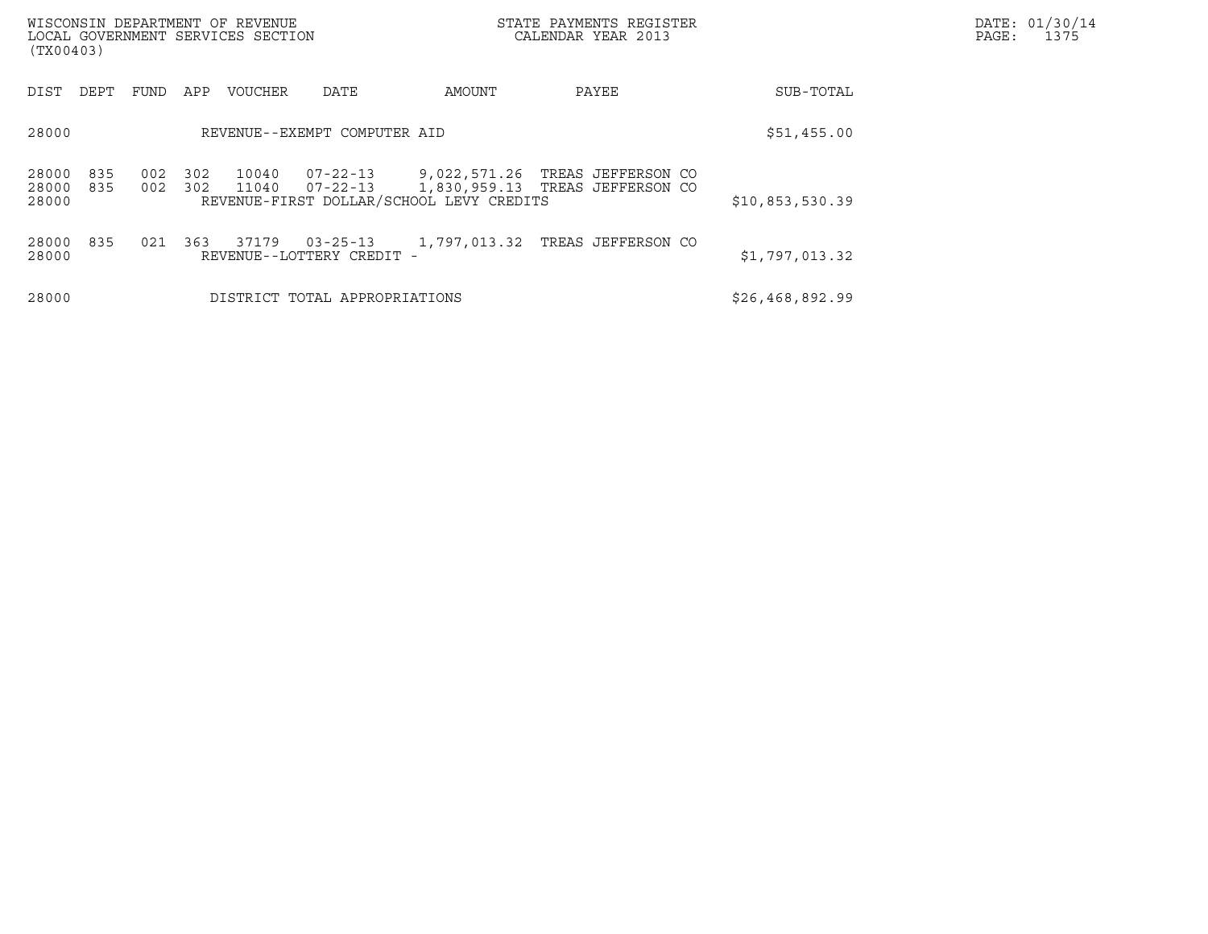WISCONSIN DEPARTMENT OF REVENUE
LOCAL GOVERNMENT SERVICES SECTION
(TX00403)

STATE PAYMENTS REGISTER
CALENDAR YEAR 2013

DATE: 01/30/14
PAGE: 1375

| DIST | DEPT | FUND | APP | VOUCHER | DATE | AMOUNT | PAYEE | SUB-TOTAL |
|---|---|---|---|---|---|---|---|---|
| 28000 | | | | REVENUE--EXEMPT COMPUTER AID | | | | $51,455.00 |
| 28000 | 835 | 002 | 302 | 10040 | 07-22-13 | 9,022,571.26 | TREAS JEFFERSON CO | |
| 28000 | 835 | 002 | 302 | 11040 | 07-22-13 | 1,830,959.13 | TREAS JEFFERSON CO | |
| 28000 | | | | REVENUE-FIRST DOLLAR/SCHOOL LEVY CREDITS | | | | $10,853,530.39 |
| 28000 | 835 | 021 | 363 | 37179 | 03-25-13 | 1,797,013.32 | TREAS JEFFERSON CO | |
| 28000 | | | | REVENUE--LOTTERY CREDIT - | | | | $1,797,013.32 |
| 28000 | | | | DISTRICT TOTAL APPROPRIATIONS | | | | $26,468,892.99 |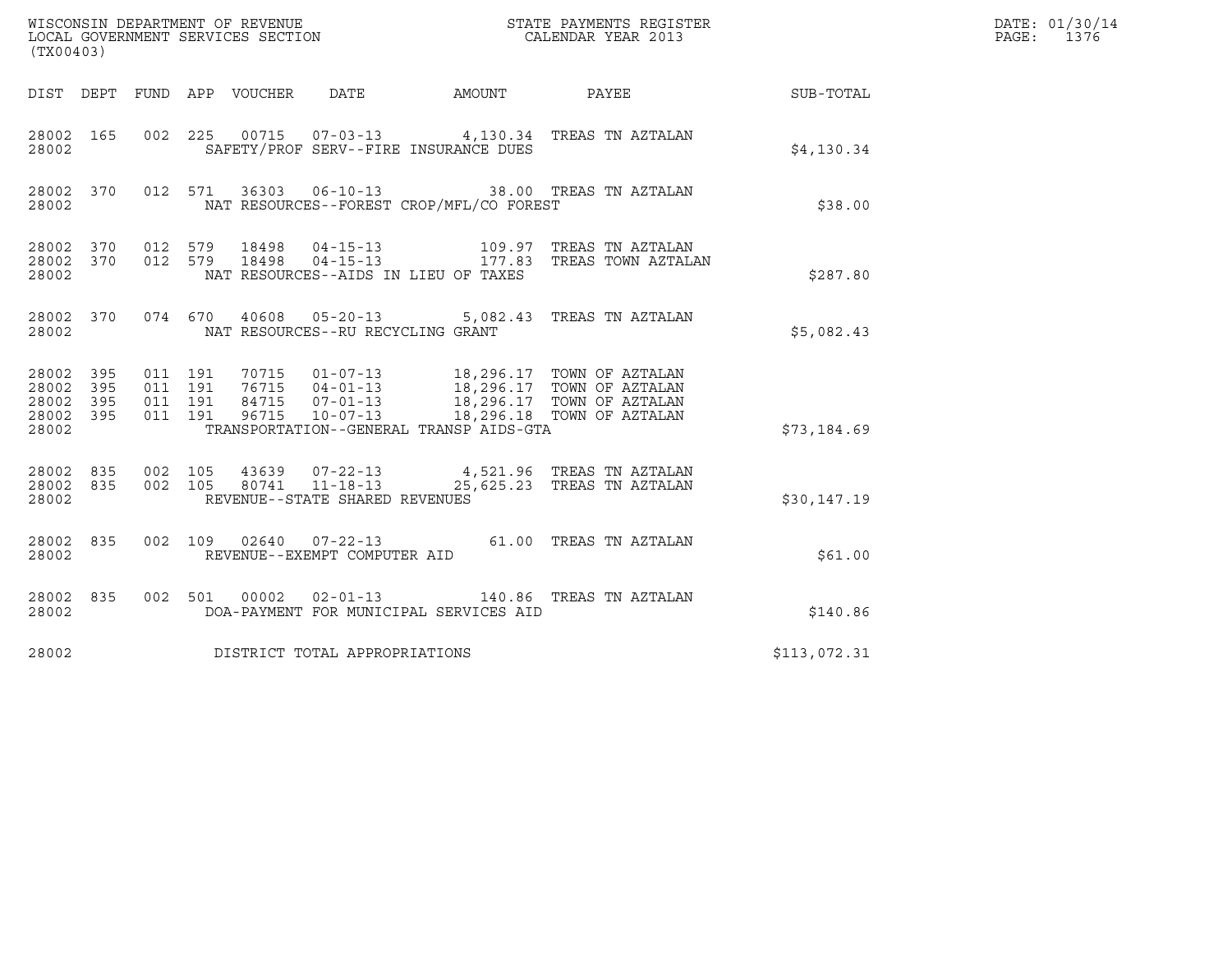WISCONSIN DEPARTMENT OF REVENUE
LOCAL GOVERNMENT SERVICES SECTION
(TX00403)

STATE PAYMENTS REGISTER
CALENDAR YEAR 2013

DATE: 01/30/14
PAGE: 1376

| DIST | DEPT | FUND | APP | VOUCHER | DATE | AMOUNT | PAYEE | SUB-TOTAL |
|---|---|---|---|---|---|---|---|---|
| 28002 | 165 | 002 | 225 | 00715 | 07-03-13 | 4,130.34 | TREAS TN AZTALAN | |
| 28002 | | | | SAFETY/PROF SERV--FIRE INSURANCE DUES | | | | $4,130.34 |
| 28002 | 370 | 012 | 571 | 36303 | 06-10-13 | 38.00 | TREAS TN AZTALAN | |
| 28002 | | | | NAT RESOURCES--FOREST CROP/MFL/CO FOREST | | | | $38.00 |
| 28002 | 370 | 012 | 579 | 18498 | 04-15-13 | 109.97 | TREAS TN AZTALAN | |
| 28002 | 370 | 012 | 579 | 18498 | 04-15-13 | 177.83 | TREAS TOWN AZTALAN | |
| 28002 | | | | NAT RESOURCES--AIDS IN LIEU OF TAXES | | | | $287.80 |
| 28002 | 370 | 074 | 670 | 40608 | 05-20-13 | 5,082.43 | TREAS TN AZTALAN | |
| 28002 | | | | NAT RESOURCES--RU RECYCLING GRANT | | | | $5,082.43 |
| 28002 | 395 | 011 | 191 | 70715 | 01-07-13 | 18,296.17 | TOWN OF AZTALAN | |
| 28002 | 395 | 011 | 191 | 76715 | 04-01-13 | 18,296.17 | TOWN OF AZTALAN | |
| 28002 | 395 | 011 | 191 | 84715 | 07-01-13 | 18,296.17 | TOWN OF AZTALAN | |
| 28002 | 395 | 011 | 191 | 96715 | 10-07-13 | 18,296.18 | TOWN OF AZTALAN | |
| 28002 | | | | TRANSPORTATION--GENERAL TRANSP AIDS-GTA | | | | $73,184.69 |
| 28002 | 835 | 002 | 105 | 43639 | 07-22-13 | 4,521.96 | TREAS TN AZTALAN | |
| 28002 | 835 | 002 | 105 | 80741 | 11-18-13 | 25,625.23 | TREAS TN AZTALAN | |
| 28002 | | | | REVENUE--STATE SHARED REVENUES | | | | $30,147.19 |
| 28002 | 835 | 002 | 109 | 02640 | 07-22-13 | 61.00 | TREAS TN AZTALAN | |
| 28002 | | | | REVENUE--EXEMPT COMPUTER AID | | | | $61.00 |
| 28002 | 835 | 002 | 501 | 00002 | 02-01-13 | 140.86 | TREAS TN AZTALAN | |
| 28002 | | | | DOA-PAYMENT FOR MUNICIPAL SERVICES AID | | | | $140.86 |
| 28002 | | | | DISTRICT TOTAL APPROPRIATIONS | | | | $113,072.31 |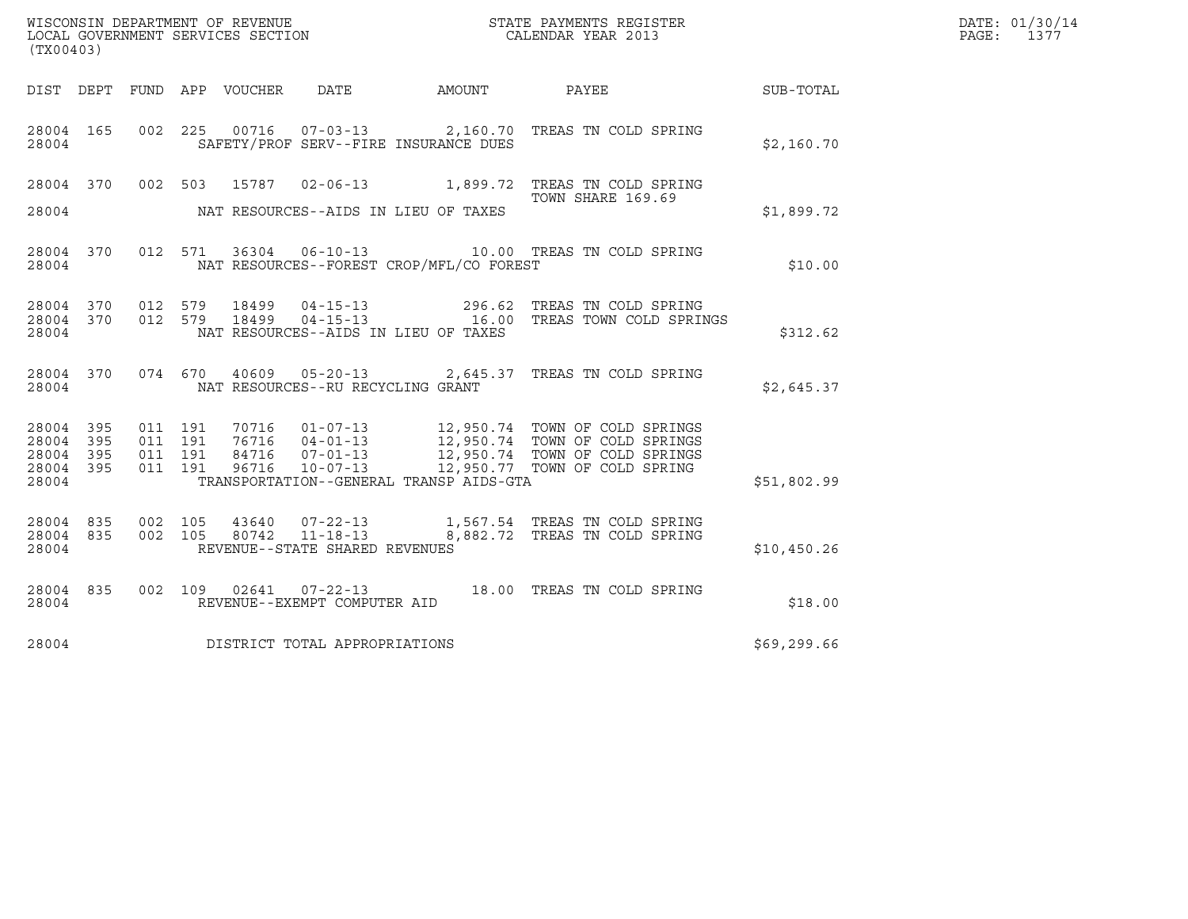WISCONSIN DEPARTMENT OF REVENUE
LOCAL GOVERNMENT SERVICES SECTION
(TX00403)

STATE PAYMENTS REGISTER
CALENDAR YEAR 2013

DATE: 01/30/14
PAGE: 1377

| DIST | DEPT | FUND | APP | VOUCHER | DATE | AMOUNT | PAYEE | SUB-TOTAL |
|---|---|---|---|---|---|---|---|---|
| 28004 | 165 | 002 | 225 | 00716 | 07-03-13 | 2,160.70 | TREAS TN COLD SPRING | |
| 28004 | | | | | SAFETY/PROF SERV--FIRE INSURANCE DUES | | | $2,160.70 |
| 28004 | 370 | 002 | 503 | 15787 | 02-06-13 | 1,899.72 | TREAS TN COLD SPRING TOWN SHARE 169.69 | |
| 28004 | | | | | NAT RESOURCES--AIDS IN LIEU OF TAXES | | | $1,899.72 |
| 28004 | 370 | 012 | 571 | 36304 | 06-10-13 | 10.00 | TREAS TN COLD SPRING | |
| 28004 | | | | | NAT RESOURCES--FOREST CROP/MFL/CO FOREST | | | $10.00 |
| 28004 | 370 | 012 | 579 | 18499 | 04-15-13 | 296.62 | TREAS TN COLD SPRING | |
| 28004 | 370 | 012 | 579 | 18499 | 04-15-13 | 16.00 | TREAS TOWN COLD SPRINGS | |
| 28004 | | | | | NAT RESOURCES--AIDS IN LIEU OF TAXES | | | $312.62 |
| 28004 | 370 | 074 | 670 | 40609 | 05-20-13 | 2,645.37 | TREAS TN COLD SPRING | |
| 28004 | | | | | NAT RESOURCES--RU RECYCLING GRANT | | | $2,645.37 |
| 28004 | 395 | 011 | 191 | 70716 | 01-07-13 | 12,950.74 | TOWN OF COLD SPRINGS | |
| 28004 | 395 | 011 | 191 | 76716 | 04-01-13 | 12,950.74 | TOWN OF COLD SPRINGS | |
| 28004 | 395 | 011 | 191 | 84716 | 07-01-13 | 12,950.74 | TOWN OF COLD SPRINGS | |
| 28004 | 395 | 011 | 191 | 96716 | 10-07-13 | 12,950.77 | TOWN OF COLD SPRING | |
| 28004 | | | | | TRANSPORTATION--GENERAL TRANSP AIDS-GTA | | | $51,802.99 |
| 28004 | 835 | 002 | 105 | 43640 | 07-22-13 | 1,567.54 | TREAS TN COLD SPRING | |
| 28004 | 835 | 002 | 105 | 80742 | 11-18-13 | 8,882.72 | TREAS TN COLD SPRING | |
| 28004 | | | | | REVENUE--STATE SHARED REVENUES | | | $10,450.26 |
| 28004 | 835 | 002 | 109 | 02641 | 07-22-13 | 18.00 | TREAS TN COLD SPRING | |
| 28004 | | | | | REVENUE--EXEMPT COMPUTER AID | | | $18.00 |
| 28004 | | | | | DISTRICT TOTAL APPROPRIATIONS | | | $69,299.66 |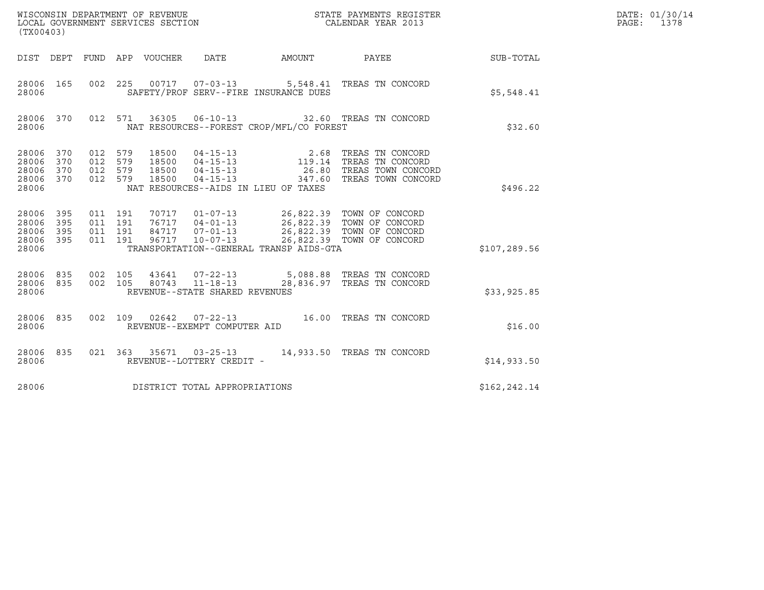WISCONSIN DEPARTMENT OF REVENUE
LOCAL GOVERNMENT SERVICES SECTION
(TX00403)

STATE PAYMENTS REGISTER
CALENDAR YEAR 2013

DATE: 01/30/14

| DIST | DEPT | FUND | APP | VOUCHER | DATE | AMOUNT | PAYEE | SUB-TOTAL |
|---|---|---|---|---|---|---|---|---|
| 28006 | 165 | 002 | 225 | 00717 | 07-03-13 | 5,548.41 | TREAS TN CONCORD | |
| 28006 | | | | SAFETY/PROF SERV--FIRE INSURANCE DUES | | | | $5,548.41 |
| 28006 | 370 | 012 | 571 | 36305 | 06-10-13 | 32.60 | TREAS TN CONCORD | |
| 28006 | | | | NAT RESOURCES--FOREST CROP/MFL/CO FOREST | | | | $32.60 |
| 28006 | 370 | 012 | 579 | 18500 | 04-15-13 | 2.68 | TREAS TN CONCORD | |
| 28006 | 370 | 012 | 579 | 18500 | 04-15-13 | 119.14 | TREAS TN CONCORD | |
| 28006 | 370 | 012 | 579 | 18500 | 04-15-13 | 26.80 | TREAS TOWN CONCORD | |
| 28006 | 370 | 012 | 579 | 18500 | 04-15-13 | 347.60 | TREAS TOWN CONCORD | |
| 28006 | | | | NAT RESOURCES--AIDS IN LIEU OF TAXES | | | | $496.22 |
| 28006 | 395 | 011 | 191 | 70717 | 01-07-13 | 26,822.39 | TOWN OF CONCORD | |
| 28006 | 395 | 011 | 191 | 76717 | 04-01-13 | 26,822.39 | TOWN OF CONCORD | |
| 28006 | 395 | 011 | 191 | 84717 | 07-01-13 | 26,822.39 | TOWN OF CONCORD | |
| 28006 | 395 | 011 | 191 | 96717 | 10-07-13 | 26,822.39 | TOWN OF CONCORD | |
| 28006 | | | | TRANSPORTATION--GENERAL TRANSP AIDS-GTA | | | | $107,289.56 |
| 28006 | 835 | 002 | 105 | 43641 | 07-22-13 | 5,088.88 | TREAS TN CONCORD | |
| 28006 | 835 | 002 | 105 | 80743 | 11-18-13 | 28,836.97 | TREAS TN CONCORD | |
| 28006 | | | | REVENUE--STATE SHARED REVENUES | | | | $33,925.85 |
| 28006 | 835 | 002 | 109 | 02642 | 07-22-13 | 16.00 | TREAS TN CONCORD | |
| 28006 | | | | REVENUE--EXEMPT COMPUTER AID | | | | $16.00 |
| 28006 | 835 | 021 | 363 | 35671 | 03-25-13 | 14,933.50 | TREAS TN CONCORD | |
| 28006 | | | | REVENUE--LOTTERY CREDIT - | | | | $14,933.50 |
| 28006 | | | | DISTRICT TOTAL APPROPRIATIONS | | | | $162,242.14 |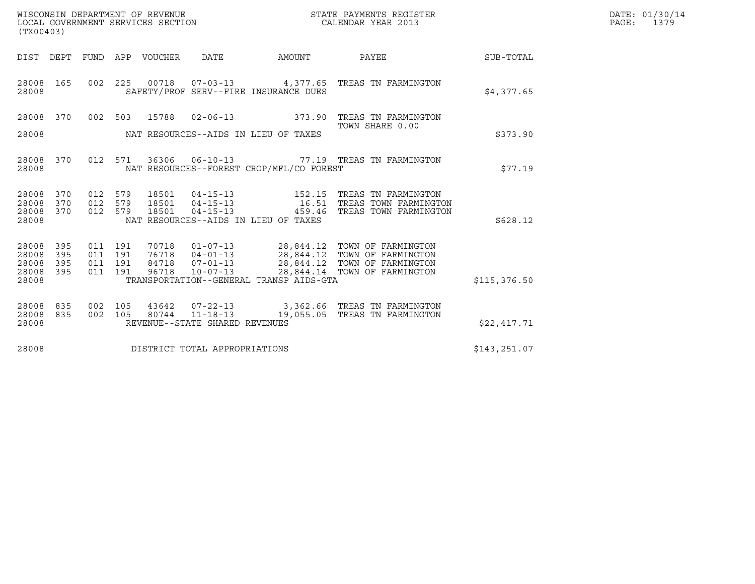WISCONSIN DEPARTMENT OF REVENUE
LOCAL GOVERNMENT SERVICES SECTION
(TX00403)

STATE PAYMENTS REGISTER
CALENDAR YEAR 2013

DATE: 01/30/14
PAGE: 1379

| DIST | DEPT | FUND | APP | VOUCHER | DATE | AMOUNT | PAYEE | SUB-TOTAL |
|---|---|---|---|---|---|---|---|---|
| 28008 | 165 | 002 | 225 | 00718 | 07-03-13 | 4,377.65 | TREAS TN FARMINGTON | |
| 28008 | | | | | SAFETY/PROF SERV--FIRE INSURANCE DUES | | | $4,377.65 |
| 28008 | 370 | 002 | 503 | 15788 | 02-06-13 | 373.90 | TREAS TN FARMINGTON TOWN SHARE 0.00 | |
| 28008 | | | | | NAT RESOURCES--AIDS IN LIEU OF TAXES | | | $373.90 |
| 28008 | 370 | 012 | 571 | 36306 | 06-10-13 | 77.19 | TREAS TN FARMINGTON | |
| 28008 | | | | | NAT RESOURCES--FOREST CROP/MFL/CO FOREST | | | $77.19 |
| 28008 | 370 | 012 | 579 | 18501 | 04-15-13 | 152.15 | TREAS TN FARMINGTON | |
| 28008 | 370 | 012 | 579 | 18501 | 04-15-13 | 16.51 | TREAS TOWN FARMINGTON | |
| 28008 | 370 | 012 | 579 | 18501 | 04-15-13 | 459.46 | TREAS TOWN FARMINGTON | |
| 28008 | | | | | NAT RESOURCES--AIDS IN LIEU OF TAXES | | | $628.12 |
| 28008 | 395 | 011 | 191 | 70718 | 01-07-13 | 28,844.12 | TOWN OF FARMINGTON | |
| 28008 | 395 | 011 | 191 | 76718 | 04-01-13 | 28,844.12 | TOWN OF FARMINGTON | |
| 28008 | 395 | 011 | 191 | 84718 | 07-01-13 | 28,844.12 | TOWN OF FARMINGTON | |
| 28008 | 395 | 011 | 191 | 96718 | 10-07-13 | 28,844.14 | TOWN OF FARMINGTON | |
| 28008 | | | | | TRANSPORTATION--GENERAL TRANSP AIDS-GTA | | | $115,376.50 |
| 28008 | 835 | 002 | 105 | 43642 | 07-22-13 | 3,362.66 | TREAS TN FARMINGTON | |
| 28008 | 835 | 002 | 105 | 80744 | 11-18-13 | 19,055.05 | TREAS TN FARMINGTON | |
| 28008 | | | | | REVENUE--STATE SHARED REVENUES | | | $22,417.71 |
| 28008 | | | | | DISTRICT TOTAL APPROPRIATIONS | | | $143,251.07 |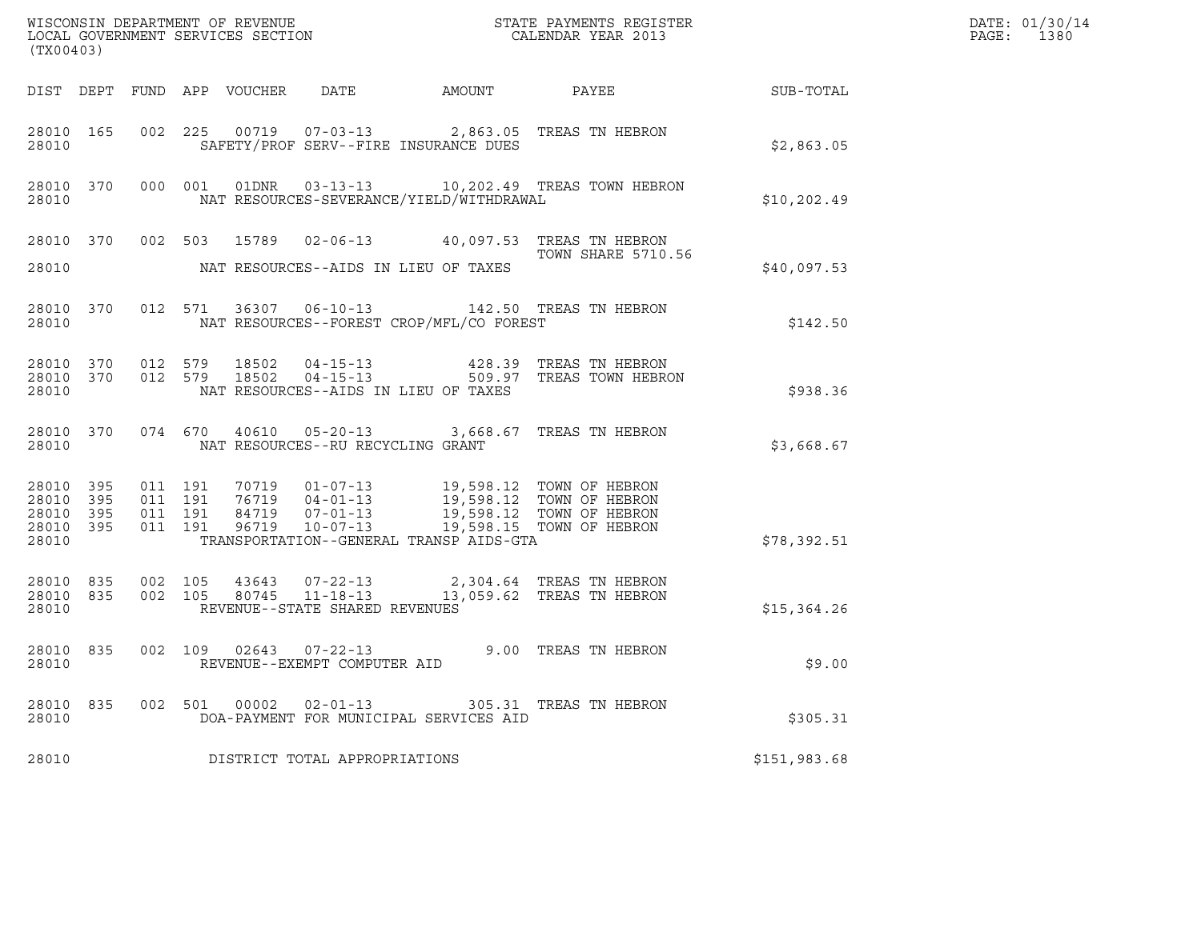WISCONSIN DEPARTMENT OF REVENUE
LOCAL GOVERNMENT SERVICES SECTION
(TX00403)

STATE PAYMENTS REGISTER
CALENDAR YEAR 2013

DATE: 01/30/14
PAGE: 1380

| DIST | DEPT | FUND | APP | VOUCHER | DATE | AMOUNT | PAYEE | SUB-TOTAL |
|---|---|---|---|---|---|---|---|---|
| 28010 | 165 | 002 | 225 | 00719 | 07-03-13 | 2,863.05 | TREAS TN HEBRON | |
| 28010 | | | | SAFETY/PROF SERV--FIRE INSURANCE DUES | | | | $2,863.05 |
| 28010 | 370 | 000 | 001 | 01DNR | 03-13-13 | 10,202.49 | TREAS TOWN HEBRON | |
| 28010 | | | | NAT RESOURCES-SEVERANCE/YIELD/WITHDRAWAL | | | | $10,202.49 |
| 28010 | 370 | 002 | 503 | 15789 | 02-06-13 | 40,097.53 | TREAS TN HEBRON TOWN SHARE 5710.56 | |
| 28010 | | | | NAT RESOURCES--AIDS IN LIEU OF TAXES | | | | $40,097.53 |
| 28010 | 370 | 012 | 571 | 36307 | 06-10-13 | 142.50 | TREAS TN HEBRON | |
| 28010 | | | | NAT RESOURCES--FOREST CROP/MFL/CO FOREST | | | | $142.50 |
| 28010 | 370 | 012 | 579 | 18502 | 04-15-13 | 428.39 | TREAS TN HEBRON | |
| 28010 | 370 | 012 | 579 | 18502 | 04-15-13 | 509.97 | TREAS TOWN HEBRON | |
| 28010 | | | | NAT RESOURCES--AIDS IN LIEU OF TAXES | | | | $938.36 |
| 28010 | 370 | 074 | 670 | 40610 | 05-20-13 | 3,668.67 | TREAS TN HEBRON | |
| 28010 | | | | NAT RESOURCES--RU RECYCLING GRANT | | | | $3,668.67 |
| 28010 | 395 | 011 | 191 | 70719 | 01-07-13 | 19,598.12 | TOWN OF HEBRON | |
| 28010 | 395 | 011 | 191 | 76719 | 04-01-13 | 19,598.12 | TOWN OF HEBRON | |
| 28010 | 395 | 011 | 191 | 84719 | 07-01-13 | 19,598.12 | TOWN OF HEBRON | |
| 28010 | 395 | 011 | 191 | 96719 | 10-07-13 | 19,598.15 | TOWN OF HEBRON | |
| 28010 | | | | TRANSPORTATION--GENERAL TRANSP AIDS-GTA | | | | $78,392.51 |
| 28010 | 835 | 002 | 105 | 43643 | 07-22-13 | 2,304.64 | TREAS TN HEBRON | |
| 28010 | 835 | 002 | 105 | 80745 | 11-18-13 | 13,059.62 | TREAS TN HEBRON | |
| 28010 | | | | REVENUE--STATE SHARED REVENUES | | | | $15,364.26 |
| 28010 | 835 | 002 | 109 | 02643 | 07-22-13 | 9.00 | TREAS TN HEBRON | |
| 28010 | | | | REVENUE--EXEMPT COMPUTER AID | | | | $9.00 |
| 28010 | 835 | 002 | 501 | 00002 | 02-01-13 | 305.31 | TREAS TN HEBRON | |
| 28010 | | | | DOA-PAYMENT FOR MUNICIPAL SERVICES AID | | | | $305.31 |
| 28010 | | | | DISTRICT TOTAL APPROPRIATIONS | | | | $151,983.68 |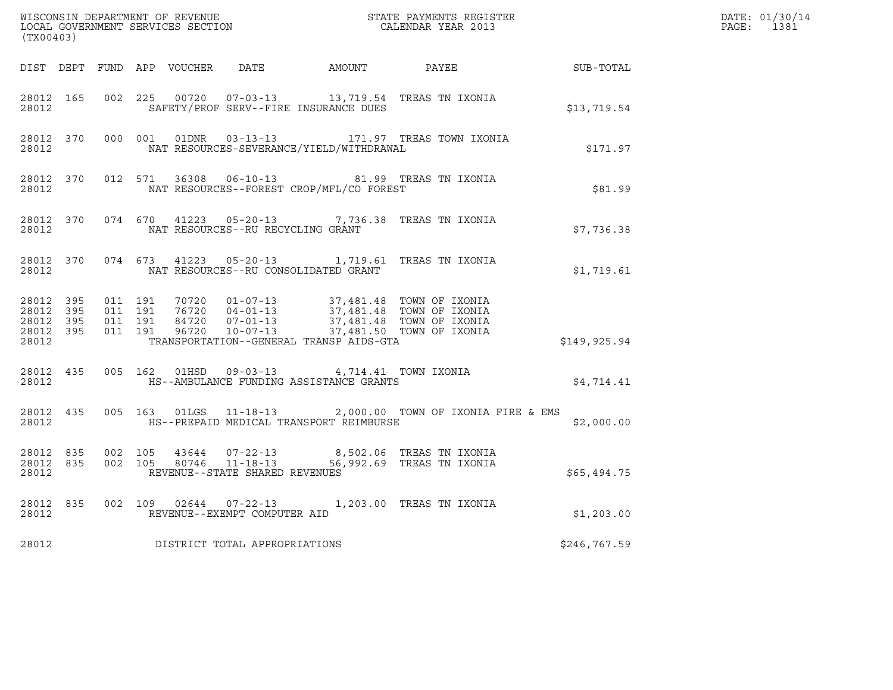WISCONSIN DEPARTMENT OF REVENUE
LOCAL GOVERNMENT SERVICES SECTION
(TX00403)

STATE PAYMENTS REGISTER
CALENDAR YEAR 2013

DATE: 01/30/14
PAGE: 1381

| DIST | DEPT | FUND | APP | VOUCHER | DATE | AMOUNT | PAYEE | SUB-TOTAL |
|---|---|---|---|---|---|---|---|---|
| 28012 | 165 | 002 | 225 | 00720 | 07-03-13 | 13,719.54 | TREAS TN IXONIA | |
| 28012 | | | | SAFETY/PROF SERV--FIRE INSURANCE DUES | | | | $13,719.54 |
| 28012 | 370 | 000 | 001 | 01DNR | 03-13-13 | 171.97 | TREAS TOWN IXONIA | |
| 28012 | | | | NAT RESOURCES-SEVERANCE/YIELD/WITHDRAWAL | | | | $171.97 |
| 28012 | 370 | 012 | 571 | 36308 | 06-10-13 | 81.99 | TREAS TN IXONIA | |
| 28012 | | | | NAT RESOURCES--FOREST CROP/MFL/CO FOREST | | | | $81.99 |
| 28012 | 370 | 074 | 670 | 41223 | 05-20-13 | 7,736.38 | TREAS TN IXONIA | |
| 28012 | | | | NAT RESOURCES--RU RECYCLING GRANT | | | | $7,736.38 |
| 28012 | 370 | 074 | 673 | 41223 | 05-20-13 | 1,719.61 | TREAS TN IXONIA | |
| 28012 | | | | NAT RESOURCES--RU CONSOLIDATED GRANT | | | | $1,719.61 |
| 28012 | 395 | 011 | 191 | 70720 | 01-07-13 | 37,481.48 | TOWN OF IXONIA | |
| 28012 | 395 | 011 | 191 | 76720 | 04-01-13 | 37,481.48 | TOWN OF IXONIA | |
| 28012 | 395 | 011 | 191 | 84720 | 07-01-13 | 37,481.48 | TOWN OF IXONIA | |
| 28012 | 395 | 011 | 191 | 96720 | 10-07-13 | 37,481.50 | TOWN OF IXONIA | |
| 28012 | | | | TRANSPORTATION--GENERAL TRANSP AIDS-GTA | | | | $149,925.94 |
| 28012 | 435 | 005 | 162 | 01HSD | 09-03-13 | 4,714.41 | TOWN IXONIA | |
| 28012 | | | | HS--AMBULANCE FUNDING ASSISTANCE GRANTS | | | | $4,714.41 |
| 28012 | 435 | 005 | 163 | 01LGS | 11-18-13 | 2,000.00 | TOWN OF IXONIA FIRE & EMS | |
| 28012 | | | | HS--PREPAID MEDICAL TRANSPORT REIMBURSE | | | | $2,000.00 |
| 28012 | 835 | 002 | 105 | 43644 | 07-22-13 | 8,502.06 | TREAS TN IXONIA | |
| 28012 | 835 | 002 | 105 | 80746 | 11-18-13 | 56,992.69 | TREAS TN IXONIA | |
| 28012 | | | | REVENUE--STATE SHARED REVENUES | | | | $65,494.75 |
| 28012 | 835 | 002 | 109 | 02644 | 07-22-13 | 1,203.00 | TREAS TN IXONIA | |
| 28012 | | | | REVENUE--EXEMPT COMPUTER AID | | | | $1,203.00 |
| 28012 | | | | DISTRICT TOTAL APPROPRIATIONS | | | | $246,767.59 |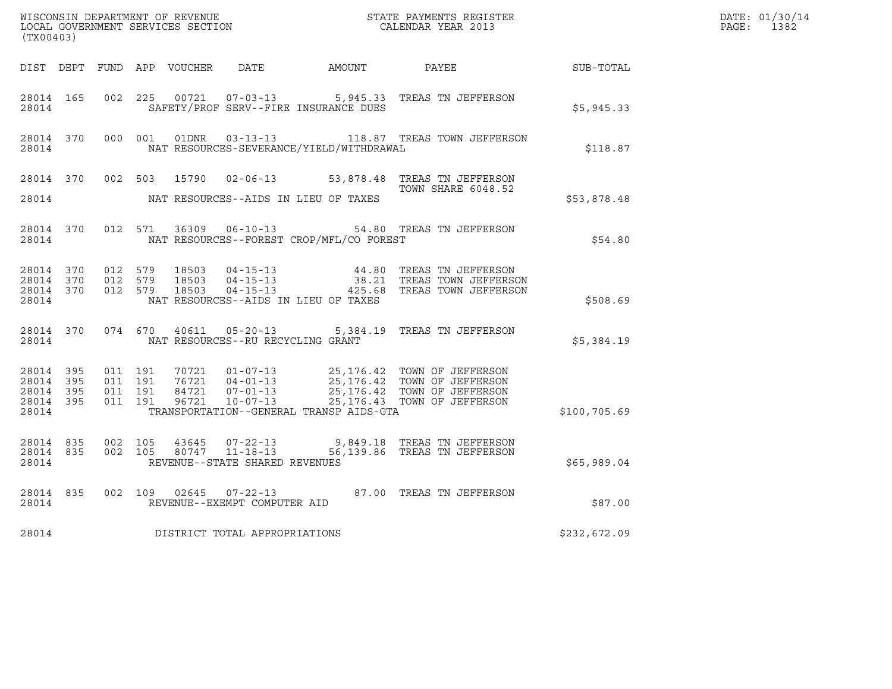WISCONSIN DEPARTMENT OF REVENUE
LOCAL GOVERNMENT SERVICES SECTION
(TX00403)

STATE PAYMENTS REGISTER
CALENDAR YEAR 2013

DATE: 01/30/14
PAGE: 1382

| DIST | DEPT | FUND | APP | VOUCHER | DATE | AMOUNT | PAYEE | SUB-TOTAL |
|---|---|---|---|---|---|---|---|---|
| 28014 | 165 | 002 | 225 | 00721 | 07-03-13 | 5,945.33 | TREAS TN JEFFERSON | |
| 28014 | | | | SAFETY/PROF SERV--FIRE INSURANCE DUES | | | | $5,945.33 |
| 28014 | 370 | 000 | 001 | 01DNR | 03-13-13 | 118.87 | TREAS TOWN JEFFERSON | |
| 28014 | | | | NAT RESOURCES-SEVERANCE/YIELD/WITHDRAWAL | | | | $118.87 |
| 28014 | 370 | 002 | 503 | 15790 | 02-06-13 | 53,878.48 | TREAS TN JEFFERSON TOWN SHARE 6048.52 | |
| 28014 | | | | NAT RESOURCES--AIDS IN LIEU OF TAXES | | | | $53,878.48 |
| 28014 | 370 | 012 | 571 | 36309 | 06-10-13 | 54.80 | TREAS TN JEFFERSON | |
| 28014 | | | | NAT RESOURCES--FOREST CROP/MFL/CO FOREST | | | | $54.80 |
| 28014 | 370 | 012 | 579 | 18503 | 04-15-13 | 44.80 | TREAS TN JEFFERSON | |
| 28014 | 370 | 012 | 579 | 18503 | 04-15-13 | 38.21 | TREAS TOWN JEFFERSON | |
| 28014 | 370 | 012 | 579 | 18503 | 04-15-13 | 425.68 | TREAS TOWN JEFFERSON | |
| 28014 | | | | NAT RESOURCES--AIDS IN LIEU OF TAXES | | | | $508.69 |
| 28014 | 370 | 074 | 670 | 40611 | 05-20-13 | 5,384.19 | TREAS TN JEFFERSON | |
| 28014 | | | | NAT RESOURCES--RU RECYCLING GRANT | | | | $5,384.19 |
| 28014 | 395 | 011 | 191 | 70721 | 01-07-13 | 25,176.42 | TOWN OF JEFFERSON | |
| 28014 | 395 | 011 | 191 | 76721 | 04-01-13 | 25,176.42 | TOWN OF JEFFERSON | |
| 28014 | 395 | 011 | 191 | 84721 | 07-01-13 | 25,176.42 | TOWN OF JEFFERSON | |
| 28014 | 395 | 011 | 191 | 96721 | 10-07-13 | 25,176.43 | TOWN OF JEFFERSON | |
| 28014 | | | | TRANSPORTATION--GENERAL TRANSP AIDS-GTA | | | | $100,705.69 |
| 28014 | 835 | 002 | 105 | 43645 | 07-22-13 | 9,849.18 | TREAS TN JEFFERSON | |
| 28014 | 835 | 002 | 105 | 80747 | 11-18-13 | 56,139.86 | TREAS TN JEFFERSON | |
| 28014 | | | | REVENUE--STATE SHARED REVENUES | | | | $65,989.04 |
| 28014 | 835 | 002 | 109 | 02645 | 07-22-13 | 87.00 | TREAS TN JEFFERSON | |
| 28014 | | | | REVENUE--EXEMPT COMPUTER AID | | | | $87.00 |
| 28014 | | | | DISTRICT TOTAL APPROPRIATIONS | | | | $232,672.09 |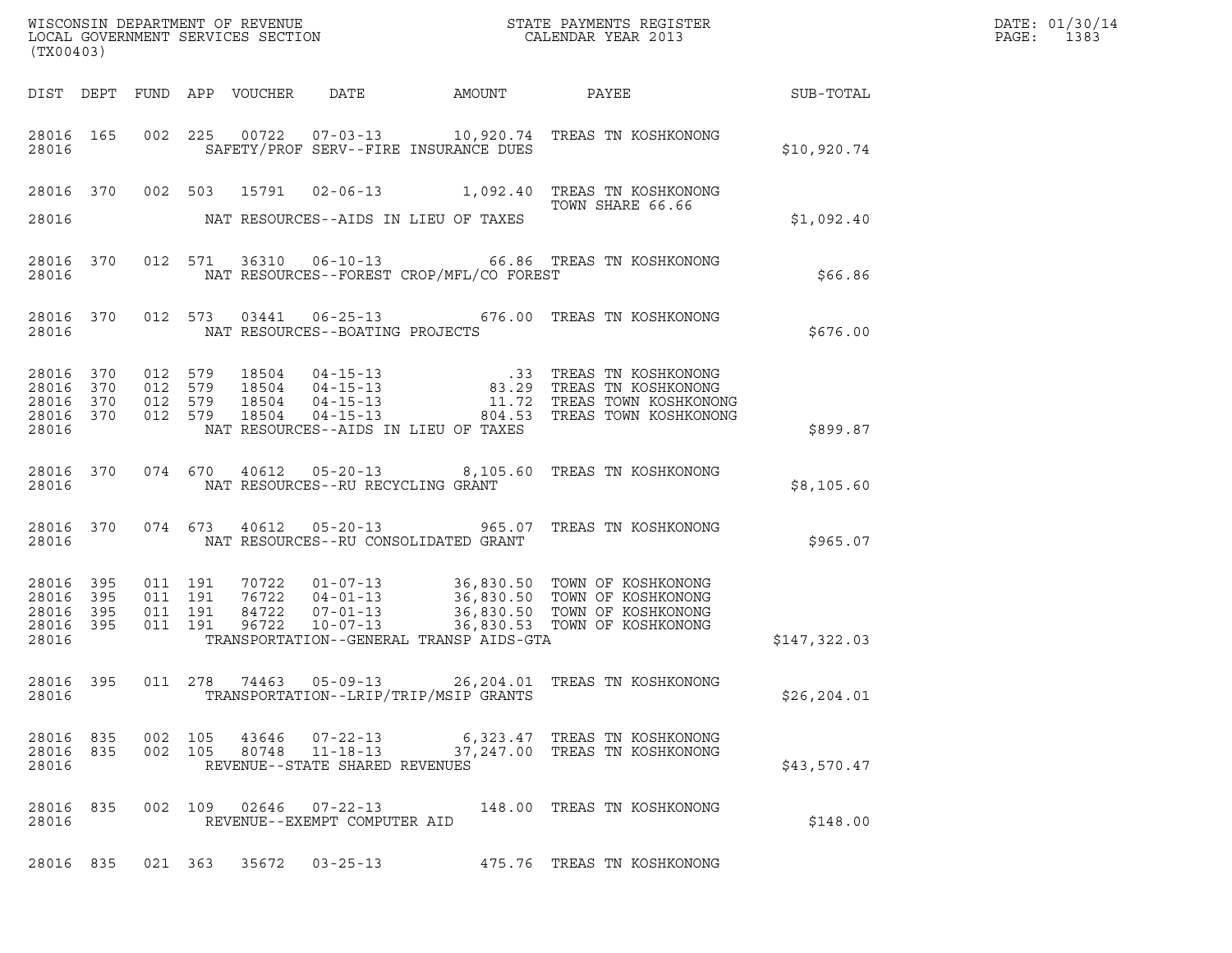WISCONSIN DEPARTMENT OF REVENUE
LOCAL GOVERNMENT SERVICES SECTION
(TX00403)

STATE PAYMENTS REGISTER
CALENDAR YEAR 2013

| DIST | DEPT | FUND | APP | VOUCHER | DATE | AMOUNT | PAYEE | SUB-TOTAL |
|---|---|---|---|---|---|---|---|---|
| 28016 | 165 | 002 | 225 | 00722 | 07-03-13 | 10,920.74 | TREAS TN KOSHKONONG | |
| 28016 | | | | | SAFETY/PROF SERV--FIRE INSURANCE DUES | | | $10,920.74 |
| 28016 | 370 | 002 | 503 | 15791 | 02-06-13 | 1,092.40 | TREAS TN KOSHKONONG TOWN SHARE 66.66 | |
| 28016 | | | | | NAT RESOURCES--AIDS IN LIEU OF TAXES | | | $1,092.40 |
| 28016 | 370 | 012 | 571 | 36310 | 06-10-13 | 66.86 | TREAS TN KOSHKONONG | |
| 28016 | | | | | NAT RESOURCES--FOREST CROP/MFL/CO FOREST | | | $66.86 |
| 28016 | 370 | 012 | 573 | 03441 | 06-25-13 | 676.00 | TREAS TN KOSHKONONG | |
| 28016 | | | | | NAT RESOURCES--BOATING PROJECTS | | | $676.00 |
| 28016 | 370 | 012 | 579 | 18504 | 04-15-13 | .33 | TREAS TN KOSHKONONG | |
| 28016 | 370 | 012 | 579 | 18504 | 04-15-13 | 83.29 | TREAS TN KOSHKONONG | |
| 28016 | 370 | 012 | 579 | 18504 | 04-15-13 | 11.72 | TREAS TOWN KOSHKONONG | |
| 28016 | 370 | 012 | 579 | 18504 | 04-15-13 | 804.53 | TREAS TOWN KOSHKONONG | |
| 28016 | | | | | NAT RESOURCES--AIDS IN LIEU OF TAXES | | | $899.87 |
| 28016 | 370 | 074 | 670 | 40612 | 05-20-13 | 8,105.60 | TREAS TN KOSHKONONG | |
| 28016 | | | | | NAT RESOURCES--RU RECYCLING GRANT | | | $8,105.60 |
| 28016 | 370 | 074 | 673 | 40612 | 05-20-13 | 965.07 | TREAS TN KOSHKONONG | |
| 28016 | | | | | NAT RESOURCES--RU CONSOLIDATED GRANT | | | $965.07 |
| 28016 | 395 | 011 | 191 | 70722 | 01-07-13 | 36,830.50 | TOWN OF KOSHKONONG | |
| 28016 | 395 | 011 | 191 | 76722 | 04-01-13 | 36,830.50 | TOWN OF KOSHKONONG | |
| 28016 | 395 | 011 | 191 | 84722 | 07-01-13 | 36,830.50 | TOWN OF KOSHKONONG | |
| 28016 | 395 | 011 | 191 | 96722 | 10-07-13 | 36,830.53 | TOWN OF KOSHKONONG | |
| 28016 | | | | | TRANSPORTATION--GENERAL TRANSP AIDS-GTA | | | $147,322.03 |
| 28016 | 395 | 011 | 278 | 74463 | 05-09-13 | 26,204.01 | TREAS TN KOSHKONONG | |
| 28016 | | | | | TRANSPORTATION--LRIP/TRIP/MSIP GRANTS | | | $26,204.01 |
| 28016 | 835 | 002 | 105 | 43646 | 07-22-13 | 6,323.47 | TREAS TN KOSHKONONG | |
| 28016 | 835 | 002 | 105 | 80748 | 11-18-13 | 37,247.00 | TREAS TN KOSHKONONG | |
| 28016 | | | | | REVENUE--STATE SHARED REVENUES | | | $43,570.47 |
| 28016 | 835 | 002 | 109 | 02646 | 07-22-13 | 148.00 | TREAS TN KOSHKONONG | |
| 28016 | | | | | REVENUE--EXEMPT COMPUTER AID | | | $148.00 |
| 28016 | 835 | 021 | 363 | 35672 | 03-25-13 | 475.76 | TREAS TN KOSHKONONG | |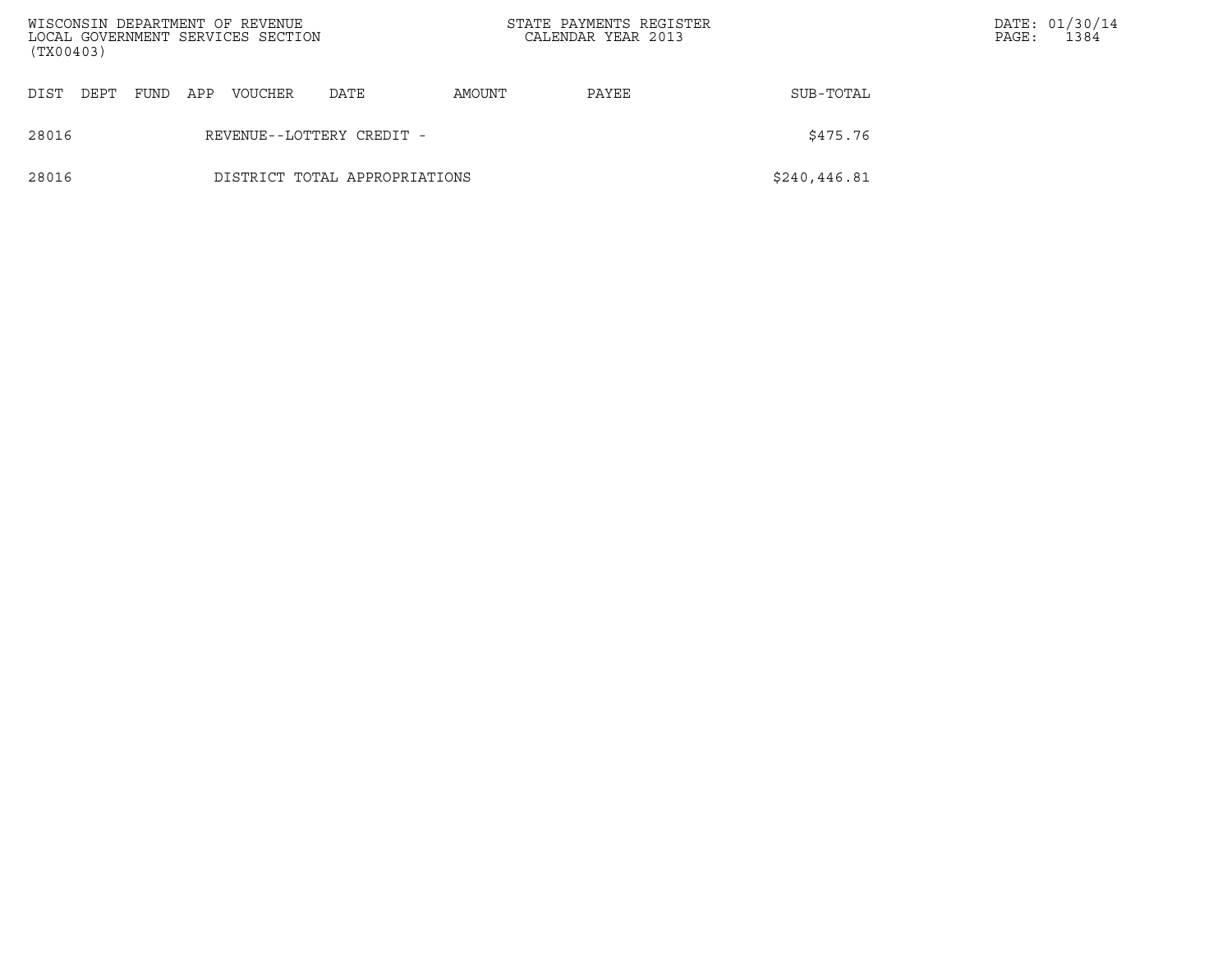| DIST | DEPT | FUND | APP | VOUCHER | DATE | AMOUNT | PAYEE | SUB-TOTAL |
|---|---|---|---|---|---|---|---|---|
| 28016 | | | REVENUE--LOTTERY CREDIT - | | | | | $475.76 |
| 28016 | | | DISTRICT TOTAL APPROPRIATIONS | | | | | $240,446.81 |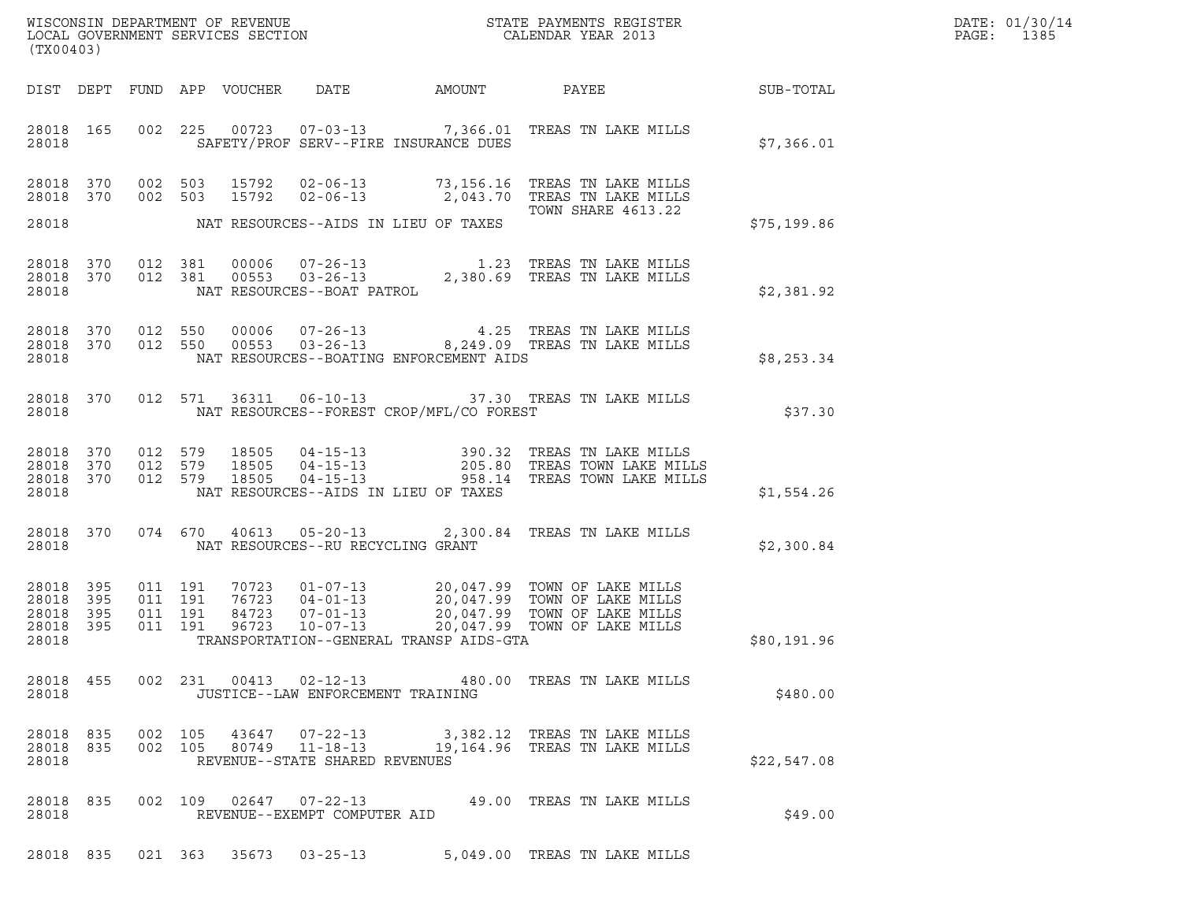WISCONSIN DEPARTMENT OF REVENUE
LOCAL GOVERNMENT SERVICES SECTION
(TX00403)

STATE PAYMENTS REGISTER
CALENDAR YEAR 2013

DATE: 01/30/14

| DIST | DEPT | FUND | APP | VOUCHER | DATE | AMOUNT | PAYEE | SUB-TOTAL |
|---|---|---|---|---|---|---|---|---|
| 28018 | 165 | 002 | 225 | 00723 | 07-03-13 | 7,366.01 | TREAS TN LAKE MILLS | |
| 28018 | | | | | SAFETY/PROF SERV--FIRE INSURANCE DUES | | | $7,366.01 |
| 28018 | 370 | 002 | 503 | 15792 | 02-06-13 | 73,156.16 | TREAS TN LAKE MILLS | |
| 28018 | 370 | 002 | 503 | 15792 | 02-06-13 | 2,043.70 | TREAS TN LAKE MILLS TOWN SHARE 4613.22 | |
| 28018 | | | | | NAT RESOURCES--AIDS IN LIEU OF TAXES | | | $75,199.86 |
| 28018 | 370 | 012 | 381 | 00006 | 07-26-13 | 1.23 | TREAS TN LAKE MILLS | |
| 28018 | 370 | 012 | 381 | 00553 | 03-26-13 | 2,380.69 | TREAS TN LAKE MILLS | |
| 28018 | | | | | NAT RESOURCES--BOAT PATROL | | | $2,381.92 |
| 28018 | 370 | 012 | 550 | 00006 | 07-26-13 | 4.25 | TREAS TN LAKE MILLS | |
| 28018 | 370 | 012 | 550 | 00553 | 03-26-13 | 8,249.09 | TREAS TN LAKE MILLS | |
| 28018 | | | | | NAT RESOURCES--BOATING ENFORCEMENT AIDS | | | $8,253.34 |
| 28018 | 370 | 012 | 571 | 36311 | 06-10-13 | 37.30 | TREAS TN LAKE MILLS | |
| 28018 | | | | | NAT RESOURCES--FOREST CROP/MFL/CO FOREST | | | $37.30 |
| 28018 | 370 | 012 | 579 | 18505 | 04-15-13 | 390.32 | TREAS TN LAKE MILLS | |
| 28018 | 370 | 012 | 579 | 18505 | 04-15-13 | 205.80 | TREAS TOWN LAKE MILLS | |
| 28018 | 370 | 012 | 579 | 18505 | 04-15-13 | 958.14 | TREAS TOWN LAKE MILLS | |
| 28018 | | | | | NAT RESOURCES--AIDS IN LIEU OF TAXES | | | $1,554.26 |
| 28018 | 370 | 074 | 670 | 40613 | 05-20-13 | 2,300.84 | TREAS TN LAKE MILLS | |
| 28018 | | | | | NAT RESOURCES--RU RECYCLING GRANT | | | $2,300.84 |
| 28018 | 395 | 011 | 191 | 70723 | 01-07-13 | 20,047.99 | TOWN OF LAKE MILLS | |
| 28018 | 395 | 011 | 191 | 76723 | 04-01-13 | 20,047.99 | TOWN OF LAKE MILLS | |
| 28018 | 395 | 011 | 191 | 84723 | 07-01-13 | 20,047.99 | TOWN OF LAKE MILLS | |
| 28018 | 395 | 011 | 191 | 96723 | 10-07-13 | 20,047.99 | TOWN OF LAKE MILLS | |
| 28018 | | | | | TRANSPORTATION--GENERAL TRANSP AIDS-GTA | | | $80,191.96 |
| 28018 | 455 | 002 | 231 | 00413 | 02-12-13 | 480.00 | TREAS TN LAKE MILLS | |
| 28018 | | | | | JUSTICE--LAW ENFORCEMENT TRAINING | | | $480.00 |
| 28018 | 835 | 002 | 105 | 43647 | 07-22-13 | 3,382.12 | TREAS TN LAKE MILLS | |
| 28018 | 835 | 002 | 105 | 80749 | 11-18-13 | 19,164.96 | TREAS TN LAKE MILLS | |
| 28018 | | | | | REVENUE--STATE SHARED REVENUES | | | $22,547.08 |
| 28018 | 835 | 002 | 109 | 02647 | 07-22-13 | 49.00 | TREAS TN LAKE MILLS | |
| 28018 | | | | | REVENUE--EXEMPT COMPUTER AID | | | $49.00 |
| 28018 | 835 | 021 | 363 | 35673 | 03-25-13 | 5,049.00 | TREAS TN LAKE MILLS | |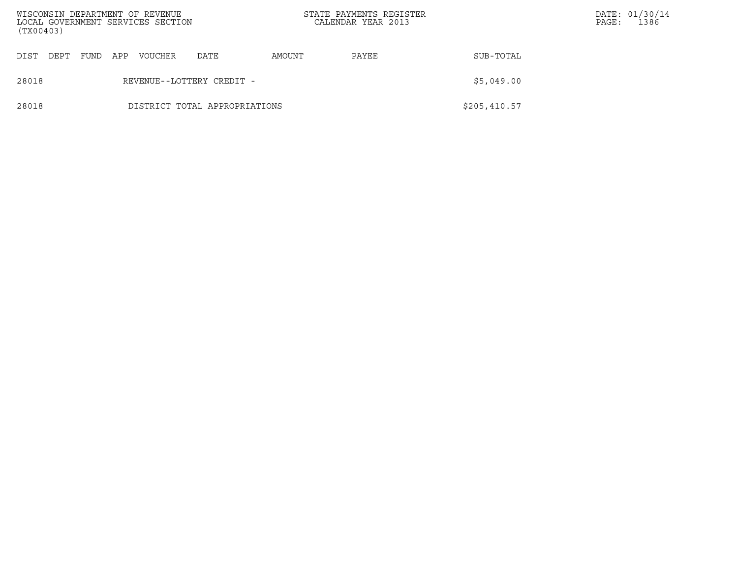| DIST | DEPT | FUND | APP | VOUCHER | DATE | AMOUNT | PAYEE | SUB-TOTAL |
|---|---|---|---|---|---|---|---|---|
| 28018 | | | | REVENUE--LOTTERY CREDIT - | | | | $5,049.00 |
| 28018 | | | | DISTRICT TOTAL APPROPRIATIONS | | | | $205,410.57 |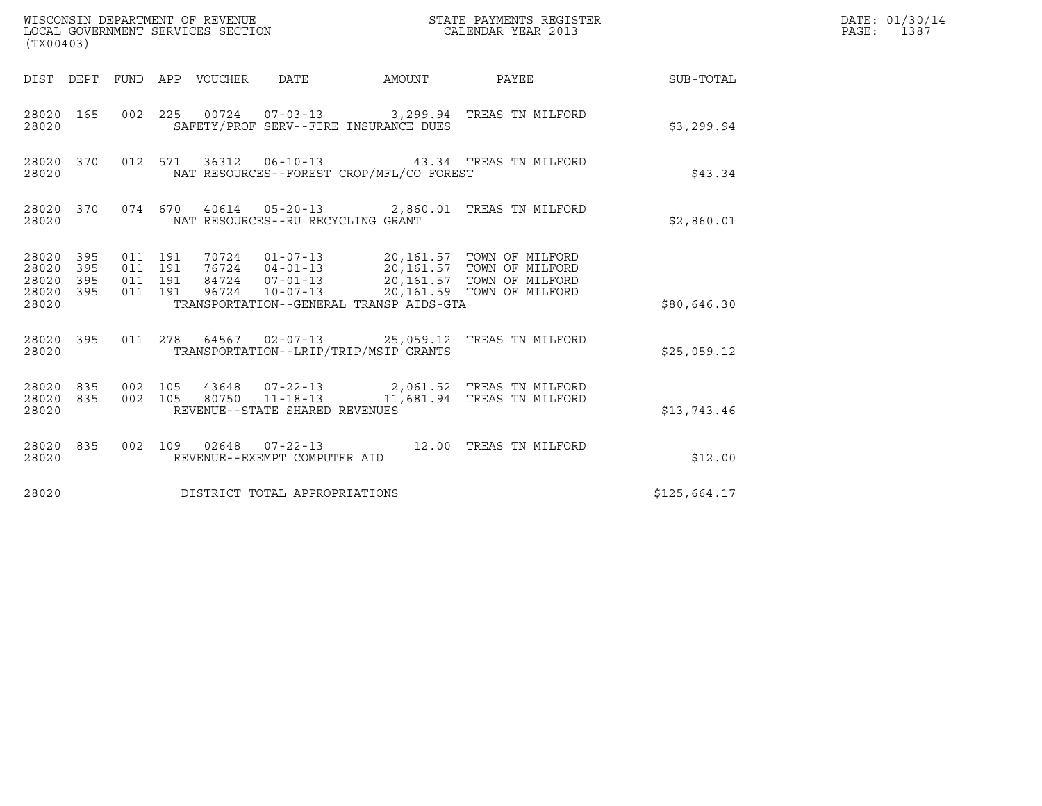WISCONSIN DEPARTMENT OF REVENUE
LOCAL GOVERNMENT SERVICES SECTION
(TX00403)

STATE PAYMENTS REGISTER
CALENDAR YEAR 2013

DATE: 01/30/14

| DIST | DEPT | FUND | APP | VOUCHER | DATE | AMOUNT | PAYEE | SUB-TOTAL |
|---|---|---|---|---|---|---|---|---|
| 28020 | 165 | 002 | 225 | 00724 | 07-03-13 | 3,299.94 | TREAS TN MILFORD | |
| 28020 | | | | SAFETY/PROF SERV--FIRE INSURANCE DUES | | | | $3,299.94 |
| 28020 | 370 | 012 | 571 | 36312 | 06-10-13 | 43.34 | TREAS TN MILFORD | |
| 28020 | | | | NAT RESOURCES--FOREST CROP/MFL/CO FOREST | | | | $43.34 |
| 28020 | 370 | 074 | 670 | 40614 | 05-20-13 | 2,860.01 | TREAS TN MILFORD | |
| 28020 | | | | NAT RESOURCES--RU RECYCLING GRANT | | | | $2,860.01 |
| 28020 | 395 | 011 | 191 | 70724 | 01-07-13 | 20,161.57 | TOWN OF MILFORD | |
| 28020 | 395 | 011 | 191 | 76724 | 04-01-13 | 20,161.57 | TOWN OF MILFORD | |
| 28020 | 395 | 011 | 191 | 84724 | 07-01-13 | 20,161.57 | TOWN OF MILFORD | |
| 28020 | 395 | 011 | 191 | 96724 | 10-07-13 | 20,161.59 | TOWN OF MILFORD | |
| 28020 | | | | TRANSPORTATION--GENERAL TRANSP AIDS-GTA | | | | $80,646.30 |
| 28020 | 395 | 011 | 278 | 64567 | 02-07-13 | 25,059.12 | TREAS TN MILFORD | |
| 28020 | | | | TRANSPORTATION--LRIP/TRIP/MSIP GRANTS | | | | $25,059.12 |
| 28020 | 835 | 002 | 105 | 43648 | 07-22-13 | 2,061.52 | TREAS TN MILFORD | |
| 28020 | 835 | 002 | 105 | 80750 | 11-18-13 | 11,681.94 | TREAS TN MILFORD | |
| 28020 | | | | REVENUE--STATE SHARED REVENUES | | | | $13,743.46 |
| 28020 | 835 | 002 | 109 | 02648 | 07-22-13 | 12.00 | TREAS TN MILFORD | |
| 28020 | | | | REVENUE--EXEMPT COMPUTER AID | | | | $12.00 |
| 28020 | | | | DISTRICT TOTAL APPROPRIATIONS | | | | $125,664.17 |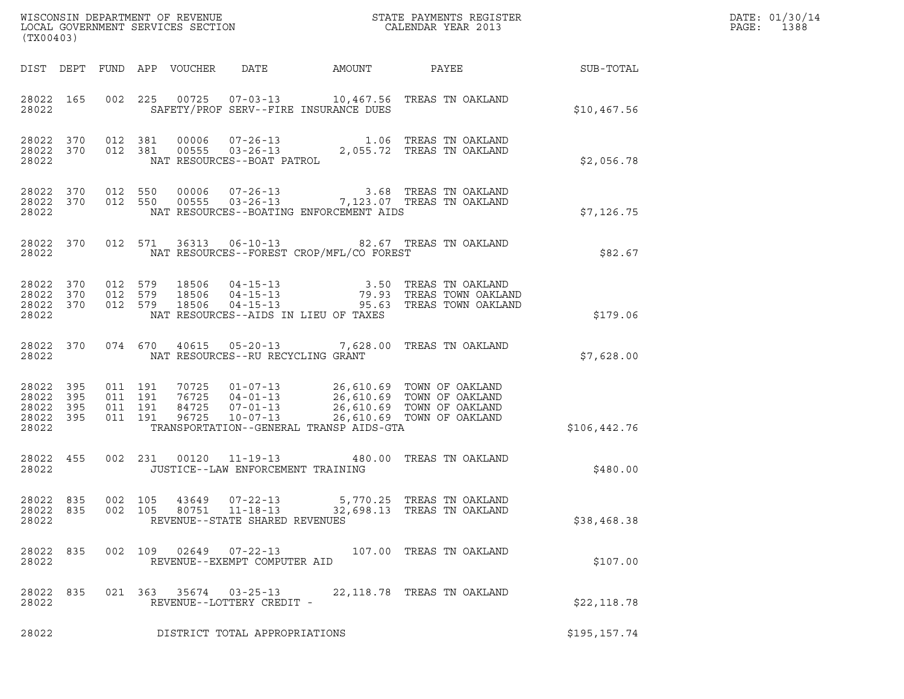WISCONSIN DEPARTMENT OF REVENUE
LOCAL GOVERNMENT SERVICES SECTION
(TX00403)

STATE PAYMENTS REGISTER
CALENDAR YEAR 2013

| DIST | DEPT | FUND | APP | VOUCHER | DATE | AMOUNT | PAYEE | SUB-TOTAL |
|---|---|---|---|---|---|---|---|---|
| 28022 | 165 | 002 | 225 | 00725 | 07-03-13 | 10,467.56 | TREAS TN OAKLAND | |
| 28022 | | | | SAFETY/PROF SERV--FIRE INSURANCE DUES | | | | $10,467.56 |
| 28022 | 370 | 012 | 381 | 00006 | 07-26-13 | 1.06 | TREAS TN OAKLAND | |
| 28022 | 370 | 012 | 381 | 00555 | 03-26-13 | 2,055.72 | TREAS TN OAKLAND | |
| 28022 | | | | NAT RESOURCES--BOAT PATROL | | | | $2,056.78 |
| 28022 | 370 | 012 | 550 | 00006 | 07-26-13 | 3.68 | TREAS TN OAKLAND | |
| 28022 | 370 | 012 | 550 | 00555 | 03-26-13 | 7,123.07 | TREAS TN OAKLAND | |
| 28022 | | | | NAT RESOURCES--BOATING ENFORCEMENT AIDS | | | | $7,126.75 |
| 28022 | 370 | 012 | 571 | 36313 | 06-10-13 | 82.67 | TREAS TN OAKLAND | |
| 28022 | | | | NAT RESOURCES--FOREST CROP/MFL/CO FOREST | | | | $82.67 |
| 28022 | 370 | 012 | 579 | 18506 | 04-15-13 | 3.50 | TREAS TN OAKLAND | |
| 28022 | 370 | 012 | 579 | 18506 | 04-15-13 | 79.93 | TREAS TOWN OAKLAND | |
| 28022 | 370 | 012 | 579 | 18506 | 04-15-13 | 95.63 | TREAS TOWN OAKLAND | |
| 28022 | | | | NAT RESOURCES--AIDS IN LIEU OF TAXES | | | | $179.06 |
| 28022 | 370 | 074 | 670 | 40615 | 05-20-13 | 7,628.00 | TREAS TN OAKLAND | |
| 28022 | | | | NAT RESOURCES--RU RECYCLING GRANT | | | | $7,628.00 |
| 28022 | 395 | 011 | 191 | 70725 | 01-07-13 | 26,610.69 | TOWN OF OAKLAND | |
| 28022 | 395 | 011 | 191 | 76725 | 04-01-13 | 26,610.69 | TOWN OF OAKLAND | |
| 28022 | 395 | 011 | 191 | 84725 | 07-01-13 | 26,610.69 | TOWN OF OAKLAND | |
| 28022 | 395 | 011 | 191 | 96725 | 10-07-13 | 26,610.69 | TOWN OF OAKLAND | |
| 28022 | | | | TRANSPORTATION--GENERAL TRANSP AIDS-GTA | | | | $106,442.76 |
| 28022 | 455 | 002 | 231 | 00120 | 11-19-13 | 480.00 | TREAS TN OAKLAND | |
| 28022 | | | | JUSTICE--LAW ENFORCEMENT TRAINING | | | | $480.00 |
| 28022 | 835 | 002 | 105 | 43649 | 07-22-13 | 5,770.25 | TREAS TN OAKLAND | |
| 28022 | 835 | 002 | 105 | 80751 | 11-18-13 | 32,698.13 | TREAS TN OAKLAND | |
| 28022 | | | | REVENUE--STATE SHARED REVENUES | | | | $38,468.38 |
| 28022 | 835 | 002 | 109 | 02649 | 07-22-13 | 107.00 | TREAS TN OAKLAND | |
| 28022 | | | | REVENUE--EXEMPT COMPUTER AID | | | | $107.00 |
| 28022 | 835 | 021 | 363 | 35674 | 03-25-13 | 22,118.78 | TREAS TN OAKLAND | |
| 28022 | | | | REVENUE--LOTTERY CREDIT - | | | | $22,118.78 |
| 28022 | | | | DISTRICT TOTAL APPROPRIATIONS | | | | $195,157.74 |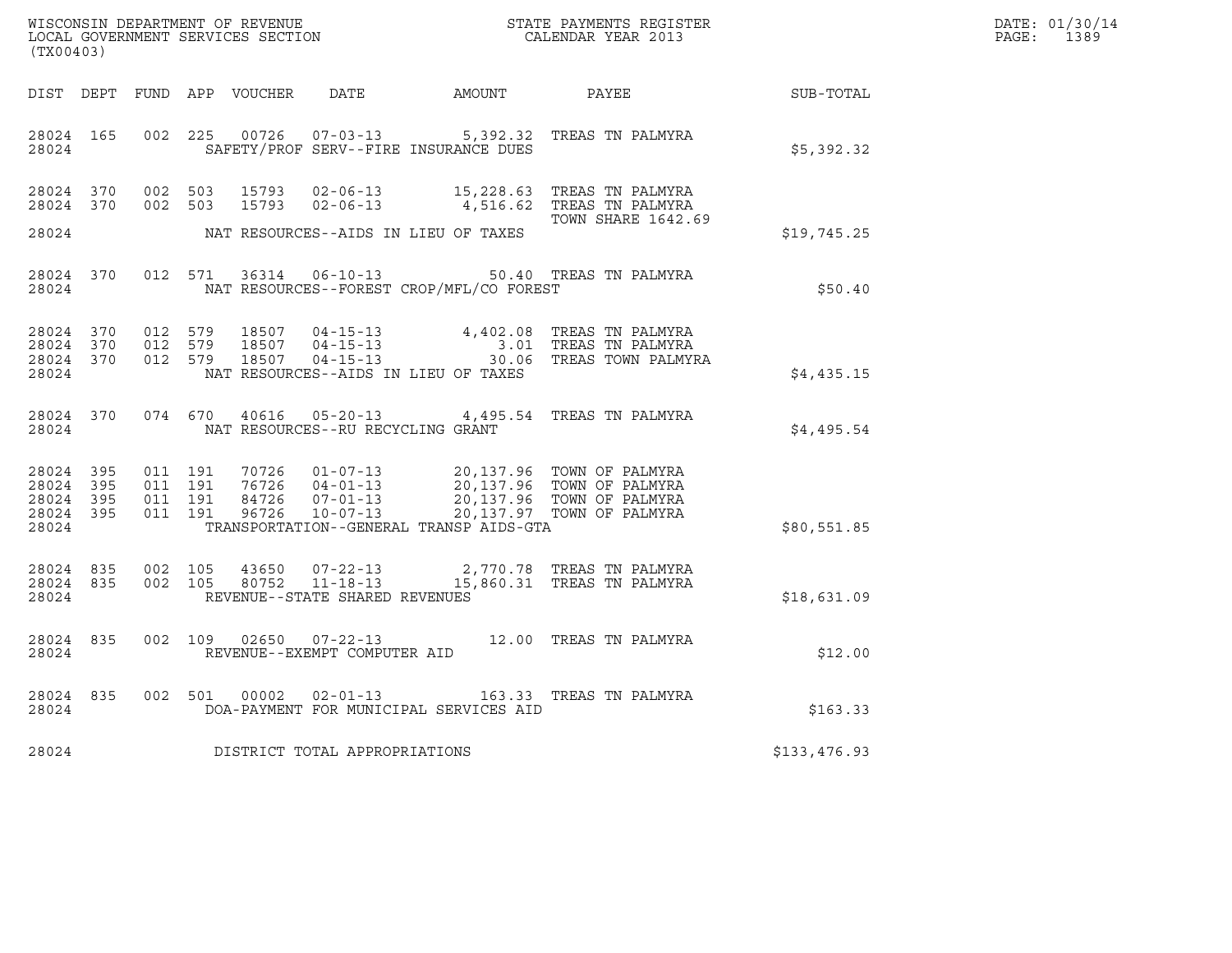WISCONSIN DEPARTMENT OF REVENUE
LOCAL GOVERNMENT SERVICES SECTION
(TX00403)

STATE PAYMENTS REGISTER
CALENDAR YEAR 2013

DATE: 01/30/14
PAGE: 1389

| DIST | DEPT | FUND | APP | VOUCHER | DATE | AMOUNT | PAYEE | SUB-TOTAL |
|---|---|---|---|---|---|---|---|---|
| 28024 | 165 | 002 | 225 | 00726 | 07-03-13 | 5,392.32 | TREAS TN PALMYRA | |
| 28024 | | | | SAFETY/PROF SERV--FIRE INSURANCE DUES | | | | $5,392.32 |
| 28024 | 370 | 002 | 503 | 15793 | 02-06-13 | 15,228.63 | TREAS TN PALMYRA | |
| 28024 | 370 | 002 | 503 | 15793 | 02-06-13 | 4,516.62 | TREAS TN PALMYRA TOWN SHARE 1642.69 | |
| 28024 | | | | NAT RESOURCES--AIDS IN LIEU OF TAXES | | | | $19,745.25 |
| 28024 | 370 | 012 | 571 | 36314 | 06-10-13 | 50.40 | TREAS TN PALMYRA | |
| 28024 | | | | NAT RESOURCES--FOREST CROP/MFL/CO FOREST | | | | $50.40 |
| 28024 | 370 | 012 | 579 | 18507 | 04-15-13 | 4,402.08 | TREAS TN PALMYRA | |
| 28024 | 370 | 012 | 579 | 18507 | 04-15-13 | 3.01 | TREAS TN PALMYRA | |
| 28024 | 370 | 012 | 579 | 18507 | 04-15-13 | 30.06 | TREAS TOWN PALMYRA | |
| 28024 | | | | NAT RESOURCES--AIDS IN LIEU OF TAXES | | | | $4,435.15 |
| 28024 | 370 | 074 | 670 | 40616 | 05-20-13 | 4,495.54 | TREAS TN PALMYRA | |
| 28024 | | | | NAT RESOURCES--RU RECYCLING GRANT | | | | $4,495.54 |
| 28024 | 395 | 011 | 191 | 70726 | 01-07-13 | 20,137.96 | TOWN OF PALMYRA | |
| 28024 | 395 | 011 | 191 | 76726 | 04-01-13 | 20,137.96 | TOWN OF PALMYRA | |
| 28024 | 395 | 011 | 191 | 84726 | 07-01-13 | 20,137.96 | TOWN OF PALMYRA | |
| 28024 | 395 | 011 | 191 | 96726 | 10-07-13 | 20,137.97 | TOWN OF PALMYRA | |
| 28024 | | | | TRANSPORTATION--GENERAL TRANSP AIDS-GTA | | | | $80,551.85 |
| 28024 | 835 | 002 | 105 | 43650 | 07-22-13 | 2,770.78 | TREAS TN PALMYRA | |
| 28024 | 835 | 002 | 105 | 80752 | 11-18-13 | 15,860.31 | TREAS TN PALMYRA | |
| 28024 | | | | REVENUE--STATE SHARED REVENUES | | | | $18,631.09 |
| 28024 | 835 | 002 | 109 | 02650 | 07-22-13 | 12.00 | TREAS TN PALMYRA | |
| 28024 | | | | REVENUE--EXEMPT COMPUTER AID | | | | $12.00 |
| 28024 | 835 | 002 | 501 | 00002 | 02-01-13 | 163.33 | TREAS TN PALMYRA | |
| 28024 | | | | DOA-PAYMENT FOR MUNICIPAL SERVICES AID | | | | $163.33 |
| 28024 | | | | DISTRICT TOTAL APPROPRIATIONS | | | | $133,476.93 |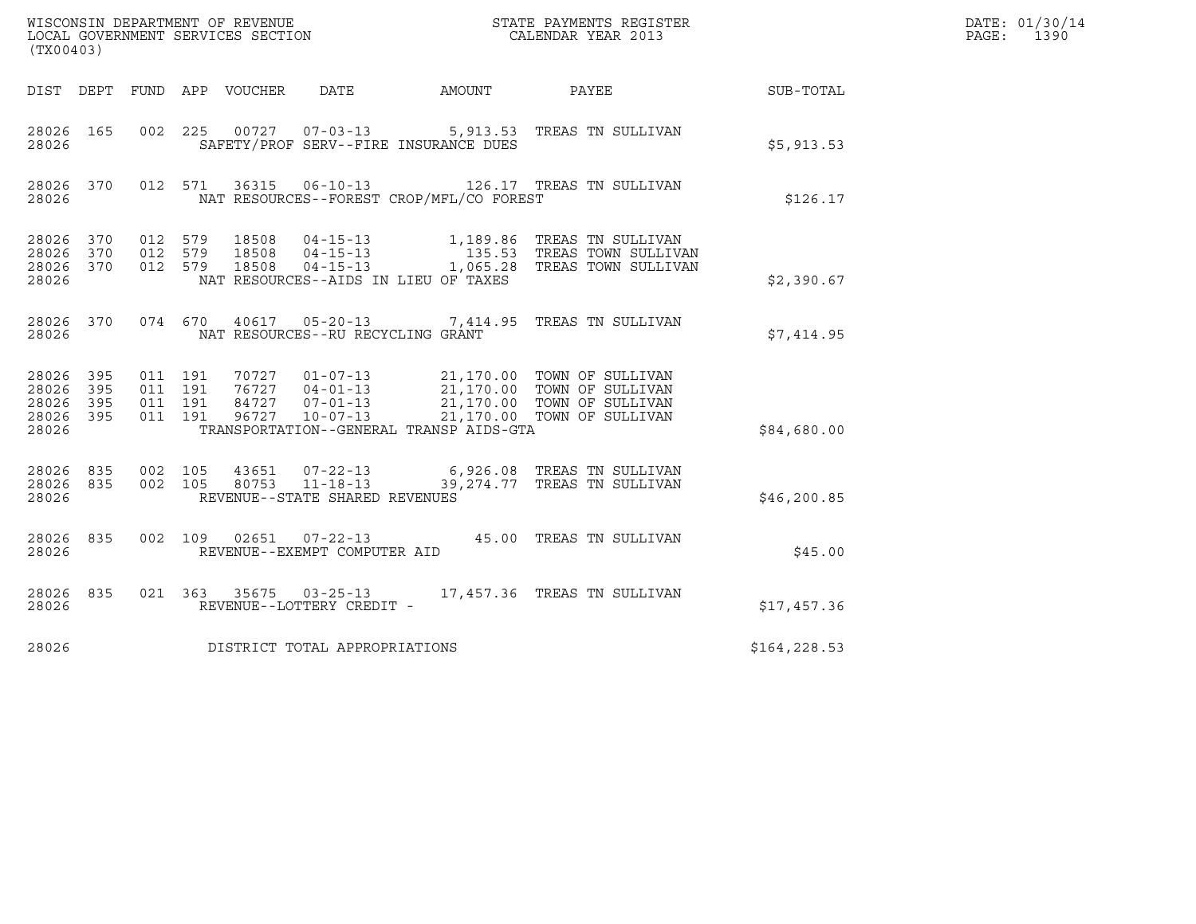WISCONSIN DEPARTMENT OF REVENUE
LOCAL GOVERNMENT SERVICES SECTION
(TX00403)

STATE PAYMENTS REGISTER
CALENDAR YEAR 2013

DATE: 01/30/14
PAGE: 1390

| DIST | DEPT | FUND | APP | VOUCHER | DATE | AMOUNT | PAYEE | SUB-TOTAL |
|---|---|---|---|---|---|---|---|---|
| 28026 | 165 | 002 | 225 | 00727 | 07-03-13 | 5,913.53 | TREAS TN SULLIVAN | |
| 28026 | | | | SAFETY/PROF SERV--FIRE INSURANCE DUES | | | | $5,913.53 |
| 28026 | 370 | 012 | 571 | 36315 | 06-10-13 | 126.17 | TREAS TN SULLIVAN | |
| 28026 | | | | NAT RESOURCES--FOREST CROP/MFL/CO FOREST | | | | $126.17 |
| 28026 | 370 | 012 | 579 | 18508 | 04-15-13 | 1,189.86 | TREAS TN SULLIVAN | |
| 28026 | 370 | 012 | 579 | 18508 | 04-15-13 | 135.53 | TREAS TOWN SULLIVAN | |
| 28026 | 370 | 012 | 579 | 18508 | 04-15-13 | 1,065.28 | TREAS TOWN SULLIVAN | |
| 28026 | | | | NAT RESOURCES--AIDS IN LIEU OF TAXES | | | | $2,390.67 |
| 28026 | 370 | 074 | 670 | 40617 | 05-20-13 | 7,414.95 | TREAS TN SULLIVAN | |
| 28026 | | | | NAT RESOURCES--RU RECYCLING GRANT | | | | $7,414.95 |
| 28026 | 395 | 011 | 191 | 70727 | 01-07-13 | 21,170.00 | TOWN OF SULLIVAN | |
| 28026 | 395 | 011 | 191 | 76727 | 04-01-13 | 21,170.00 | TOWN OF SULLIVAN | |
| 28026 | 395 | 011 | 191 | 84727 | 07-01-13 | 21,170.00 | TOWN OF SULLIVAN | |
| 28026 | 395 | 011 | 191 | 96727 | 10-07-13 | 21,170.00 | TOWN OF SULLIVAN | |
| 28026 | | | | TRANSPORTATION--GENERAL TRANSP AIDS-GTA | | | | $84,680.00 |
| 28026 | 835 | 002 | 105 | 43651 | 07-22-13 | 6,926.08 | TREAS TN SULLIVAN | |
| 28026 | 835 | 002 | 105 | 80753 | 11-18-13 | 39,274.77 | TREAS TN SULLIVAN | |
| 28026 | | | | REVENUE--STATE SHARED REVENUES | | | | $46,200.85 |
| 28026 | 835 | 002 | 109 | 02651 | 07-22-13 | 45.00 | TREAS TN SULLIVAN | |
| 28026 | | | | REVENUE--EXEMPT COMPUTER AID | | | | $45.00 |
| 28026 | 835 | 021 | 363 | 35675 | 03-25-13 | 17,457.36 | TREAS TN SULLIVAN | |
| 28026 | | | | REVENUE--LOTTERY CREDIT - | | | | $17,457.36 |
| 28026 | | | | DISTRICT TOTAL APPROPRIATIONS | | | | $164,228.53 |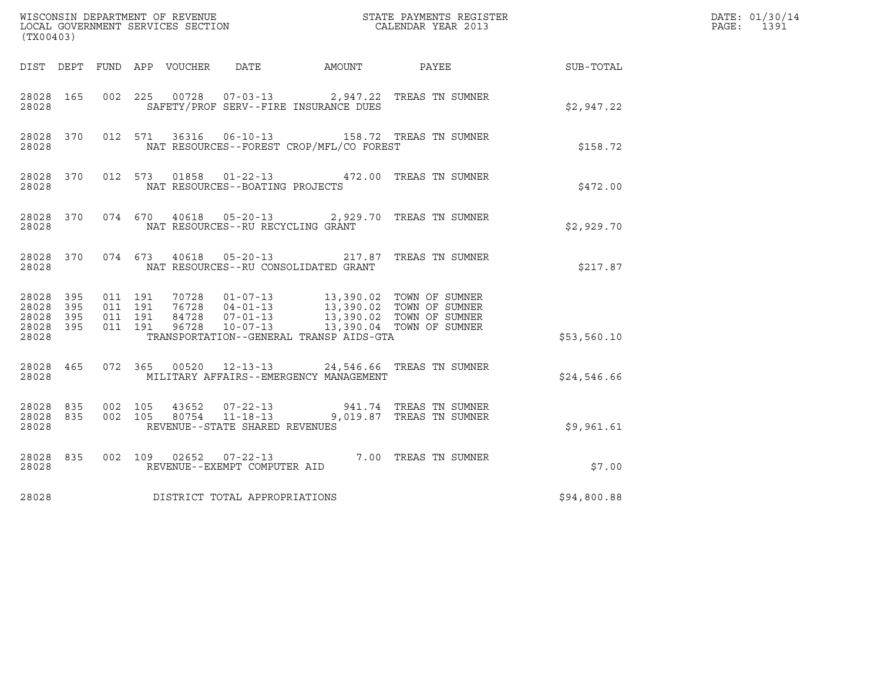WISCONSIN DEPARTMENT OF REVENUE
LOCAL GOVERNMENT SERVICES SECTION
(TX00403)

STATE PAYMENTS REGISTER
CALENDAR YEAR 2013

DATE: 01/30/14
PAGE: 1391

| DIST | DEPT | FUND | APP | VOUCHER | DATE | AMOUNT | PAYEE | SUB-TOTAL |
|---|---|---|---|---|---|---|---|---|
| 28028 | 165 | 002 | 225 | 00728 | 07-03-13 | 2,947.22 | TREAS TN SUMNER | |
| 28028 | | | | | SAFETY/PROF SERV--FIRE INSURANCE DUES | | | $2,947.22 |
| 28028 | 370 | 012 | 571 | 36316 | 06-10-13 | 158.72 | TREAS TN SUMNER | |
| 28028 | | | | | NAT RESOURCES--FOREST CROP/MFL/CO FOREST | | | $158.72 |
| 28028 | 370 | 012 | 573 | 01858 | 01-22-13 | 472.00 | TREAS TN SUMNER | |
| 28028 | | | | | NAT RESOURCES--BOATING PROJECTS | | | $472.00 |
| 28028 | 370 | 074 | 670 | 40618 | 05-20-13 | 2,929.70 | TREAS TN SUMNER | |
| 28028 | | | | | NAT RESOURCES--RU RECYCLING GRANT | | | $2,929.70 |
| 28028 | 370 | 074 | 673 | 40618 | 05-20-13 | 217.87 | TREAS TN SUMNER | |
| 28028 | | | | | NAT RESOURCES--RU CONSOLIDATED GRANT | | | $217.87 |
| 28028 | 395 | 011 | 191 | 70728 | 01-07-13 | 13,390.02 | TOWN OF SUMNER | |
| 28028 | 395 | 011 | 191 | 76728 | 04-01-13 | 13,390.02 | TOWN OF SUMNER | |
| 28028 | 395 | 011 | 191 | 84728 | 07-01-13 | 13,390.02 | TOWN OF SUMNER | |
| 28028 | 395 | 011 | 191 | 96728 | 10-07-13 | 13,390.04 | TOWN OF SUMNER | |
| 28028 | | | | | TRANSPORTATION--GENERAL TRANSP AIDS-GTA | | | $53,560.10 |
| 28028 | 465 | 072 | 365 | 00520 | 12-13-13 | 24,546.66 | TREAS TN SUMNER | |
| 28028 | | | | | MILITARY AFFAIRS--EMERGENCY MANAGEMENT | | | $24,546.66 |
| 28028 | 835 | 002 | 105 | 43652 | 07-22-13 | 941.74 | TREAS TN SUMNER | |
| 28028 | 835 | 002 | 105 | 80754 | 11-18-13 | 9,019.87 | TREAS TN SUMNER | |
| 28028 | | | | | REVENUE--STATE SHARED REVENUES | | | $9,961.61 |
| 28028 | 835 | 002 | 109 | 02652 | 07-22-13 | 7.00 | TREAS TN SUMNER | |
| 28028 | | | | | REVENUE--EXEMPT COMPUTER AID | | | $7.00 |
| 28028 | | | | | DISTRICT TOTAL APPROPRIATIONS | | | $94,800.88 |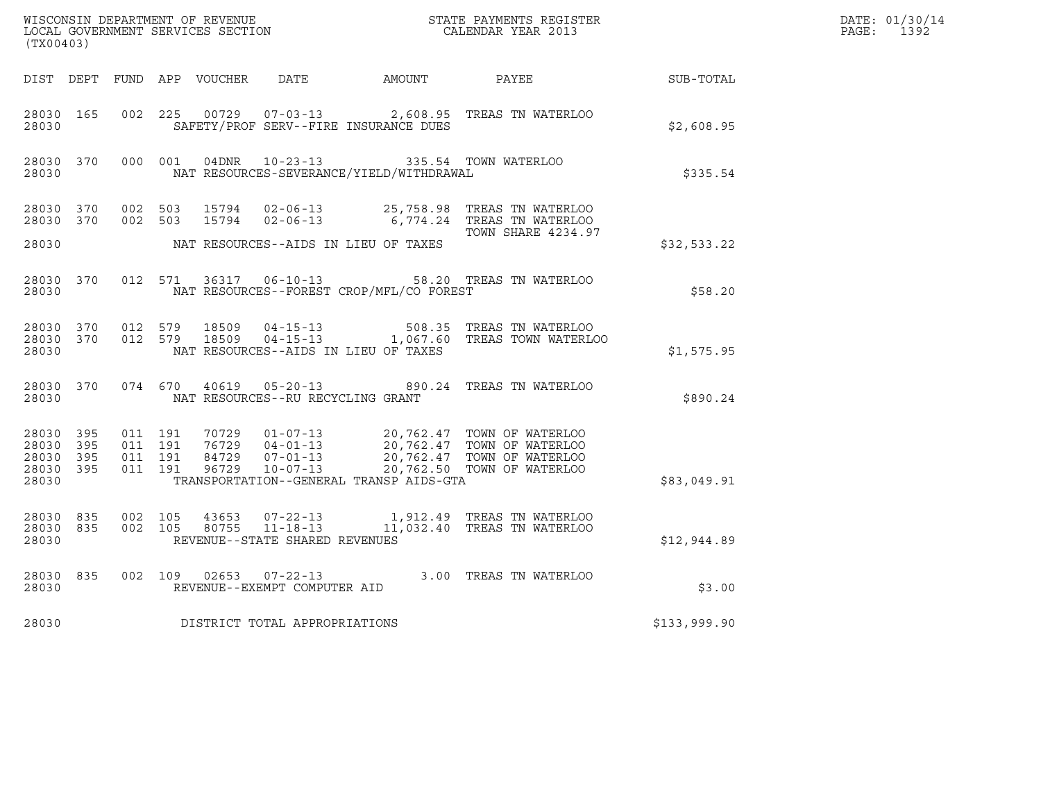WISCONSIN DEPARTMENT OF REVENUE
LOCAL GOVERNMENT SERVICES SECTION
(TX00403)

STATE PAYMENTS REGISTER
CALENDAR YEAR 2013

DATE: 01/30/14
PAGE: 1392

| DIST | DEPT | FUND | APP | VOUCHER | DATE | AMOUNT | PAYEE | SUB-TOTAL |
|---|---|---|---|---|---|---|---|---|
| 28030 | 165 | 002 | 225 | 00729 | 07-03-13 | 2,608.95 | TREAS TN WATERLOO | |
| 28030 | | | | SAFETY/PROF SERV--FIRE INSURANCE DUES | | | | $2,608.95 |
| 28030 | 370 | 000 | 001 | 04DNR | 10-23-13 | 335.54 | TOWN WATERLOO | |
| 28030 | | | | NAT RESOURCES-SEVERANCE/YIELD/WITHDRAWAL | | | | $335.54 |
| 28030 | 370 | 002 | 503 | 15794 | 02-06-13 | 25,758.98 | TREAS TN WATERLOO | |
| 28030 | 370 | 002 | 503 | 15794 | 02-06-13 | 6,774.24 | TREAS TN WATERLOO TOWN SHARE 4234.97 | |
| 28030 | | | | NAT RESOURCES--AIDS IN LIEU OF TAXES | | | | $32,533.22 |
| 28030 | 370 | 012 | 571 | 36317 | 06-10-13 | 58.20 | TREAS TN WATERLOO | |
| 28030 | | | | NAT RESOURCES--FOREST CROP/MFL/CO FOREST | | | | $58.20 |
| 28030 | 370 | 012 | 579 | 18509 | 04-15-13 | 508.35 | TREAS TN WATERLOO | |
| 28030 | 370 | 012 | 579 | 18509 | 04-15-13 | 1,067.60 | TREAS TOWN WATERLOO | |
| 28030 | | | | NAT RESOURCES--AIDS IN LIEU OF TAXES | | | | $1,575.95 |
| 28030 | 370 | 074 | 670 | 40619 | 05-20-13 | 890.24 | TREAS TN WATERLOO | |
| 28030 | | | | NAT RESOURCES--RU RECYCLING GRANT | | | | $890.24 |
| 28030 | 395 | 011 | 191 | 70729 | 01-07-13 | 20,762.47 | TOWN OF WATERLOO | |
| 28030 | 395 | 011 | 191 | 76729 | 04-01-13 | 20,762.47 | TOWN OF WATERLOO | |
| 28030 | 395 | 011 | 191 | 84729 | 07-01-13 | 20,762.47 | TOWN OF WATERLOO | |
| 28030 | 395 | 011 | 191 | 96729 | 10-07-13 | 20,762.50 | TOWN OF WATERLOO | |
| 28030 | | | | TRANSPORTATION--GENERAL TRANSP AIDS-GTA | | | | $83,049.91 |
| 28030 | 835 | 002 | 105 | 43653 | 07-22-13 | 1,912.49 | TREAS TN WATERLOO | |
| 28030 | 835 | 002 | 105 | 80755 | 11-18-13 | 11,032.40 | TREAS TN WATERLOO | |
| 28030 | | | | REVENUE--STATE SHARED REVENUES | | | | $12,944.89 |
| 28030 | 835 | 002 | 109 | 02653 | 07-22-13 | 3.00 | TREAS TN WATERLOO | |
| 28030 | | | | REVENUE--EXEMPT COMPUTER AID | | | | $3.00 |
| 28030 | | | | DISTRICT TOTAL APPROPRIATIONS | | | | $133,999.90 |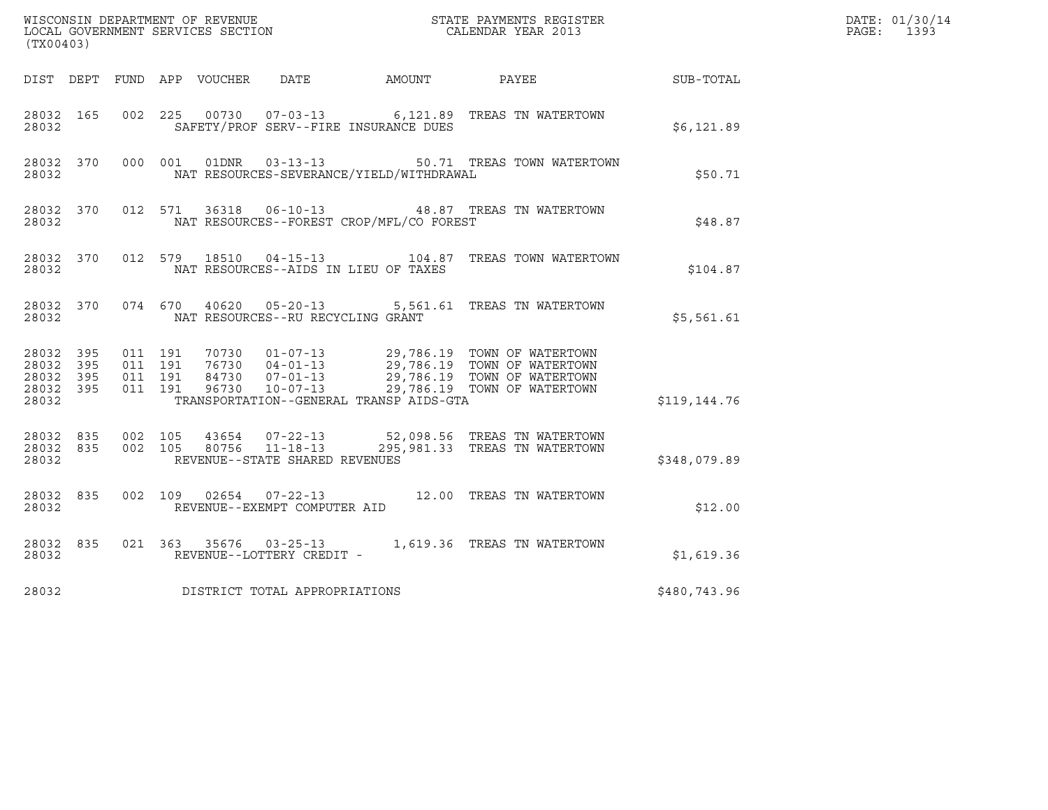WISCONSIN DEPARTMENT OF REVENUE
LOCAL GOVERNMENT SERVICES SECTION
(TX00403)

STATE PAYMENTS REGISTER
CALENDAR YEAR 2013

DATE: 01/30/14
PAGE: 1393

| DIST | DEPT | FUND | APP | VOUCHER | DATE | AMOUNT | PAYEE | SUB-TOTAL |
|---|---|---|---|---|---|---|---|---|
| 28032 | 165 | 002 | 225 | 00730 | 07-03-13 | 6,121.89 | TREAS TN WATERTOWN | |
| 28032 | | | | SAFETY/PROF SERV--FIRE INSURANCE DUES | | | | $6,121.89 |
| 28032 | 370 | 000 | 001 | 01DNR | 03-13-13 | 50.71 | TREAS TOWN WATERTOWN | |
| 28032 | | | | NAT RESOURCES-SEVERANCE/YIELD/WITHDRAWAL | | | | $50.71 |
| 28032 | 370 | 012 | 571 | 36318 | 06-10-13 | 48.87 | TREAS TN WATERTOWN | |
| 28032 | | | | NAT RESOURCES--FOREST CROP/MFL/CO FOREST | | | | $48.87 |
| 28032 | 370 | 012 | 579 | 18510 | 04-15-13 | 104.87 | TREAS TOWN WATERTOWN | |
| 28032 | | | | NAT RESOURCES--AIDS IN LIEU OF TAXES | | | | $104.87 |
| 28032 | 370 | 074 | 670 | 40620 | 05-20-13 | 5,561.61 | TREAS TN WATERTOWN | |
| 28032 | | | | NAT RESOURCES--RU RECYCLING GRANT | | | | $5,561.61 |
| 28032 | 395 | 011 | 191 | 70730 | 01-07-13 | 29,786.19 | TOWN OF WATERTOWN | |
| 28032 | 395 | 011 | 191 | 76730 | 04-01-13 | 29,786.19 | TOWN OF WATERTOWN | |
| 28032 | 395 | 011 | 191 | 84730 | 07-01-13 | 29,786.19 | TOWN OF WATERTOWN | |
| 28032 | 395 | 011 | 191 | 96730 | 10-07-13 | 29,786.19 | TOWN OF WATERTOWN | |
| 28032 | | | | TRANSPORTATION--GENERAL TRANSP AIDS-GTA | | | | $119,144.76 |
| 28032 | 835 | 002 | 105 | 43654 | 07-22-13 | 52,098.56 | TREAS TN WATERTOWN | |
| 28032 | 835 | 002 | 105 | 80756 | 11-18-13 | 295,981.33 | TREAS TN WATERTOWN | |
| 28032 | | | | REVENUE--STATE SHARED REVENUES | | | | $348,079.89 |
| 28032 | 835 | 002 | 109 | 02654 | 07-22-13 | 12.00 | TREAS TN WATERTOWN | |
| 28032 | | | | REVENUE--EXEMPT COMPUTER AID | | | | $12.00 |
| 28032 | 835 | 021 | 363 | 35676 | 03-25-13 | 1,619.36 | TREAS TN WATERTOWN | |
| 28032 | | | | REVENUE--LOTTERY CREDIT - | | | | $1,619.36 |
| 28032 | | | | DISTRICT TOTAL APPROPRIATIONS | | | | $480,743.96 |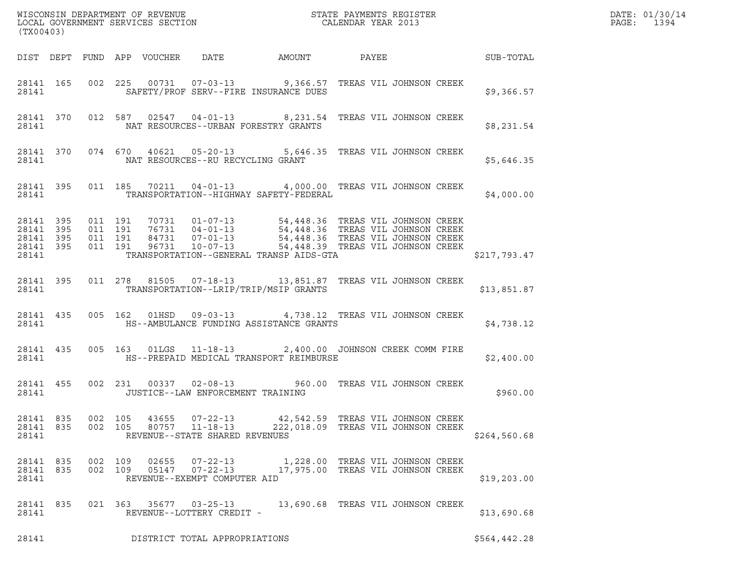WISCONSIN DEPARTMENT OF REVENUE
LOCAL GOVERNMENT SERVICES SECTION
(TX00403)

STATE PAYMENTS REGISTER
CALENDAR YEAR 2013

DATE: 01/30/14
PAGE: 1394

| DIST | DEPT | FUND | APP | VOUCHER | DATE | AMOUNT | PAYEE | SUB-TOTAL |
|---|---|---|---|---|---|---|---|---|
| 28141 | 165 | 002 | 225 | 00731 | 07-03-13 | 9,366.57 | TREAS VIL JOHNSON CREEK | |
| 28141 | | | | SAFETY/PROF SERV--FIRE INSURANCE DUES | | | | $9,366.57 |
| 28141 | 370 | 012 | 587 | 02547 | 04-01-13 | 8,231.54 | TREAS VIL JOHNSON CREEK | |
| 28141 | | | | NAT RESOURCES--URBAN FORESTRY GRANTS | | | | $8,231.54 |
| 28141 | 370 | 074 | 670 | 40621 | 05-20-13 | 5,646.35 | TREAS VIL JOHNSON CREEK | |
| 28141 | | | | NAT RESOURCES--RU RECYCLING GRANT | | | | $5,646.35 |
| 28141 | 395 | 011 | 185 | 70211 | 04-01-13 | 4,000.00 | TREAS VIL JOHNSON CREEK | |
| 28141 | | | | TRANSPORTATION--HIGHWAY SAFETY-FEDERAL | | | | $4,000.00 |
| 28141 | 395 | 011 | 191 | 70731 | 01-07-13 | 54,448.36 | TREAS VIL JOHNSON CREEK | |
| 28141 | 395 | 011 | 191 | 76731 | 04-01-13 | 54,448.36 | TREAS VIL JOHNSON CREEK | |
| 28141 | 395 | 011 | 191 | 84731 | 07-01-13 | 54,448.36 | TREAS VIL JOHNSON CREEK | |
| 28141 | 395 | 011 | 191 | 96731 | 10-07-13 | 54,448.39 | TREAS VIL JOHNSON CREEK | |
| 28141 | | | | TRANSPORTATION--GENERAL TRANSP AIDS-GTA | | | | $217,793.47 |
| 28141 | 395 | 011 | 278 | 81505 | 07-18-13 | 13,851.87 | TREAS VIL JOHNSON CREEK | |
| 28141 | | | | TRANSPORTATION--LRIP/TRIP/MSIP GRANTS | | | | $13,851.87 |
| 28141 | 435 | 005 | 162 | 01HSD | 09-03-13 | 4,738.12 | TREAS VIL JOHNSON CREEK | |
| 28141 | | | | HS--AMBULANCE FUNDING ASSISTANCE GRANTS | | | | $4,738.12 |
| 28141 | 435 | 005 | 163 | 01LGS | 11-18-13 | 2,400.00 | JOHNSON CREEK COMM FIRE | |
| 28141 | | | | HS--PREPAID MEDICAL TRANSPORT REIMBURSE | | | | $2,400.00 |
| 28141 | 455 | 002 | 231 | 00337 | 02-08-13 | 960.00 | TREAS VIL JOHNSON CREEK | |
| 28141 | | | | JUSTICE--LAW ENFORCEMENT TRAINING | | | | $960.00 |
| 28141 | 835 | 002 | 105 | 43655 | 07-22-13 | 42,542.59 | TREAS VIL JOHNSON CREEK | |
| 28141 | 835 | 002 | 105 | 80757 | 11-18-13 | 222,018.09 | TREAS VIL JOHNSON CREEK | |
| 28141 | | | | REVENUE--STATE SHARED REVENUES | | | | $264,560.68 |
| 28141 | 835 | 002 | 109 | 02655 | 07-22-13 | 1,228.00 | TREAS VIL JOHNSON CREEK | |
| 28141 | 835 | 002 | 109 | 05147 | 07-22-13 | 17,975.00 | TREAS VIL JOHNSON CREEK | |
| 28141 | | | | REVENUE--EXEMPT COMPUTER AID | | | | $19,203.00 |
| 28141 | 835 | 021 | 363 | 35677 | 03-25-13 | 13,690.68 | TREAS VIL JOHNSON CREEK | |
| 28141 | | | | REVENUE--LOTTERY CREDIT - | | | | $13,690.68 |
| 28141 | | | | DISTRICT TOTAL APPROPRIATIONS | | | | $564,442.28 |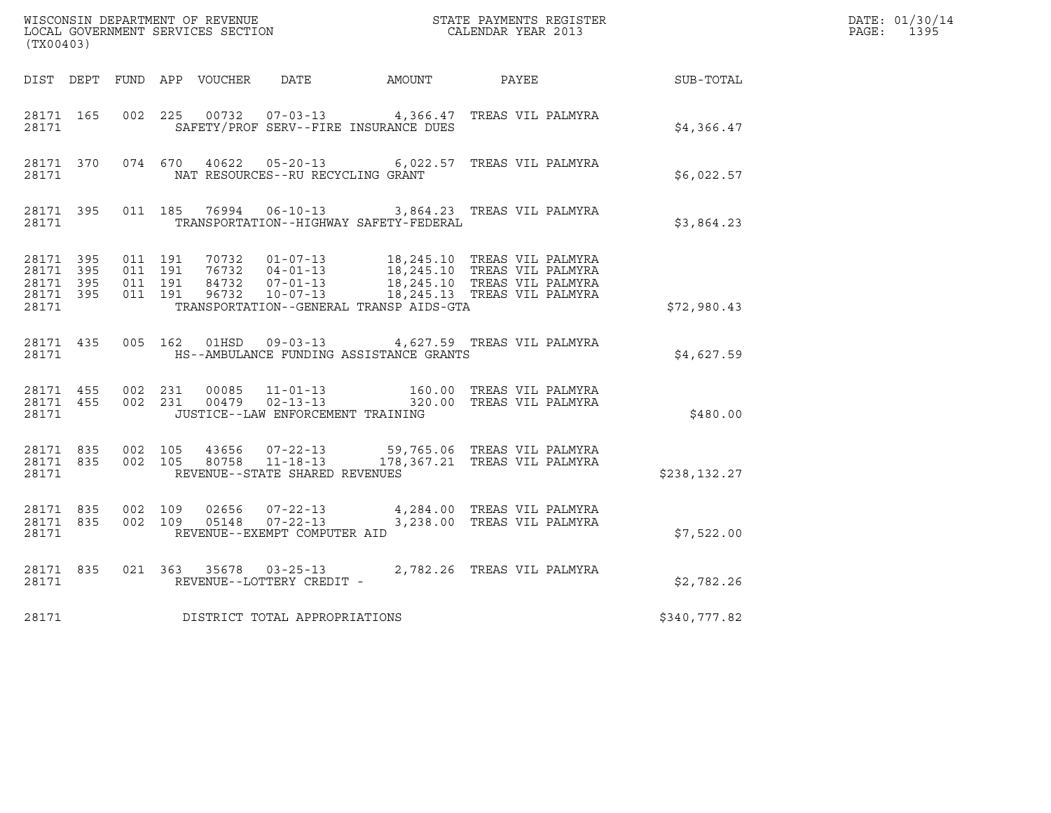WISCONSIN DEPARTMENT OF REVENUE
LOCAL GOVERNMENT SERVICES SECTION
(TX00403)

STATE PAYMENTS REGISTER
CALENDAR YEAR 2013

DATE: 01/30/14
PAGE: 1395

| DIST | DEPT | FUND | APP | VOUCHER | DATE | AMOUNT | PAYEE | SUB-TOTAL |
|---|---|---|---|---|---|---|---|---|
| 28171 | 165 | 002 | 225 | 00732 | 07-03-13 | 4,366.47 | TREAS VIL PALMYRA | |
| 28171 | | | | SAFETY/PROF SERV--FIRE INSURANCE DUES | | | | $4,366.47 |
| 28171 | 370 | 074 | 670 | 40622 | 05-20-13 | 6,022.57 | TREAS VIL PALMYRA | |
| 28171 | | | | NAT RESOURCES--RU RECYCLING GRANT | | | | $6,022.57 |
| 28171 | 395 | 011 | 185 | 76994 | 06-10-13 | 3,864.23 | TREAS VIL PALMYRA | |
| 28171 | | | | TRANSPORTATION--HIGHWAY SAFETY-FEDERAL | | | | $3,864.23 |
| 28171 | 395 | 011 | 191 | 70732 | 01-07-13 | 18,245.10 | TREAS VIL PALMYRA | |
| 28171 | 395 | 011 | 191 | 76732 | 04-01-13 | 18,245.10 | TREAS VIL PALMYRA | |
| 28171 | 395 | 011 | 191 | 84732 | 07-01-13 | 18,245.10 | TREAS VIL PALMYRA | |
| 28171 | 395 | 011 | 191 | 96732 | 10-07-13 | 18,245.13 | TREAS VIL PALMYRA | |
| 28171 | | | | TRANSPORTATION--GENERAL TRANSP AIDS-GTA | | | | $72,980.43 |
| 28171 | 435 | 005 | 162 | 01HSD | 09-03-13 | 4,627.59 | TREAS VIL PALMYRA | |
| 28171 | | | | HS--AMBULANCE FUNDING ASSISTANCE GRANTS | | | | $4,627.59 |
| 28171 | 455 | 002 | 231 | 00085 | 11-01-13 | 160.00 | TREAS VIL PALMYRA | |
| 28171 | 455 | 002 | 231 | 00479 | 02-13-13 | 320.00 | TREAS VIL PALMYRA | |
| 28171 | | | | JUSTICE--LAW ENFORCEMENT TRAINING | | | | $480.00 |
| 28171 | 835 | 002 | 105 | 43656 | 07-22-13 | 59,765.06 | TREAS VIL PALMYRA | |
| 28171 | 835 | 002 | 105 | 80758 | 11-18-13 | 178,367.21 | TREAS VIL PALMYRA | |
| 28171 | | | | REVENUE--STATE SHARED REVENUES | | | | $238,132.27 |
| 28171 | 835 | 002 | 109 | 02656 | 07-22-13 | 4,284.00 | TREAS VIL PALMYRA | |
| 28171 | 835 | 002 | 109 | 05148 | 07-22-13 | 3,238.00 | TREAS VIL PALMYRA | |
| 28171 | | | | REVENUE--EXEMPT COMPUTER AID | | | | $7,522.00 |
| 28171 | 835 | 021 | 363 | 35678 | 03-25-13 | 2,782.26 | TREAS VIL PALMYRA | |
| 28171 | | | | REVENUE--LOTTERY CREDIT - | | | | $2,782.26 |
| 28171 | | | | DISTRICT TOTAL APPROPRIATIONS | | | | $340,777.82 |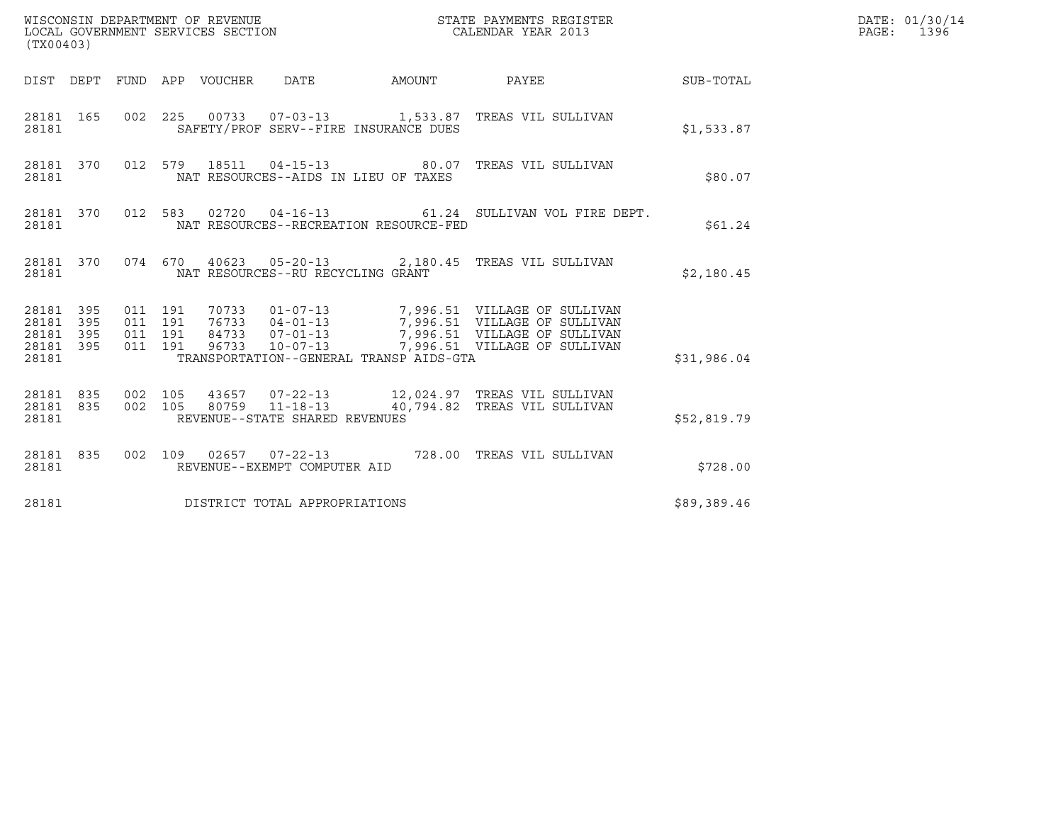WISCONSIN DEPARTMENT OF REVENUE
LOCAL GOVERNMENT SERVICES SECTION
(TX00403)

STATE PAYMENTS REGISTER
CALENDAR YEAR 2013

DATE: 01/30/14
PAGE: 1396

| DIST | DEPT | FUND | APP | VOUCHER | DATE | AMOUNT | PAYEE | SUB-TOTAL |
|---|---|---|---|---|---|---|---|---|
| 28181 | 165 | 002 | 225 | 00733 | 07-03-13 | 1,533.87 | TREAS VIL SULLIVAN | |
| 28181 | | | | SAFETY/PROF SERV--FIRE INSURANCE DUES | | | | $1,533.87 |
| 28181 | 370 | 012 | 579 | 18511 | 04-15-13 | 80.07 | TREAS VIL SULLIVAN | |
| 28181 | | | | NAT RESOURCES--AIDS IN LIEU OF TAXES | | | | $80.07 |
| 28181 | 370 | 012 | 583 | 02720 | 04-16-13 | 61.24 | SULLIVAN VOL FIRE DEPT. | |
| 28181 | | | | NAT RESOURCES--RECREATION RESOURCE-FED | | | | $61.24 |
| 28181 | 370 | 074 | 670 | 40623 | 05-20-13 | 2,180.45 | TREAS VIL SULLIVAN | |
| 28181 | | | | NAT RESOURCES--RU RECYCLING GRANT | | | | $2,180.45 |
| 28181 | 395 | 011 | 191 | 70733 | 01-07-13 | 7,996.51 | VILLAGE OF SULLIVAN | |
| 28181 | 395 | 011 | 191 | 76733 | 04-01-13 | 7,996.51 | VILLAGE OF SULLIVAN | |
| 28181 | 395 | 011 | 191 | 84733 | 07-01-13 | 7,996.51 | VILLAGE OF SULLIVAN | |
| 28181 | 395 | 011 | 191 | 96733 | 10-07-13 | 7,996.51 | VILLAGE OF SULLIVAN | |
| 28181 | | | | TRANSPORTATION--GENERAL TRANSP AIDS-GTA | | | | $31,986.04 |
| 28181 | 835 | 002 | 105 | 43657 | 07-22-13 | 12,024.97 | TREAS VIL SULLIVAN | |
| 28181 | 835 | 002 | 105 | 80759 | 11-18-13 | 40,794.82 | TREAS VIL SULLIVAN | |
| 28181 | | | | REVENUE--STATE SHARED REVENUES | | | | $52,819.79 |
| 28181 | 835 | 002 | 109 | 02657 | 07-22-13 | 728.00 | TREAS VIL SULLIVAN | |
| 28181 | | | | REVENUE--EXEMPT COMPUTER AID | | | | $728.00 |
| 28181 | | | | DISTRICT TOTAL APPROPRIATIONS | | | | $89,389.46 |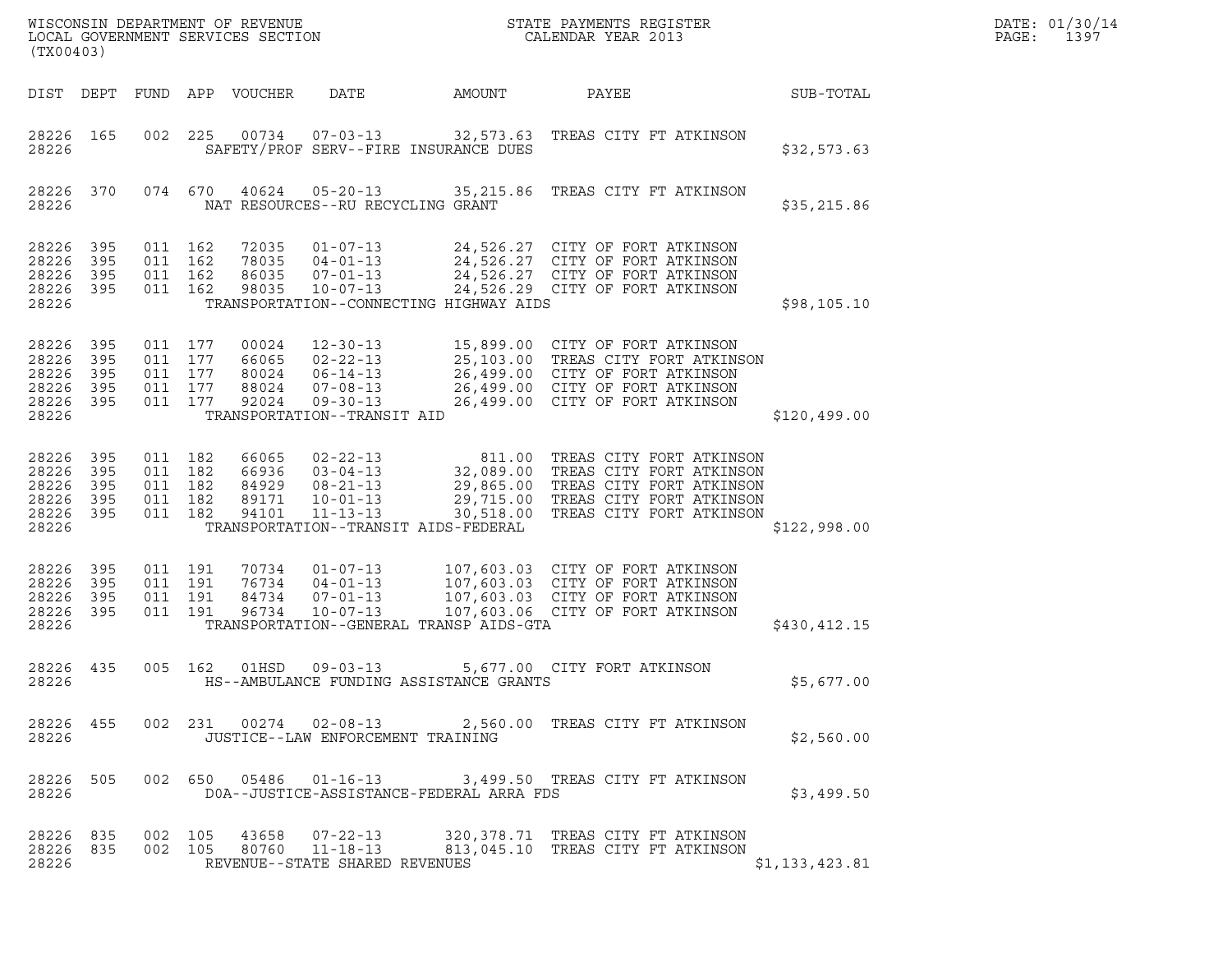WISCONSIN DEPARTMENT OF REVENUE
LOCAL GOVERNMENT SERVICES SECTION
(TX00403)

STATE PAYMENTS REGISTER
CALENDAR YEAR 2013

DATE: 01/30/14

| DIST | DEPT | FUND | APP | VOUCHER | DATE | AMOUNT | PAYEE | SUB-TOTAL |
|---|---|---|---|---|---|---|---|---|
| 28226 | 165 | 002 | 225 | 00734 | 07-03-13 | 32,573.63 | TREAS CITY FT ATKINSON | |
| 28226 | | | | | SAFETY/PROF SERV--FIRE INSURANCE DUES | | | $32,573.63 |
| 28226 | 370 | 074 | 670 | 40624 | 05-20-13 | 35,215.86 | TREAS CITY FT ATKINSON | |
| 28226 | | | | | NAT RESOURCES--RU RECYCLING GRANT | | | $35,215.86 |
| 28226 | 395 | 011 | 162 | 72035 | 01-07-13 | 24,526.27 | CITY OF FORT ATKINSON | |
| 28226 | 395 | 011 | 162 | 78035 | 04-01-13 | 24,526.27 | CITY OF FORT ATKINSON | |
| 28226 | 395 | 011 | 162 | 86035 | 07-01-13 | 24,526.27 | CITY OF FORT ATKINSON | |
| 28226 | 395 | 011 | 162 | 98035 | 10-07-13 | 24,526.29 | CITY OF FORT ATKINSON | |
| 28226 | | | | | TRANSPORTATION--CONNECTING HIGHWAY AIDS | | | $98,105.10 |
| 28226 | 395 | 011 | 177 | 00024 | 12-30-13 | 15,899.00 | CITY OF FORT ATKINSON | |
| 28226 | 395 | 011 | 177 | 66065 | 02-22-13 | 25,103.00 | TREAS CITY FORT ATKINSON | |
| 28226 | 395 | 011 | 177 | 80024 | 06-14-13 | 26,499.00 | CITY OF FORT ATKINSON | |
| 28226 | 395 | 011 | 177 | 88024 | 07-08-13 | 26,499.00 | CITY OF FORT ATKINSON | |
| 28226 | 395 | 011 | 177 | 92024 | 09-30-13 | 26,499.00 | CITY OF FORT ATKINSON | |
| 28226 | | | | | TRANSPORTATION--TRANSIT AID | | | $120,499.00 |
| 28226 | 395 | 011 | 182 | 66065 | 02-22-13 | 811.00 | TREAS CITY FORT ATKINSON | |
| 28226 | 395 | 011 | 182 | 66936 | 03-04-13 | 32,089.00 | TREAS CITY FORT ATKINSON | |
| 28226 | 395 | 011 | 182 | 84929 | 08-21-13 | 29,865.00 | TREAS CITY FORT ATKINSON | |
| 28226 | 395 | 011 | 182 | 89171 | 10-01-13 | 29,715.00 | TREAS CITY FORT ATKINSON | |
| 28226 | 395 | 011 | 182 | 94101 | 11-13-13 | 30,518.00 | TREAS CITY FORT ATKINSON | |
| 28226 | | | | | TRANSPORTATION--TRANSIT AIDS-FEDERAL | | | $122,998.00 |
| 28226 | 395 | 011 | 191 | 70734 | 01-07-13 | 107,603.03 | CITY OF FORT ATKINSON | |
| 28226 | 395 | 011 | 191 | 76734 | 04-01-13 | 107,603.03 | CITY OF FORT ATKINSON | |
| 28226 | 395 | 011 | 191 | 84734 | 07-01-13 | 107,603.03 | CITY OF FORT ATKINSON | |
| 28226 | 395 | 011 | 191 | 96734 | 10-07-13 | 107,603.06 | CITY OF FORT ATKINSON | |
| 28226 | | | | | TRANSPORTATION--GENERAL TRANSP AIDS-GTA | | | $430,412.15 |
| 28226 | 435 | 005 | 162 | 01HSD | 09-03-13 | 5,677.00 | CITY FORT ATKINSON | |
| 28226 | | | | | HS--AMBULANCE FUNDING ASSISTANCE GRANTS | | | $5,677.00 |
| 28226 | 455 | 002 | 231 | 00274 | 02-08-13 | 2,560.00 | TREAS CITY FT ATKINSON | |
| 28226 | | | | | JUSTICE--LAW ENFORCEMENT TRAINING | | | $2,560.00 |
| 28226 | 505 | 002 | 650 | 05486 | 01-16-13 | 3,499.50 | TREAS CITY FT ATKINSON | |
| 28226 | | | | | DOA--JUSTICE-ASSISTANCE-FEDERAL ARRA FDS | | | $3,499.50 |
| 28226 | 835 | 002 | 105 | 43658 | 07-22-13 | 320,378.71 | TREAS CITY FT ATKINSON | |
| 28226 | 835 | 002 | 105 | 80760 | 11-18-13 | 813,045.10 | TREAS CITY FT ATKINSON | |
| 28226 | | | | | REVENUE--STATE SHARED REVENUES | | | $1,133,423.81 |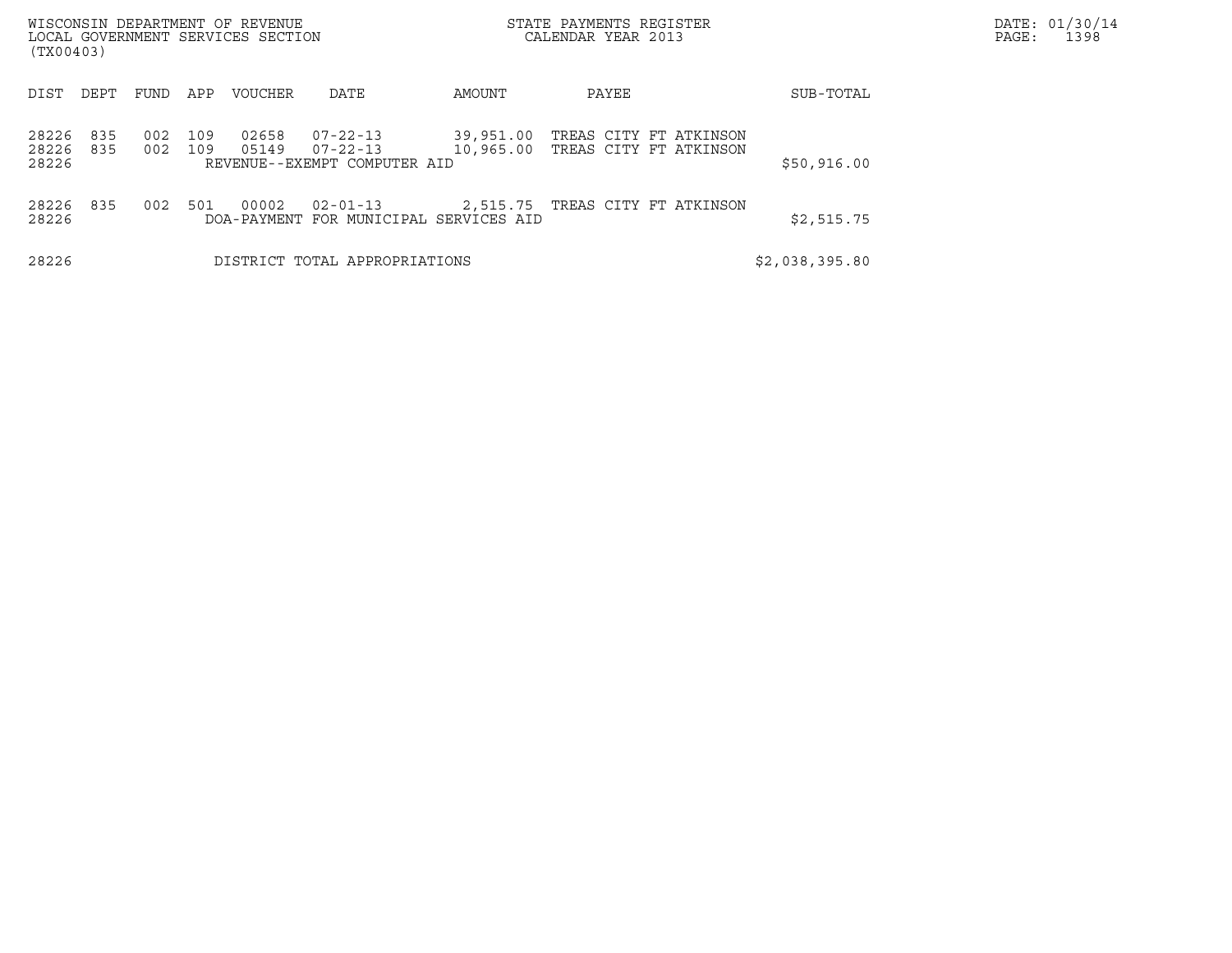WISCONSIN DEPARTMENT OF REVENUE
LOCAL GOVERNMENT SERVICES SECTION
(TX00403)

STATE PAYMENTS REGISTER
CALENDAR YEAR 2013

DATE: 01/30/14

| DIST | DEPT | FUND | APP | VOUCHER | DATE | AMOUNT | PAYEE | SUB-TOTAL |
|---|---|---|---|---|---|---|---|---|
| 28226 | 835 | 002 | 109 | 02658 | 07-22-13 | 39,951.00 | TREAS CITY FT ATKINSON | |
| 28226 | 835 | 002 | 109 | 05149 | 07-22-13 | 10,965.00 | TREAS CITY FT ATKINSON | |
| 28226 | | | | REVENUE--EXEMPT COMPUTER AID | | | | $50,916.00 |
| 28226 | 835 | 002 | 501 | 00002 | 02-01-13 | 2,515.75 | TREAS CITY FT ATKINSON | |
| 28226 | | | | DOA-PAYMENT FOR MUNICIPAL SERVICES AID | | | | $2,515.75 |
| 28226 | | | | DISTRICT TOTAL APPROPRIATIONS | | | | $2,038,395.80 |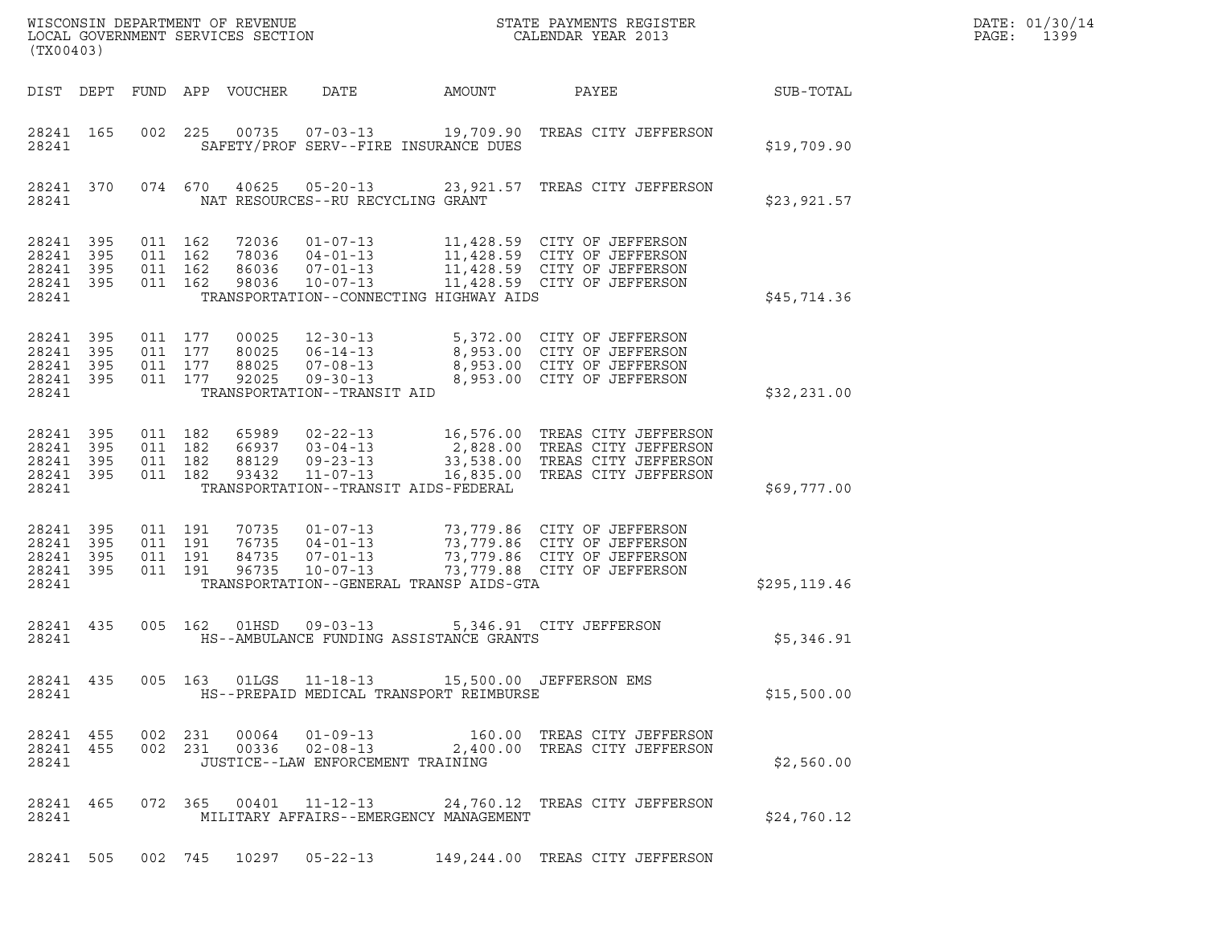WISCONSIN DEPARTMENT OF REVENUE
LOCAL GOVERNMENT SERVICES SECTION
(TX00403)

STATE PAYMENTS REGISTER
CALENDAR YEAR 2013

| DIST | DEPT | FUND | APP | VOUCHER | DATE | AMOUNT | PAYEE | SUB-TOTAL |
|---|---|---|---|---|---|---|---|---|
| 28241 | 165 | 002 | 225 | 00735 | 07-03-13 | 19,709.90 | TREAS CITY JEFFERSON | |
| 28241 | | | | SAFETY/PROF SERV--FIRE INSURANCE DUES | | | | $19,709.90 |
| 28241 | 370 | 074 | 670 | 40625 | 05-20-13 | 23,921.57 | TREAS CITY JEFFERSON | |
| 28241 | | | | NAT RESOURCES--RU RECYCLING GRANT | | | | $23,921.57 |
| 28241 | 395 | 011 | 162 | 72036 | 01-07-13 | 11,428.59 | CITY OF JEFFERSON | |
| 28241 | 395 | 011 | 162 | 78036 | 04-01-13 | 11,428.59 | CITY OF JEFFERSON | |
| 28241 | 395 | 011 | 162 | 86036 | 07-01-13 | 11,428.59 | CITY OF JEFFERSON | |
| 28241 | 395 | 011 | 162 | 98036 | 10-07-13 | 11,428.59 | CITY OF JEFFERSON | |
| 28241 | | | | TRANSPORTATION--CONNECTING HIGHWAY AIDS | | | | $45,714.36 |
| 28241 | 395 | 011 | 177 | 00025 | 12-30-13 | 5,372.00 | CITY OF JEFFERSON | |
| 28241 | 395 | 011 | 177 | 80025 | 06-14-13 | 8,953.00 | CITY OF JEFFERSON | |
| 28241 | 395 | 011 | 177 | 88025 | 07-08-13 | 8,953.00 | CITY OF JEFFERSON | |
| 28241 | 395 | 011 | 177 | 92025 | 09-30-13 | 8,953.00 | CITY OF JEFFERSON | |
| 28241 | | | | TRANSPORTATION--TRANSIT AID | | | | $32,231.00 |
| 28241 | 395 | 011 | 182 | 65989 | 02-22-13 | 16,576.00 | TREAS CITY JEFFERSON | |
| 28241 | 395 | 011 | 182 | 66937 | 03-04-13 | 2,828.00 | TREAS CITY JEFFERSON | |
| 28241 | 395 | 011 | 182 | 88129 | 09-23-13 | 33,538.00 | TREAS CITY JEFFERSON | |
| 28241 | 395 | 011 | 182 | 93432 | 11-07-13 | 16,835.00 | TREAS CITY JEFFERSON | |
| 28241 | | | | TRANSPORTATION--TRANSIT AIDS-FEDERAL | | | | $69,777.00 |
| 28241 | 395 | 011 | 191 | 70735 | 01-07-13 | 73,779.86 | CITY OF JEFFERSON | |
| 28241 | 395 | 011 | 191 | 76735 | 04-01-13 | 73,779.86 | CITY OF JEFFERSON | |
| 28241 | 395 | 011 | 191 | 84735 | 07-01-13 | 73,779.86 | CITY OF JEFFERSON | |
| 28241 | 395 | 011 | 191 | 96735 | 10-07-13 | 73,779.88 | CITY OF JEFFERSON | |
| 28241 | | | | TRANSPORTATION--GENERAL TRANSP AIDS-GTA | | | | $295,119.46 |
| 28241 | 435 | 005 | 162 | 01HSD | 09-03-13 | 5,346.91 | CITY JEFFERSON | |
| 28241 | | | | HS--AMBULANCE FUNDING ASSISTANCE GRANTS | | | | $5,346.91 |
| 28241 | 435 | 005 | 163 | 01LGS | 11-18-13 | 15,500.00 | JEFFERSON EMS | |
| 28241 | | | | HS--PREPAID MEDICAL TRANSPORT REIMBURSE | | | | $15,500.00 |
| 28241 | 455 | 002 | 231 | 00064 | 01-09-13 | 160.00 | TREAS CITY JEFFERSON | |
| 28241 | 455 | 002 | 231 | 00336 | 02-08-13 | 2,400.00 | TREAS CITY JEFFERSON | |
| 28241 | | | | JUSTICE--LAW ENFORCEMENT TRAINING | | | | $2,560.00 |
| 28241 | 465 | 072 | 365 | 00401 | 11-12-13 | 24,760.12 | TREAS CITY JEFFERSON | |
| 28241 | | | | MILITARY AFFAIRS--EMERGENCY MANAGEMENT | | | | $24,760.12 |
| 28241 | 505 | 002 | 745 | 10297 | 05-22-13 | 149,244.00 | TREAS CITY JEFFERSON | |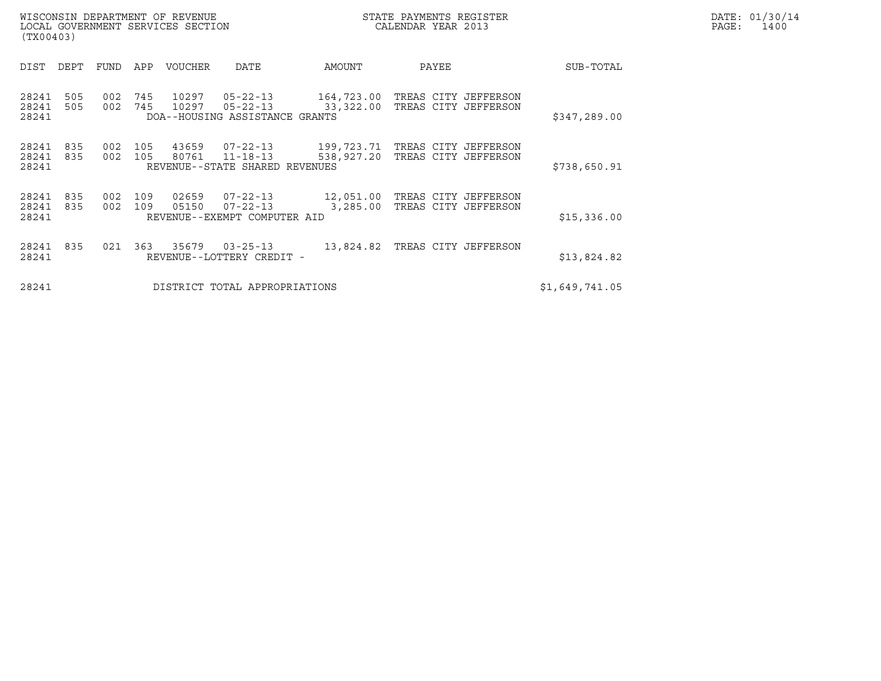| DIST | DEPT | FUND | APP | VOUCHER | DATE | AMOUNT | PAYEE | SUB-TOTAL |
|---|---|---|---|---|---|---|---|---|
| 28241 | 505 | 002 | 745 | 10297 | 05-22-13 | 164,723.00 | TREAS CITY JEFFERSON | |
| 28241 | 505 | 002 | 745 | 10297 | 05-22-13 | 33,322.00 | TREAS CITY JEFFERSON | |
| 28241 | | | | DOA--HOUSING ASSISTANCE GRANTS | | | | $347,289.00 |
| 28241 | 835 | 002 | 105 | 43659 | 07-22-13 | 199,723.71 | TREAS CITY JEFFERSON | |
| 28241 | 835 | 002 | 105 | 80761 | 11-18-13 | 538,927.20 | TREAS CITY JEFFERSON | |
| 28241 | | | | REVENUE--STATE SHARED REVENUES | | | | $738,650.91 |
| 28241 | 835 | 002 | 109 | 02659 | 07-22-13 | 12,051.00 | TREAS CITY JEFFERSON | |
| 28241 | 835 | 002 | 109 | 05150 | 07-22-13 | 3,285.00 | TREAS CITY JEFFERSON | |
| 28241 | | | | REVENUE--EXEMPT COMPUTER AID | | | | $15,336.00 |
| 28241 | 835 | 021 | 363 | 35679 | 03-25-13 | 13,824.82 | TREAS CITY JEFFERSON | |
| 28241 | | | | REVENUE--LOTTERY CREDIT - | | | | $13,824.82 |
| 28241 | | | | DISTRICT TOTAL APPROPRIATIONS | | | | $1,649,741.05 |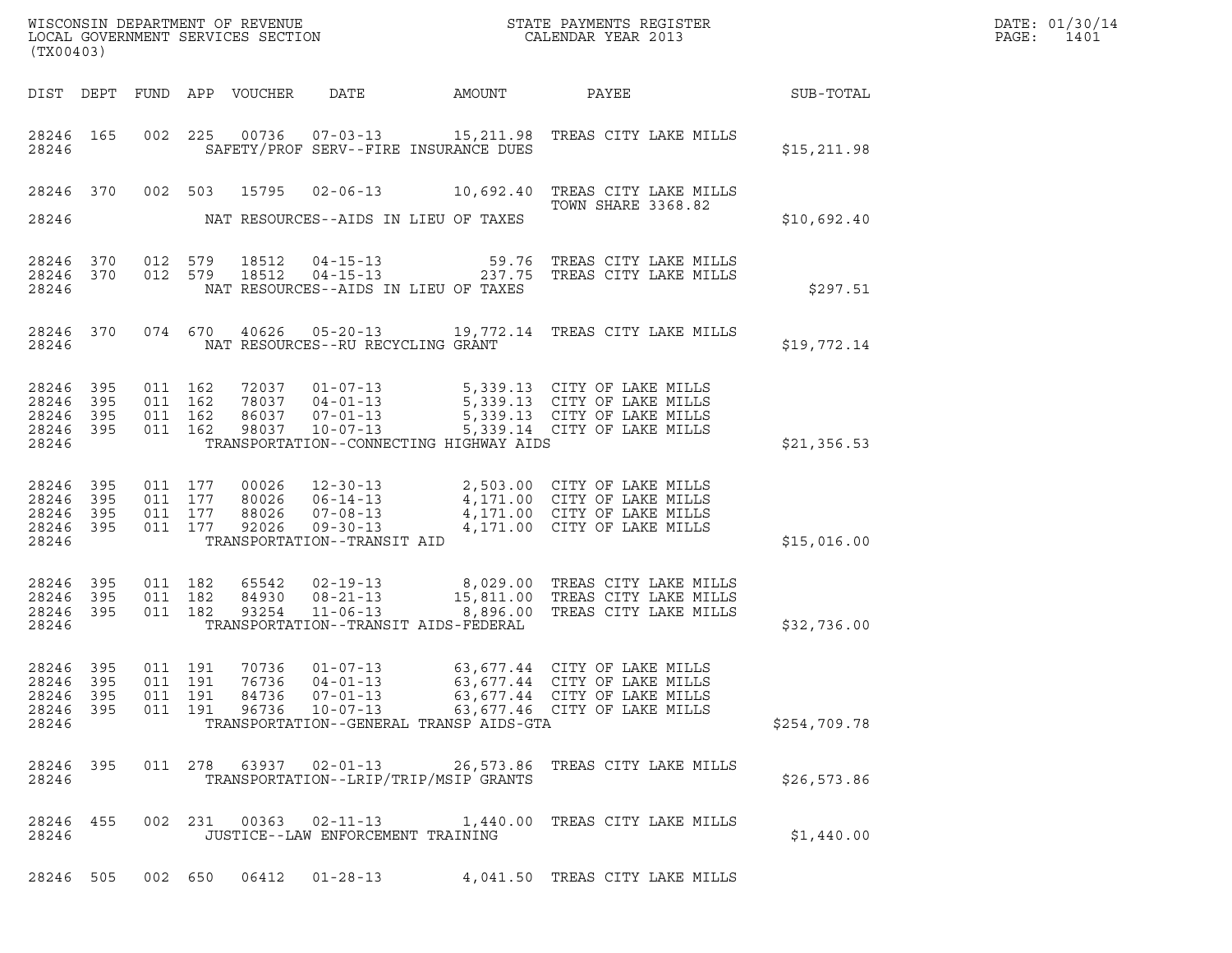WISCONSIN DEPARTMENT OF REVENUE
LOCAL GOVERNMENT SERVICES SECTION
(TX00403)

STATE PAYMENTS REGISTER
CALENDAR YEAR 2013

DATE: 01/30/14
PAGE: 1401

| DIST | DEPT | FUND | APP | VOUCHER | DATE | AMOUNT | PAYEE | SUB-TOTAL |
|---|---|---|---|---|---|---|---|---|
| 28246 | 165 | 002 | 225 | 00736 | 07-03-13 | 15,211.98 | TREAS CITY LAKE MILLS | |
| 28246 | | | | | SAFETY/PROF SERV--FIRE INSURANCE DUES | | | $15,211.98 |
| 28246 | 370 | 002 | 503 | 15795 | 02-06-13 | 10,692.40 | TREAS CITY LAKE MILLS TOWN SHARE 3368.82 | |
| 28246 | | | | | NAT RESOURCES--AIDS IN LIEU OF TAXES | | | $10,692.40 |
| 28246 | 370 | 012 | 579 | 18512 | 04-15-13 | 59.76 | TREAS CITY LAKE MILLS | |
| 28246 | 370 | 012 | 579 | 18512 | 04-15-13 | 237.75 | TREAS CITY LAKE MILLS | |
| 28246 | | | | | NAT RESOURCES--AIDS IN LIEU OF TAXES | | | $297.51 |
| 28246 | 370 | 074 | 670 | 40626 | 05-20-13 | 19,772.14 | TREAS CITY LAKE MILLS | |
| 28246 | | | | | NAT RESOURCES--RU RECYCLING GRANT | | | $19,772.14 |
| 28246 | 395 | 011 | 162 | 72037 | 01-07-13 | 5,339.13 | CITY OF LAKE MILLS | |
| 28246 | 395 | 011 | 162 | 78037 | 04-01-13 | 5,339.13 | CITY OF LAKE MILLS | |
| 28246 | 395 | 011 | 162 | 86037 | 07-01-13 | 5,339.13 | CITY OF LAKE MILLS | |
| 28246 | 395 | 011 | 162 | 98037 | 10-07-13 | 5,339.14 | CITY OF LAKE MILLS | |
| 28246 | | | | | TRANSPORTATION--CONNECTING HIGHWAY AIDS | | | $21,356.53 |
| 28246 | 395 | 011 | 177 | 00026 | 12-30-13 | 2,503.00 | CITY OF LAKE MILLS | |
| 28246 | 395 | 011 | 177 | 80026 | 06-14-13 | 4,171.00 | CITY OF LAKE MILLS | |
| 28246 | 395 | 011 | 177 | 88026 | 07-08-13 | 4,171.00 | CITY OF LAKE MILLS | |
| 28246 | 395 | 011 | 177 | 92026 | 09-30-13 | 4,171.00 | CITY OF LAKE MILLS | |
| 28246 | | | | | TRANSPORTATION--TRANSIT AID | | | $15,016.00 |
| 28246 | 395 | 011 | 182 | 65542 | 02-19-13 | 8,029.00 | TREAS CITY LAKE MILLS | |
| 28246 | 395 | 011 | 182 | 84930 | 08-21-13 | 15,811.00 | TREAS CITY LAKE MILLS | |
| 28246 | 395 | 011 | 182 | 93254 | 11-06-13 | 8,896.00 | TREAS CITY LAKE MILLS | |
| 28246 | | | | | TRANSPORTATION--TRANSIT AIDS-FEDERAL | | | $32,736.00 |
| 28246 | 395 | 011 | 191 | 70736 | 01-07-13 | 63,677.44 | CITY OF LAKE MILLS | |
| 28246 | 395 | 011 | 191 | 76736 | 04-01-13 | 63,677.44 | CITY OF LAKE MILLS | |
| 28246 | 395 | 011 | 191 | 84736 | 07-01-13 | 63,677.44 | CITY OF LAKE MILLS | |
| 28246 | 395 | 011 | 191 | 96736 | 10-07-13 | 63,677.46 | CITY OF LAKE MILLS | |
| 28246 | | | | | TRANSPORTATION--GENERAL TRANSP AIDS-GTA | | | $254,709.78 |
| 28246 | 395 | 011 | 278 | 63937 | 02-01-13 | 26,573.86 | TREAS CITY LAKE MILLS | |
| 28246 | | | | | TRANSPORTATION--LRIP/TRIP/MSIP GRANTS | | | $26,573.86 |
| 28246 | 455 | 002 | 231 | 00363 | 02-11-13 | 1,440.00 | TREAS CITY LAKE MILLS | |
| 28246 | | | | | JUSTICE--LAW ENFORCEMENT TRAINING | | | $1,440.00 |
| 28246 | 505 | 002 | 650 | 06412 | 01-28-13 | 4,041.50 | TREAS CITY LAKE MILLS | |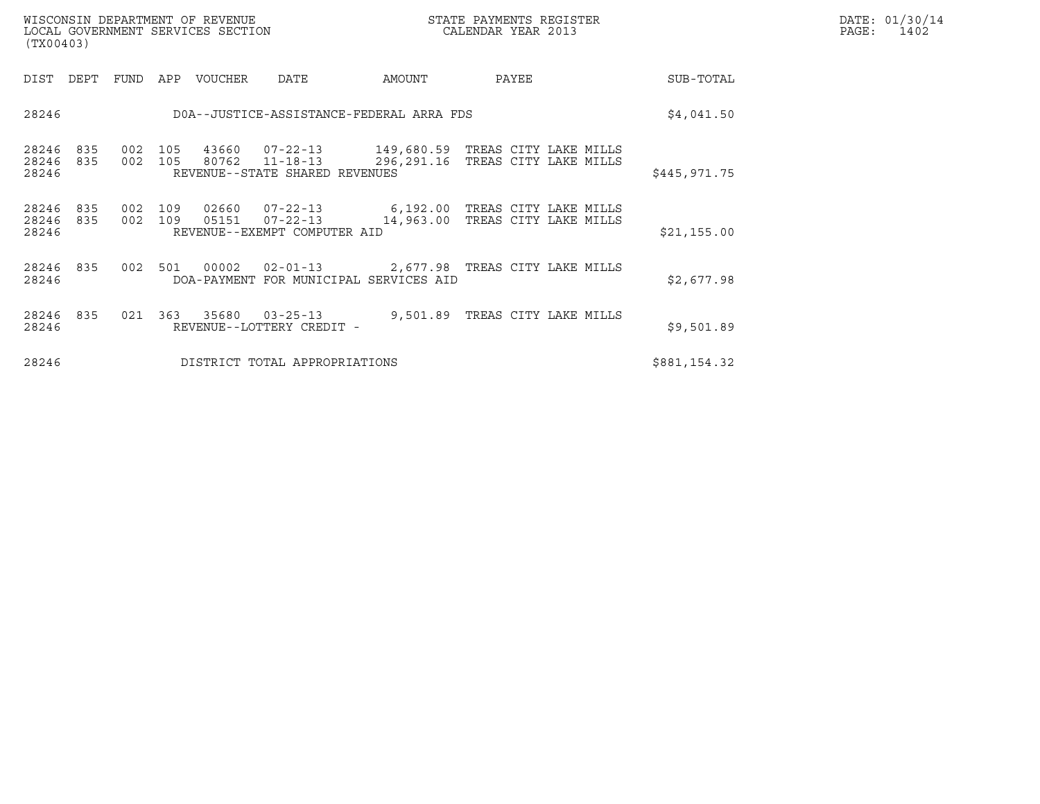WISCONSIN DEPARTMENT OF REVENUE
LOCAL GOVERNMENT SERVICES SECTION
(TX00403)

STATE PAYMENTS REGISTER
CALENDAR YEAR 2013

DATE: 01/30/14
PAGE: 1402

| DIST | DEPT | FUND | APP | VOUCHER | DATE | AMOUNT | PAYEE | SUB-TOTAL |
|---|---|---|---|---|---|---|---|---|
| 28246 | | | | D0A--JUSTICE-ASSISTANCE-FEDERAL ARRA FDS | | | | $4,041.50 |
| 28246 | 835 | 002 | 105 | 43660 | 07-22-13 | 149,680.59 | TREAS CITY LAKE MILLS | |
| 28246 | 835 | 002 | 105 | 80762 | 11-18-13 | 296,291.16 | TREAS CITY LAKE MILLS | |
| 28246 | | | | REVENUE--STATE SHARED REVENUES | | | | $445,971.75 |
| 28246 | 835 | 002 | 109 | 02660 | 07-22-13 | 6,192.00 | TREAS CITY LAKE MILLS | |
| 28246 | 835 | 002 | 109 | 05151 | 07-22-13 | 14,963.00 | TREAS CITY LAKE MILLS | |
| 28246 | | | | REVENUE--EXEMPT COMPUTER AID | | | | $21,155.00 |
| 28246 | 835 | 002 | 501 | 00002 | 02-01-13 | 2,677.98 | TREAS CITY LAKE MILLS | |
| 28246 | | | | DOA-PAYMENT FOR MUNICIPAL SERVICES AID | | | | $2,677.98 |
| 28246 | 835 | 021 | 363 | 35680 | 03-25-13 | 9,501.89 | TREAS CITY LAKE MILLS | |
| 28246 | | | | REVENUE--LOTTERY CREDIT - | | | | $9,501.89 |
| 28246 | | | | DISTRICT TOTAL APPROPRIATIONS | | | | $881,154.32 |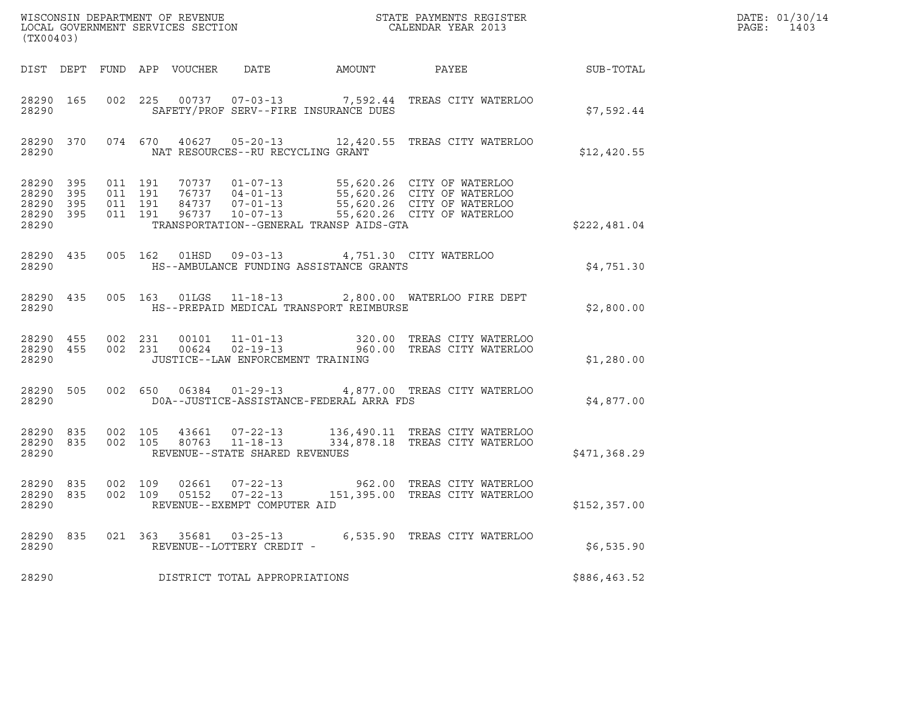WISCONSIN DEPARTMENT OF REVENUE
LOCAL GOVERNMENT SERVICES SECTION
(TX00403)

STATE PAYMENTS REGISTER
CALENDAR YEAR 2013

DATE: 01/30/14
PAGE: 1403

| DIST | DEPT | FUND | APP | VOUCHER | DATE | AMOUNT | PAYEE | SUB-TOTAL |
|---|---|---|---|---|---|---|---|---|
| 28290 | 165 | 002 | 225 | 00737 | 07-03-13 | 7,592.44 | TREAS CITY WATERLOO | |
| 28290 | | | | SAFETY/PROF SERV--FIRE INSURANCE DUES | | | | $7,592.44 |
| 28290 | 370 | 074 | 670 | 40627 | 05-20-13 | 12,420.55 | TREAS CITY WATERLOO | |
| 28290 | | | | NAT RESOURCES--RU RECYCLING GRANT | | | | $12,420.55 |
| 28290 | 395 | 011 | 191 | 70737 | 01-07-13 | 55,620.26 | CITY OF WATERLOO | |
| 28290 | 395 | 011 | 191 | 76737 | 04-01-13 | 55,620.26 | CITY OF WATERLOO | |
| 28290 | 395 | 011 | 191 | 84737 | 07-01-13 | 55,620.26 | CITY OF WATERLOO | |
| 28290 | 395 | 011 | 191 | 96737 | 10-07-13 | 55,620.26 | CITY OF WATERLOO | |
| 28290 | | | | TRANSPORTATION--GENERAL TRANSP AIDS-GTA | | | | $222,481.04 |
| 28290 | 435 | 005 | 162 | 01HSD | 09-03-13 | 4,751.30 | CITY WATERLOO | |
| 28290 | | | | HS--AMBULANCE FUNDING ASSISTANCE GRANTS | | | | $4,751.30 |
| 28290 | 435 | 005 | 163 | 01LGS | 11-18-13 | 2,800.00 | WATERLOO FIRE DEPT | |
| 28290 | | | | HS--PREPAID MEDICAL TRANSPORT REIMBURSE | | | | $2,800.00 |
| 28290 | 455 | 002 | 231 | 00101 | 11-01-13 | 320.00 | TREAS CITY WATERLOO | |
| 28290 | 455 | 002 | 231 | 00624 | 02-19-13 | 960.00 | TREAS CITY WATERLOO | |
| 28290 | | | | JUSTICE--LAW ENFORCEMENT TRAINING | | | | $1,280.00 |
| 28290 | 505 | 002 | 650 | 06384 | 01-29-13 | 4,877.00 | TREAS CITY WATERLOO | |
| 28290 | | | | DOA--JUSTICE-ASSISTANCE-FEDERAL ARRA FDS | | | | $4,877.00 |
| 28290 | 835 | 002 | 105 | 43661 | 07-22-13 | 136,490.11 | TREAS CITY WATERLOO | |
| 28290 | 835 | 002 | 105 | 80763 | 11-18-13 | 334,878.18 | TREAS CITY WATERLOO | |
| 28290 | | | | REVENUE--STATE SHARED REVENUES | | | | $471,368.29 |
| 28290 | 835 | 002 | 109 | 02661 | 07-22-13 | 962.00 | TREAS CITY WATERLOO | |
| 28290 | 835 | 002 | 109 | 05152 | 07-22-13 | 151,395.00 | TREAS CITY WATERLOO | |
| 28290 | | | | REVENUE--EXEMPT COMPUTER AID | | | | $152,357.00 |
| 28290 | 835 | 021 | 363 | 35681 | 03-25-13 | 6,535.90 | TREAS CITY WATERLOO | |
| 28290 | | | | REVENUE--LOTTERY CREDIT - | | | | $6,535.90 |
| 28290 | | | | DISTRICT TOTAL APPROPRIATIONS | | | | $886,463.52 |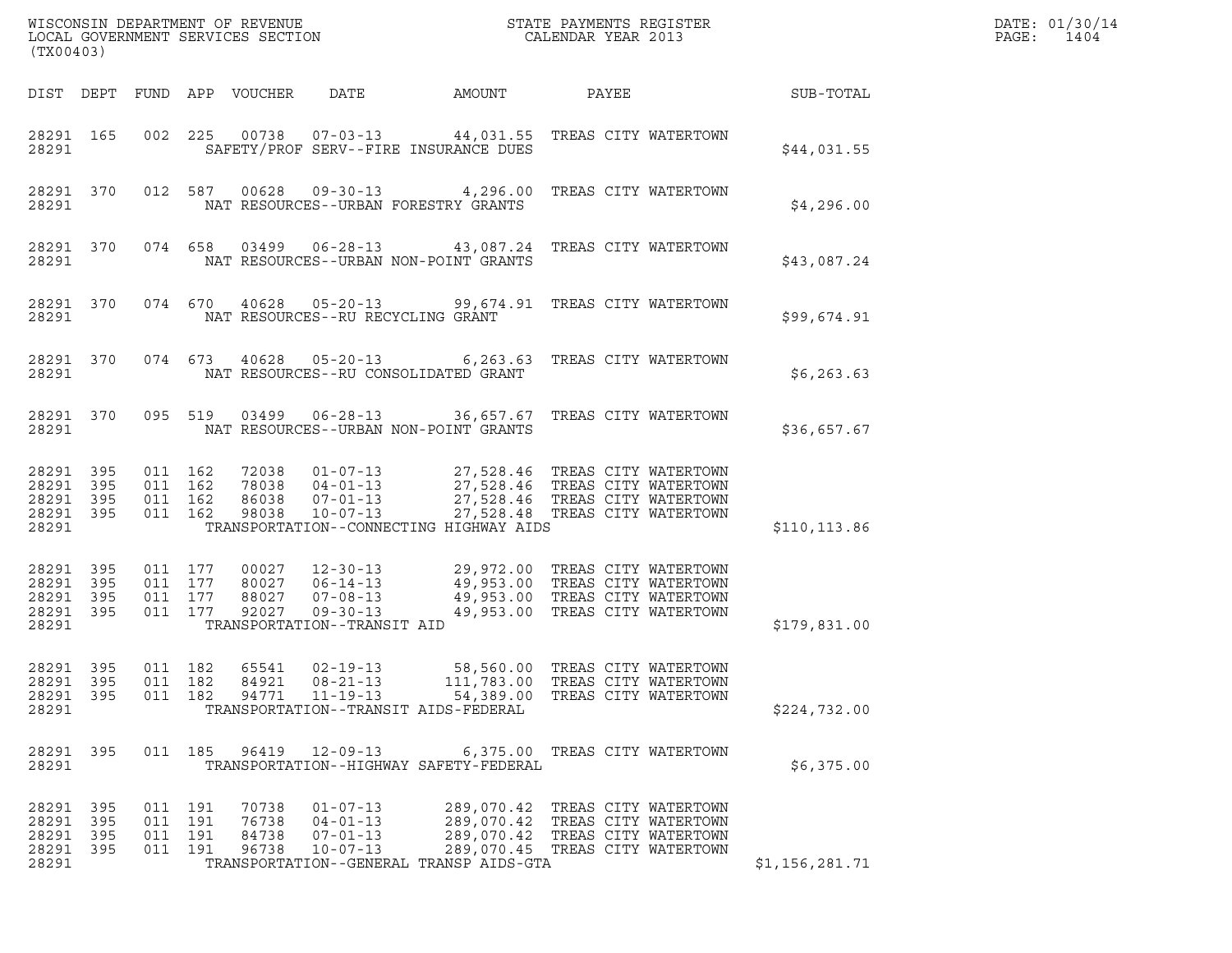WISCONSIN DEPARTMENT OF REVENUE
LOCAL GOVERNMENT SERVICES SECTION
(TX00403)

STATE PAYMENTS REGISTER
CALENDAR YEAR 2013

DATE: 01/30/14

| DIST | DEPT | FUND | APP | VOUCHER | DATE | AMOUNT | PAYEE | SUB-TOTAL |
|---|---|---|---|---|---|---|---|---|
| 28291 | 165 | 002 | 225 | 00738 | 07-03-13 | 44,031.55 | TREAS CITY WATERTOWN | |
| 28291 | | | | | SAFETY/PROF SERV--FIRE INSURANCE DUES | | | $44,031.55 |
| 28291 | 370 | 012 | 587 | 00628 | 09-30-13 | 4,296.00 | TREAS CITY WATERTOWN | |
| 28291 | | | | | NAT RESOURCES--URBAN FORESTRY GRANTS | | | $4,296.00 |
| 28291 | 370 | 074 | 658 | 03499 | 06-28-13 | 43,087.24 | TREAS CITY WATERTOWN | |
| 28291 | | | | | NAT RESOURCES--URBAN NON-POINT GRANTS | | | $43,087.24 |
| 28291 | 370 | 074 | 670 | 40628 | 05-20-13 | 99,674.91 | TREAS CITY WATERTOWN | |
| 28291 | | | | | NAT RESOURCES--RU RECYCLING GRANT | | | $99,674.91 |
| 28291 | 370 | 074 | 673 | 40628 | 05-20-13 | 6,263.63 | TREAS CITY WATERTOWN | |
| 28291 | | | | | NAT RESOURCES--RU CONSOLIDATED GRANT | | | $6,263.63 |
| 28291 | 370 | 095 | 519 | 03499 | 06-28-13 | 36,657.67 | TREAS CITY WATERTOWN | |
| 28291 | | | | | NAT RESOURCES--URBAN NON-POINT GRANTS | | | $36,657.67 |
| 28291 | 395 | 011 | 162 | 72038 | 01-07-13 | 27,528.46 | TREAS CITY WATERTOWN | |
| 28291 | 395 | 011 | 162 | 78038 | 04-01-13 | 27,528.46 | TREAS CITY WATERTOWN | |
| 28291 | 395 | 011 | 162 | 86038 | 07-01-13 | 27,528.46 | TREAS CITY WATERTOWN | |
| 28291 | 395 | 011 | 162 | 98038 | 10-07-13 | 27,528.48 | TREAS CITY WATERTOWN | |
| 28291 | | | | | TRANSPORTATION--CONNECTING HIGHWAY AIDS | | | $110,113.86 |
| 28291 | 395 | 011 | 177 | 00027 | 12-30-13 | 29,972.00 | TREAS CITY WATERTOWN | |
| 28291 | 395 | 011 | 177 | 80027 | 06-14-13 | 49,953.00 | TREAS CITY WATERTOWN | |
| 28291 | 395 | 011 | 177 | 88027 | 07-08-13 | 49,953.00 | TREAS CITY WATERTOWN | |
| 28291 | 395 | 011 | 177 | 92027 | 09-30-13 | 49,953.00 | TREAS CITY WATERTOWN | |
| 28291 | | | | | TRANSPORTATION--TRANSIT AID | | | $179,831.00 |
| 28291 | 395 | 011 | 182 | 65541 | 02-19-13 | 58,560.00 | TREAS CITY WATERTOWN | |
| 28291 | 395 | 011 | 182 | 84921 | 08-21-13 | 111,783.00 | TREAS CITY WATERTOWN | |
| 28291 | 395 | 011 | 182 | 94771 | 11-19-13 | 54,389.00 | TREAS CITY WATERTOWN | |
| 28291 | | | | | TRANSPORTATION--TRANSIT AIDS-FEDERAL | | | $224,732.00 |
| 28291 | 395 | 011 | 185 | 96419 | 12-09-13 | 6,375.00 | TREAS CITY WATERTOWN | |
| 28291 | | | | | TRANSPORTATION--HIGHWAY SAFETY-FEDERAL | | | $6,375.00 |
| 28291 | 395 | 011 | 191 | 70738 | 01-07-13 | 289,070.42 | TREAS CITY WATERTOWN | |
| 28291 | 395 | 011 | 191 | 76738 | 04-01-13 | 289,070.42 | TREAS CITY WATERTOWN | |
| 28291 | 395 | 011 | 191 | 84738 | 07-01-13 | 289,070.42 | TREAS CITY WATERTOWN | |
| 28291 | 395 | 011 | 191 | 96738 | 10-07-13 | 289,070.45 | TREAS CITY WATERTOWN | |
| 28291 | | | | | TRANSPORTATION--GENERAL TRANSP AIDS-GTA | | | $1,156,281.71 |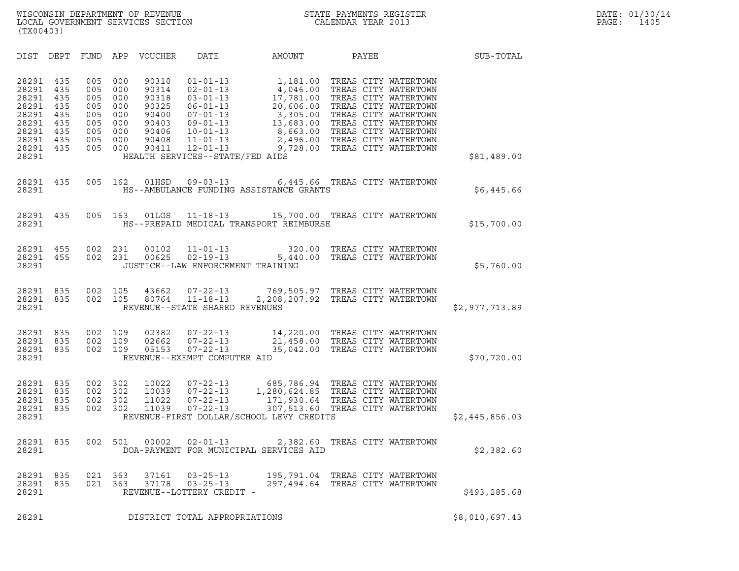WISCONSIN DEPARTMENT OF REVENUE
LOCAL GOVERNMENT SERVICES SECTION
(TX00403)

STATE PAYMENTS REGISTER
CALENDAR YEAR 2013

DATE: 01/30/14
PAGE: 1405

| DIST | DEPT | FUND | APP | VOUCHER | DATE | AMOUNT | PAYEE | SUB-TOTAL |
|---|---|---|---|---|---|---|---|---|
| 28291 | 435 | 005 | 000 | 90310 | 01-01-13 | 1,181.00 | TREAS CITY WATERTOWN | |
| 28291 | 435 | 005 | 000 | 90314 | 02-01-13 | 4,046.00 | TREAS CITY WATERTOWN | |
| 28291 | 435 | 005 | 000 | 90318 | 03-01-13 | 17,781.00 | TREAS CITY WATERTOWN | |
| 28291 | 435 | 005 | 000 | 90325 | 06-01-13 | 20,606.00 | TREAS CITY WATERTOWN | |
| 28291 | 435 | 005 | 000 | 90400 | 07-01-13 | 3,305.00 | TREAS CITY WATERTOWN | |
| 28291 | 435 | 005 | 000 | 90403 | 09-01-13 | 13,683.00 | TREAS CITY WATERTOWN | |
| 28291 | 435 | 005 | 000 | 90406 | 10-01-13 | 8,663.00 | TREAS CITY WATERTOWN | |
| 28291 | 435 | 005 | 000 | 90408 | 11-01-13 | 2,496.00 | TREAS CITY WATERTOWN | |
| 28291 | 435 | 005 | 000 | 90411 | 12-01-13 | 9,728.00 | TREAS CITY WATERTOWN | |
| 28291 | | | | HEALTH SERVICES--STATE/FED AIDS | | | | $81,489.00 |
| 28291 | 435 | 005 | 162 | 01HSD | 09-03-13 | 6,445.66 | TREAS CITY WATERTOWN | |
| 28291 | | | | HS--AMBULANCE FUNDING ASSISTANCE GRANTS | | | | $6,445.66 |
| 28291 | 435 | 005 | 163 | 01LGS | 11-18-13 | 15,700.00 | TREAS CITY WATERTOWN | |
| 28291 | | | | HS--PREPAID MEDICAL TRANSPORT REIMBURSE | | | | $15,700.00 |
| 28291 | 455 | 002 | 231 | 00102 | 11-01-13 | 320.00 | TREAS CITY WATERTOWN | |
| 28291 | 455 | 002 | 231 | 00625 | 02-19-13 | 5,440.00 | TREAS CITY WATERTOWN | |
| 28291 | | | | JUSTICE--LAW ENFORCEMENT TRAINING | | | | $5,760.00 |
| 28291 | 835 | 002 | 105 | 43662 | 07-22-13 | 769,505.97 | TREAS CITY WATERTOWN | |
| 28291 | 835 | 002 | 105 | 80764 | 11-18-13 | 2,208,207.92 | TREAS CITY WATERTOWN | |
| 28291 | | | | REVENUE--STATE SHARED REVENUES | | | | $2,977,713.89 |
| 28291 | 835 | 002 | 109 | 02382 | 07-22-13 | 14,220.00 | TREAS CITY WATERTOWN | |
| 28291 | 835 | 002 | 109 | 02662 | 07-22-13 | 21,458.00 | TREAS CITY WATERTOWN | |
| 28291 | 835 | 002 | 109 | 05153 | 07-22-13 | 35,042.00 | TREAS CITY WATERTOWN | |
| 28291 | | | | REVENUE--EXEMPT COMPUTER AID | | | | $70,720.00 |
| 28291 | 835 | 002 | 302 | 10022 | 07-22-13 | 685,786.94 | TREAS CITY WATERTOWN | |
| 28291 | 835 | 002 | 302 | 10039 | 07-22-13 | 1,280,624.85 | TREAS CITY WATERTOWN | |
| 28291 | 835 | 002 | 302 | 11022 | 07-22-13 | 171,930.64 | TREAS CITY WATERTOWN | |
| 28291 | 835 | 002 | 302 | 11039 | 07-22-13 | 307,513.60 | TREAS CITY WATERTOWN | |
| 28291 | | | | REVENUE-FIRST DOLLAR/SCHOOL LEVY CREDITS | | | | $2,445,856.03 |
| 28291 | 835 | 002 | 501 | 00002 | 02-01-13 | 2,382.60 | TREAS CITY WATERTOWN | |
| 28291 | | | | DOA-PAYMENT FOR MUNICIPAL SERVICES AID | | | | $2,382.60 |
| 28291 | 835 | 021 | 363 | 37161 | 03-25-13 | 195,791.04 | TREAS CITY WATERTOWN | |
| 28291 | 835 | 021 | 363 | 37178 | 03-25-13 | 297,494.64 | TREAS CITY WATERTOWN | |
| 28291 | | | | REVENUE--LOTTERY CREDIT - | | | | $493,285.68 |
| 28291 | | | | DISTRICT TOTAL APPROPRIATIONS | | | | $8,010,697.43 |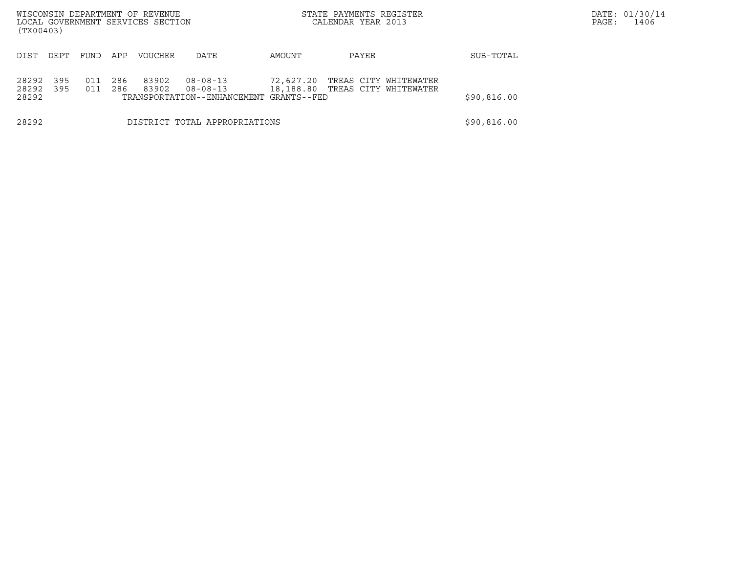WISCONSIN DEPARTMENT OF REVENUE
LOCAL GOVERNMENT SERVICES SECTION
(TX00403)

STATE PAYMENTS REGISTER
CALENDAR YEAR 2013

DATE: 01/30/14

| DIST | DEPT | FUND | APP | VOUCHER | DATE | AMOUNT | PAYEE | SUB-TOTAL |
|---|---|---|---|---|---|---|---|---|
| 28292 | 395 | 011 | 286 | 83902 | 08-08-13 | 72,627.20 | TREAS CITY WHITEWATER | |
| 28292 | 395 | 011 | 286 | 83902 | 08-08-13 | 18,188.80 | TREAS CITY WHITEWATER | |
| 28292 | | | | TRANSPORTATION--ENHANCEMENT GRANTS--FED | | | | $90,816.00 |
| 28292 | | | | DISTRICT TOTAL APPROPRIATIONS | | | | $90,816.00 |